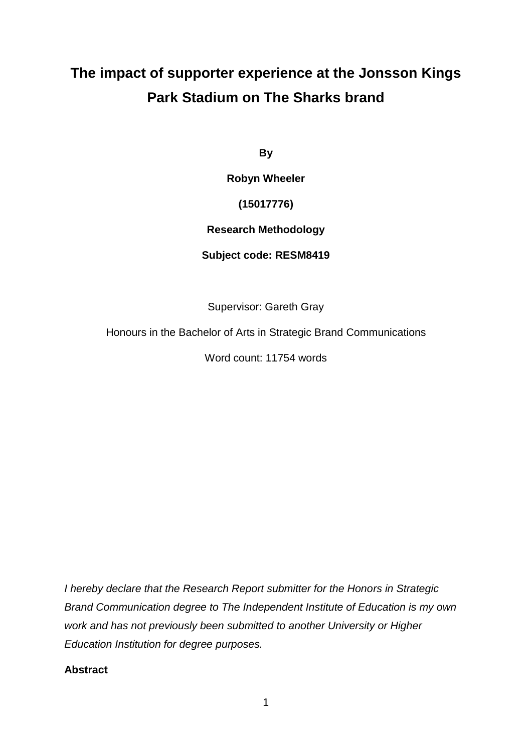# The impact of supporter experience at the Jonsson Kings Park Stadium on The Sharks brand

**By**

**Robyn Wheeler**

**(15017776)**

**Research Methodology**

**Subject code: RESM8419**

Supervisor: Gareth Gray

Honours in the Bachelor of Arts in Strategic Brand Communications

Word count: 11754 words

*I hereby declare that the Research Report submitter for the Honors in Strategic Brand Communication degree to The Independent Institute of Education is my own work and has not previously been submitted to another University or Higher Education Institution for degree purposes.*

**Abstract**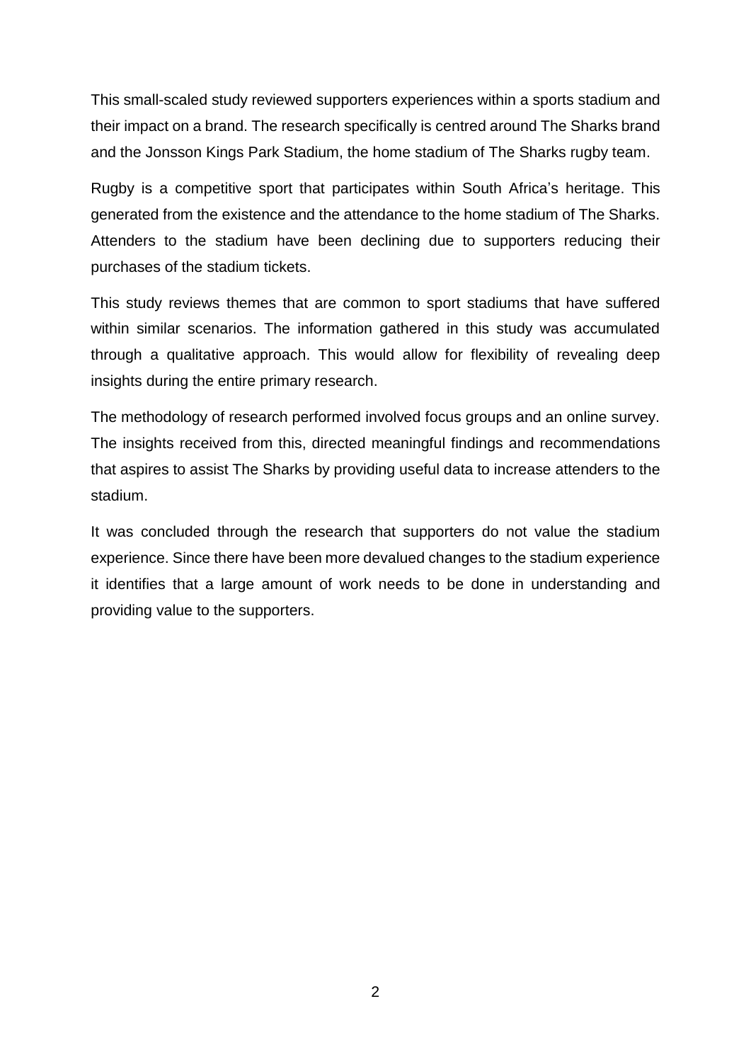This small-scaled study reviewed supporters experiences within a sports stadium and their impact on a brand. The research specifically is centred around The Sharks brand and the Jonsson Kings Park Stadium, the home stadium of The Sharks rugby team.

Rugby is a competitive sport that participates within South Africa's heritage. This generated from the existence and the attendance to the home stadium of The Sharks. Attenders to the stadium have been declining due to supporters reducing their purchases of the stadium tickets.

This study reviews themes that are common to sport stadiums that have suffered within similar scenarios. The information gathered in this study was accumulated through a qualitative approach. This would allow for flexibility of revealing deep insights during the entire primary research.

The methodology of research performed involved focus groups and an online survey. The insights received from this, directed meaningful findings and recommendations that aspires to assist The Sharks by providing useful data to increase attenders to the stadium.

It was concluded through the research that supporters do not value the stadium experience. Since there have been more devalued changes to the stadium experience it identifies that a large amount of work needs to be done in understanding and providing value to the supporters.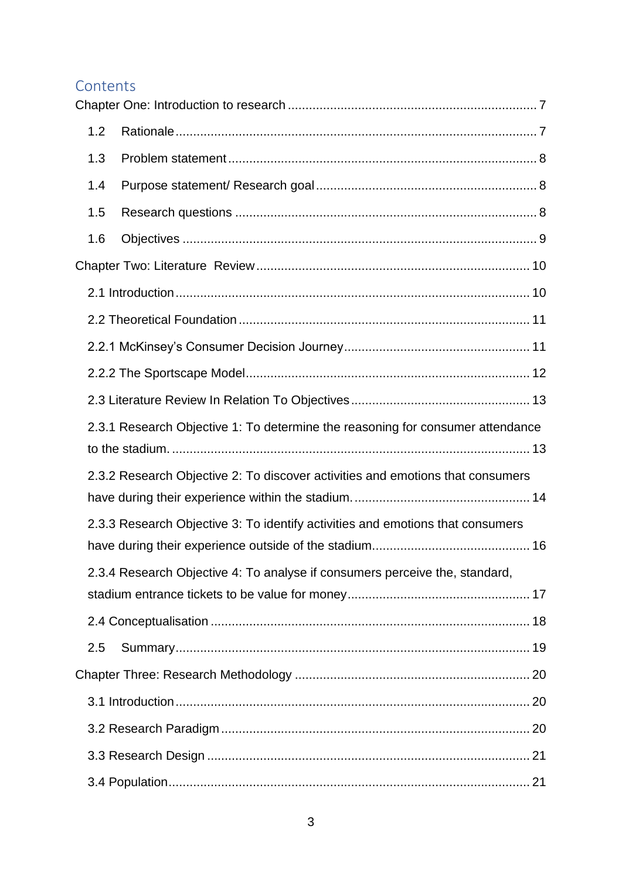## Contents

Chapter One: Introduction to research ....................................................................... 7

1.2 Rationale ...................................................................................................... 7

1.3 Problem statement ........................................................................................ 8

1.4 Purpose statement/ Research goal ............................................................... 8

1.5 Research questions ...................................................................................... 8

1.6 Objectives .................................................................................................... 9

Chapter Two: Literature Review ............................................................................. 10

2.1 Introduction ..................................................................................................... 10

2.2 Theoretical Foundation .................................................................................. 11

2.2.1 McKinsey's Consumer Decision Journey ..................................................... 11

2.2.2 The Sportscape Model ................................................................................. 12

2.3 Literature Review In Relation To Objectives .................................................. 13

2.3.1 Research Objective 1: To determine the reasoning for consumer attendance to the stadium. ..................................................................................................... 13

2.3.2 Research Objective 2: To discover activities and emotions that consumers have during their experience within the stadium. .................................................. 14

2.3.3 Research Objective 3: To identify activities and emotions that consumers have during their experience outside of the stadium. ............................................ 16

2.3.4 Research Objective 4: To analyse if consumers perceive the, standard, stadium entrance tickets to be value for money .................................................... 17

2.4 Conceptualisation ........................................................................................... 18

2.5 Summary ..................................................................................................... 19

Chapter Three: Research Methodology .................................................................. 20

3.1 Introduction ..................................................................................................... 20

3.2 Research Paradigm ........................................................................................ 20

3.3 Research Design ............................................................................................ 21

3.4 Population ...................................................................................................... 21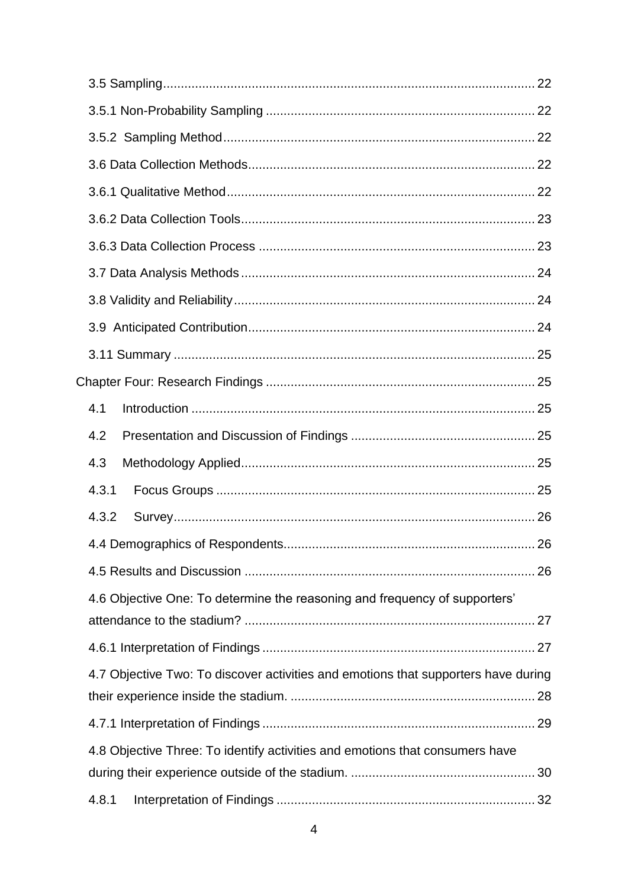3.5 Sampling ........................................................................................................ 22

3.5.1 Non-Probability Sampling ........................................................................... 22

3.5.2 Sampling Method ....................................................................................... 22

3.6 Data Collection Methods ................................................................................ 22

3.6.1 Qualitative Method ..................................................................................... 22

3.6.2 Data Collection Tools .................................................................................. 23

3.6.3 Data Collection Process ............................................................................. 23

3.7 Data Analysis Methods .................................................................................. 24

3.8 Validity and Reliability .................................................................................... 24

3.9 Anticipated Contribution ................................................................................ 24

3.11 Summary ..................................................................................................... 25

Chapter Four: Research Findings ........................................................................... 25

4.1 Introduction ................................................................................................ 25

4.2 Presentation and Discussion of Findings .................................................... 25

4.3 Methodology Applied .................................................................................. 25

4.3.1 Focus Groups ......................................................................................... 25

4.3.2 Survey ..................................................................................................... 26

4.4 Demographics of Respondents ...................................................................... 26

4.5 Results and Discussion ................................................................................. 26

4.6 Objective One: To determine the reasoning and frequency of supporters' attendance to the stadium? ................................................................................. 27

4.6.1 Interpretation of Findings ............................................................................ 27

4.7 Objective Two: To discover activities and emotions that supporters have during their experience inside the stadium. .................................................................... 28

4.7.1 Interpretation of Findings ............................................................................ 29

4.8 Objective Three: To identify activities and emotions that consumers have during their experience outside of the stadium. ................................................... 30

4.8.1 Interpretation of Findings ........................................................................ 32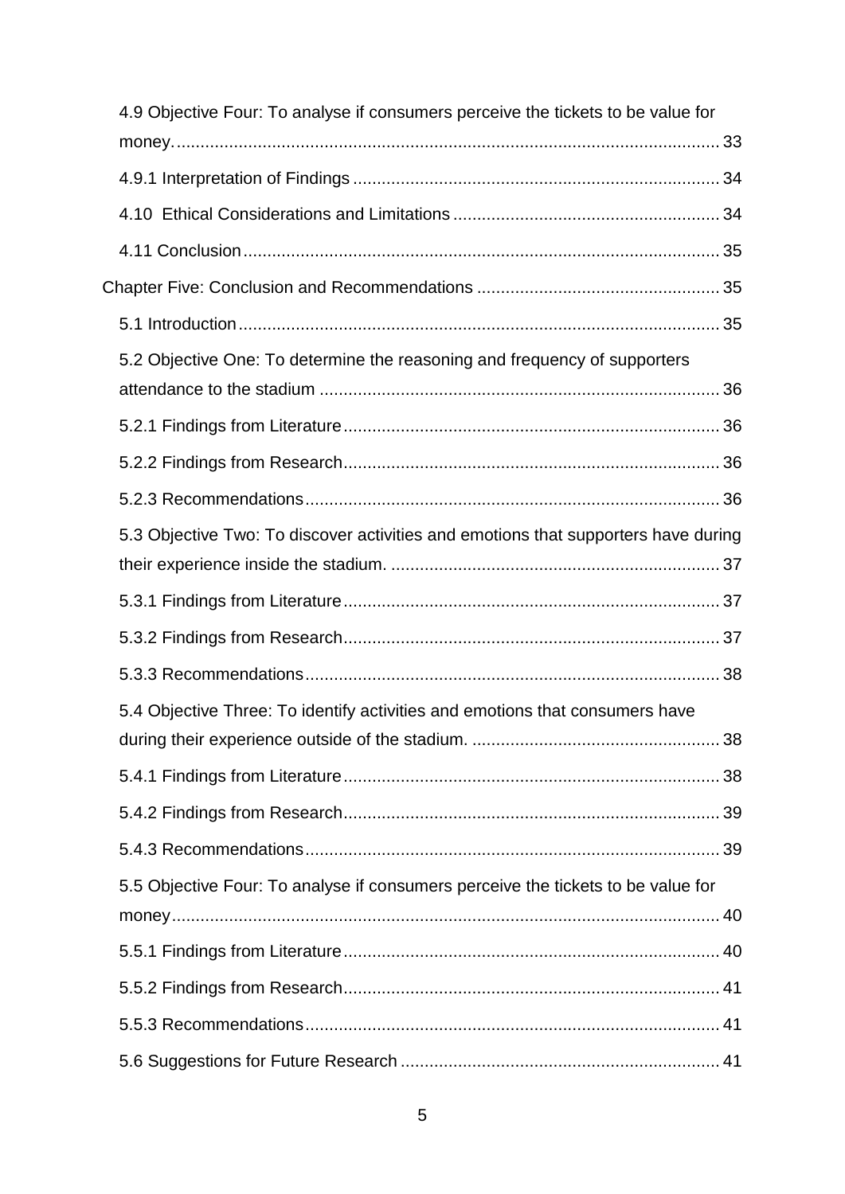4.9 Objective Four: To analyse if consumers perceive the tickets to be value for money. ........ 33

4.9.1 Interpretation of Findings ........ 34

4.10 Ethical Considerations and Limitations ........ 34

4.11 Conclusion ........ 35

Chapter Five: Conclusion and Recommendations ........ 35

5.1 Introduction ........ 35

5.2 Objective One: To determine the reasoning and frequency of supporters attendance to the stadium ........ 36

5.2.1 Findings from Literature ........ 36

5.2.2 Findings from Research ........ 36

5.2.3 Recommendations ........ 36

5.3 Objective Two: To discover activities and emotions that supporters have during their experience inside the stadium. ........ 37

5.3.1 Findings from Literature ........ 37

5.3.2 Findings from Research ........ 37

5.3.3 Recommendations ........ 38

5.4 Objective Three: To identify activities and emotions that consumers have during their experience outside of the stadium. ........ 38

5.4.1 Findings from Literature ........ 38

5.4.2 Findings from Research ........ 39

5.4.3 Recommendations ........ 39

5.5 Objective Four: To analyse if consumers perceive the tickets to be value for money ........ 40

5.5.1 Findings from Literature ........ 40

5.5.2 Findings from Research ........ 41

5.5.3 Recommendations ........ 41

5.6 Suggestions for Future Research ........ 41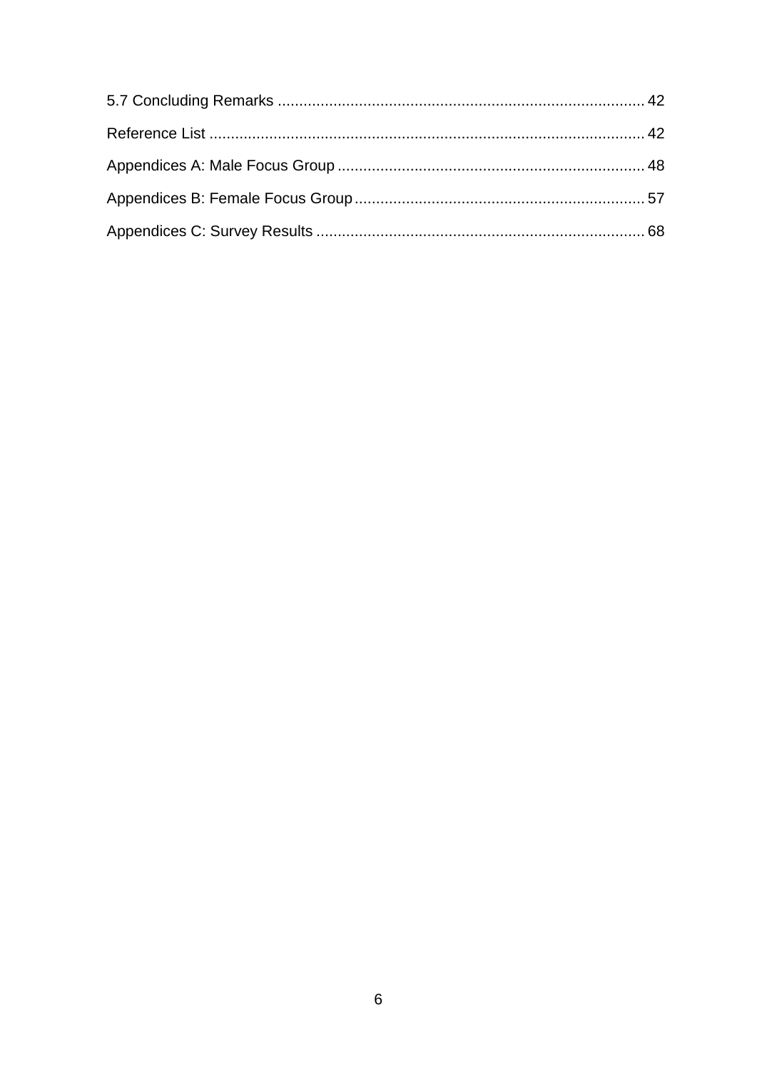5.7 Concluding Remarks ..................................................................................... 42

Reference List ..................................................................................................... 42

Appendices A: Male Focus Group ....................................................................... 48

Appendices B: Female Focus Group ................................................................... 57

Appendices C: Survey Results ............................................................................ 68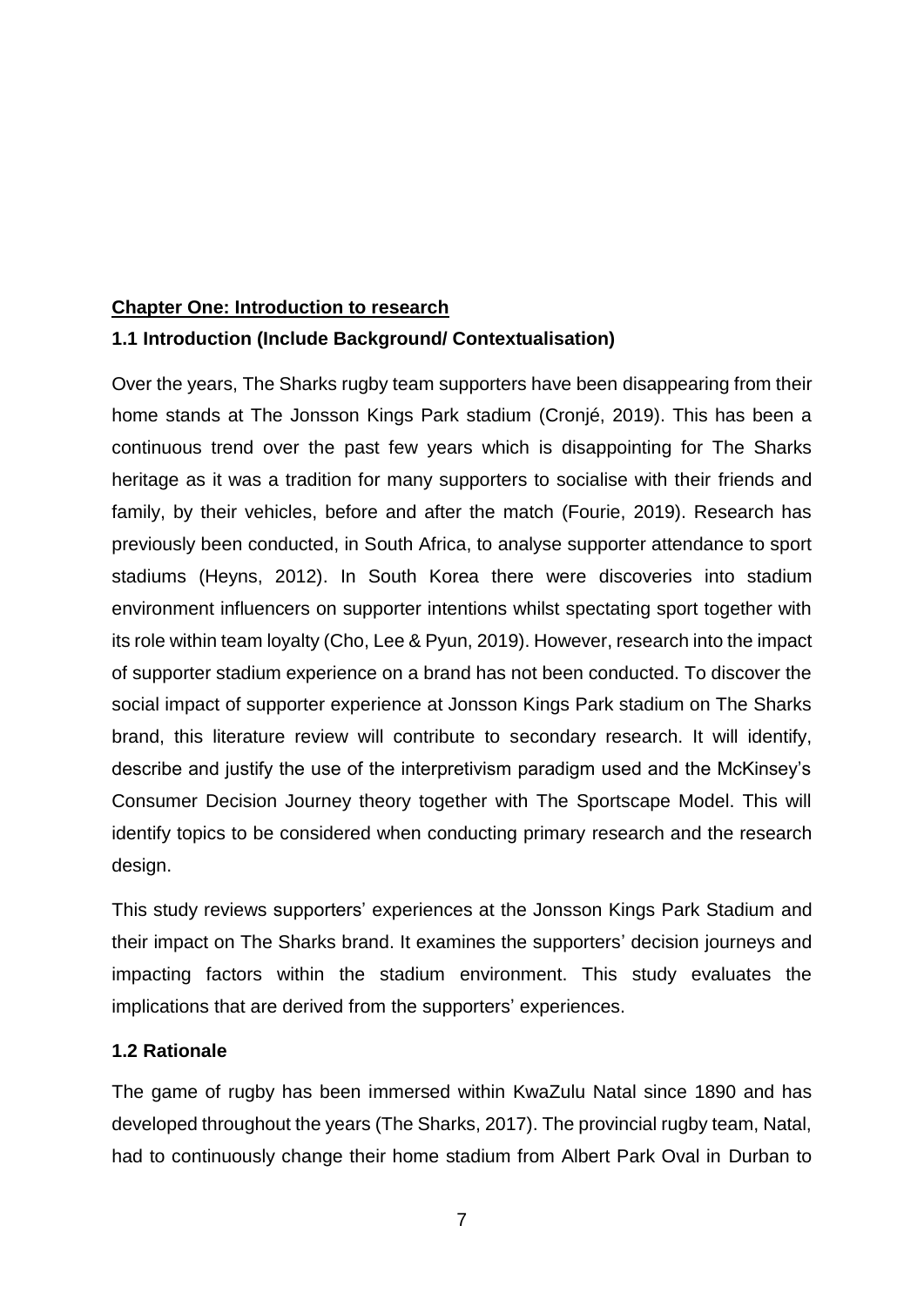## Chapter One: Introduction to research

### 1.1 Introduction (Include Background/ Contextualisation)

Over the years, The Sharks rugby team supporters have been disappearing from their home stands at The Jonsson Kings Park stadium (Cronjé, 2019). This has been a continuous trend over the past few years which is disappointing for The Sharks heritage as it was a tradition for many supporters to socialise with their friends and family, by their vehicles, before and after the match (Fourie, 2019). Research has previously been conducted, in South Africa, to analyse supporter attendance to sport stadiums (Heyns, 2012). In South Korea there were discoveries into stadium environment influencers on supporter intentions whilst spectating sport together with its role within team loyalty (Cho, Lee & Pyun, 2019). However, research into the impact of supporter stadium experience on a brand has not been conducted. To discover the social impact of supporter experience at Jonsson Kings Park stadium on The Sharks brand, this literature review will contribute to secondary research. It will identify, describe and justify the use of the interpretivism paradigm used and the McKinsey's Consumer Decision Journey theory together with The Sportscape Model. This will identify topics to be considered when conducting primary research and the research design.

This study reviews supporters' experiences at the Jonsson Kings Park Stadium and their impact on The Sharks brand. It examines the supporters' decision journeys and impacting factors within the stadium environment. This study evaluates the implications that are derived from the supporters' experiences.

### 1.2 Rationale

The game of rugby has been immersed within KwaZulu Natal since 1890 and has developed throughout the years (The Sharks, 2017). The provincial rugby team, Natal, had to continuously change their home stadium from Albert Park Oval in Durban to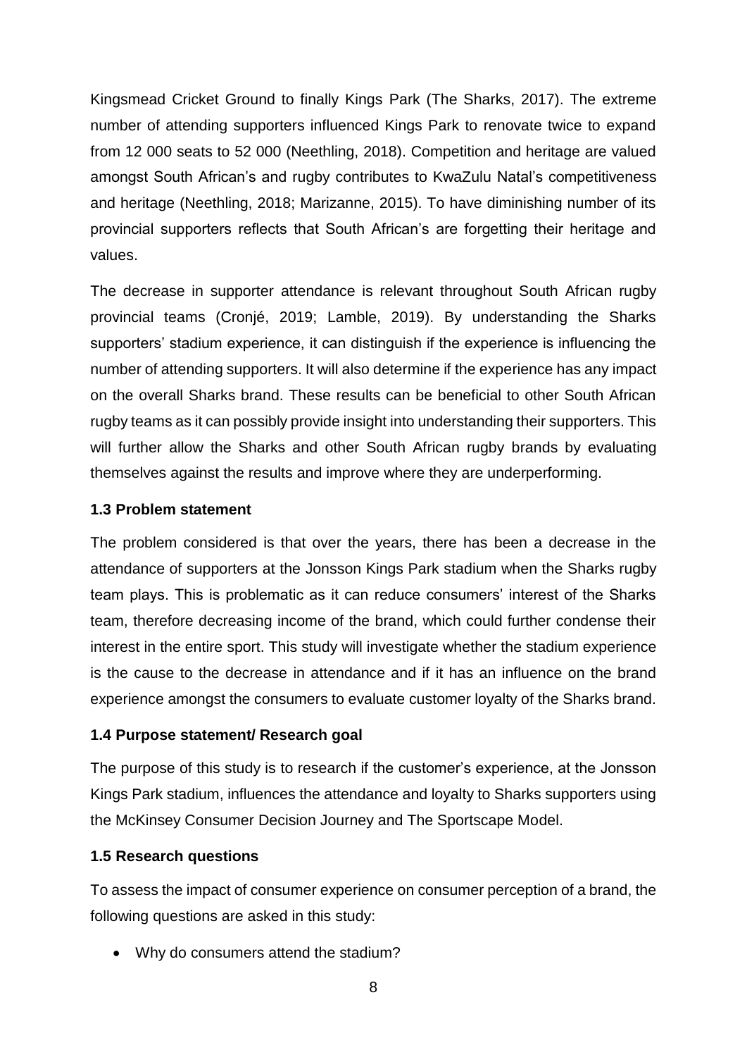Kingsmead Cricket Ground to finally Kings Park (The Sharks, 2017). The extreme number of attending supporters influenced Kings Park to renovate twice to expand from 12 000 seats to 52 000 (Neethling, 2018). Competition and heritage are valued amongst South African's and rugby contributes to KwaZulu Natal's competitiveness and heritage (Neethling, 2018; Marizanne, 2015). To have diminishing number of its provincial supporters reflects that South African's are forgetting their heritage and values.

The decrease in supporter attendance is relevant throughout South African rugby provincial teams (Cronjé, 2019; Lamble, 2019). By understanding the Sharks supporters' stadium experience, it can distinguish if the experience is influencing the number of attending supporters. It will also determine if the experience has any impact on the overall Sharks brand. These results can be beneficial to other South African rugby teams as it can possibly provide insight into understanding their supporters. This will further allow the Sharks and other South African rugby brands by evaluating themselves against the results and improve where they are underperforming.

### 1.3 Problem statement

The problem considered is that over the years, there has been a decrease in the attendance of supporters at the Jonsson Kings Park stadium when the Sharks rugby team plays. This is problematic as it can reduce consumers' interest of the Sharks team, therefore decreasing income of the brand, which could further condense their interest in the entire sport. This study will investigate whether the stadium experience is the cause to the decrease in attendance and if it has an influence on the brand experience amongst the consumers to evaluate customer loyalty of the Sharks brand.

### 1.4 Purpose statement/ Research goal

The purpose of this study is to research if the customer's experience, at the Jonsson Kings Park stadium, influences the attendance and loyalty to Sharks supporters using the McKinsey Consumer Decision Journey and The Sportscape Model.

### 1.5 Research questions

To assess the impact of consumer experience on consumer perception of a brand, the following questions are asked in this study:

- Why do consumers attend the stadium?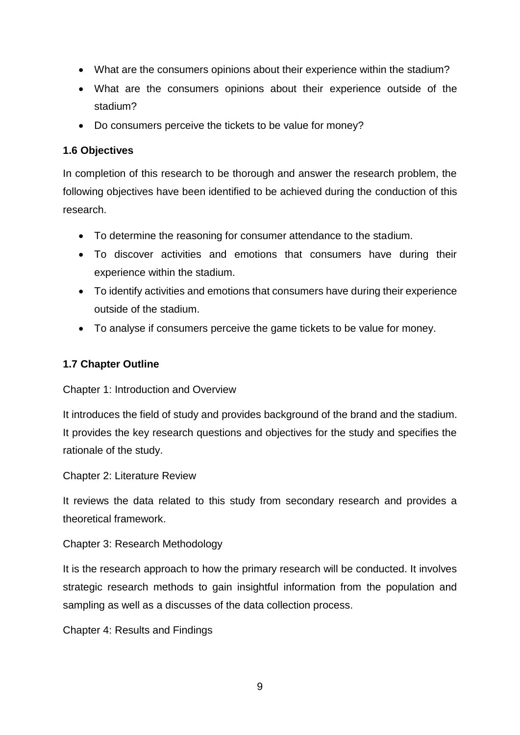- What are the consumers opinions about their experience within the stadium?
- What are the consumers opinions about their experience outside of the stadium?
- Do consumers perceive the tickets to be value for money?

### 1.6 Objectives

In completion of this research to be thorough and answer the research problem, the following objectives have been identified to be achieved during the conduction of this research.

- To determine the reasoning for consumer attendance to the stadium.
- To discover activities and emotions that consumers have during their experience within the stadium.
- To identify activities and emotions that consumers have during their experience outside of the stadium.
- To analyse if consumers perceive the game tickets to be value for money.

### 1.7 Chapter Outline

Chapter 1: Introduction and Overview

It introduces the field of study and provides background of the brand and the stadium. It provides the key research questions and objectives for the study and specifies the rationale of the study.

Chapter 2: Literature Review

It reviews the data related to this study from secondary research and provides a theoretical framework.

Chapter 3: Research Methodology

It is the research approach to how the primary research will be conducted. It involves strategic research methods to gain insightful information from the population and sampling as well as a discusses of the data collection process.

Chapter 4: Results and Findings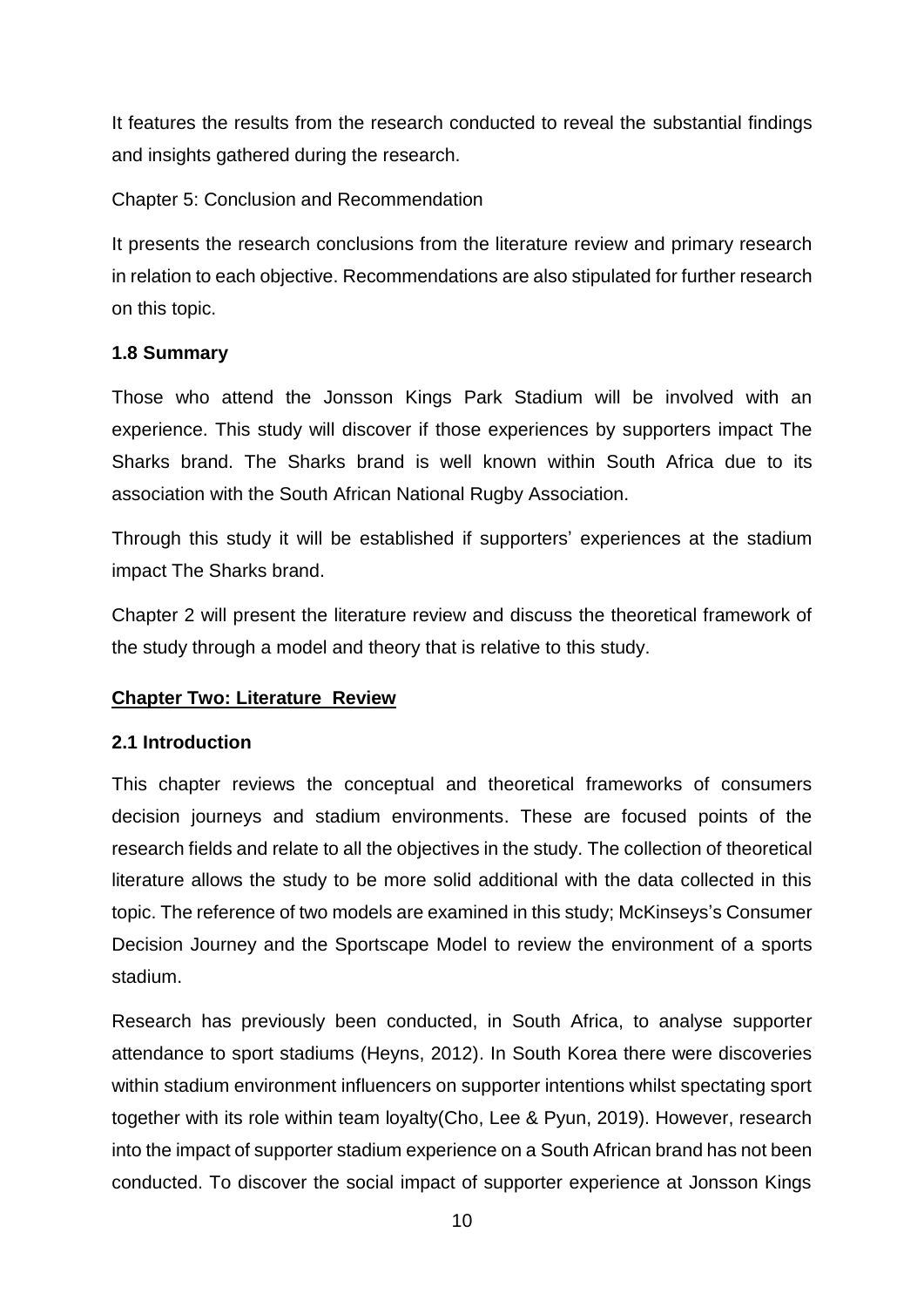It features the results from the research conducted to reveal the substantial findings and insights gathered during the research.

Chapter 5: Conclusion and Recommendation

It presents the research conclusions from the literature review and primary research in relation to each objective. Recommendations are also stipulated for further research on this topic.

### 1.8 Summary

Those who attend the Jonsson Kings Park Stadium will be involved with an experience. This study will discover if those experiences by supporters impact The Sharks brand. The Sharks brand is well known within South Africa due to its association with the South African National Rugby Association.

Through this study it will be established if supporters' experiences at the stadium impact The Sharks brand.

Chapter 2 will present the literature review and discuss the theoretical framework of the study through a model and theory that is relative to this study.

## Chapter Two: Literature Review

### 2.1 Introduction

This chapter reviews the conceptual and theoretical frameworks of consumers decision journeys and stadium environments. These are focused points of the research fields and relate to all the objectives in the study. The collection of theoretical literature allows the study to be more solid additional with the data collected in this topic. The reference of two models are examined in this study; McKinseys's Consumer Decision Journey and the Sportscape Model to review the environment of a sports stadium.

Research has previously been conducted, in South Africa, to analyse supporter attendance to sport stadiums (Heyns, 2012). In South Korea there were discoveries within stadium environment influencers on supporter intentions whilst spectating sport together with its role within team loyalty(Cho, Lee & Pyun, 2019). However, research into the impact of supporter stadium experience on a South African brand has not been conducted. To discover the social impact of supporter experience at Jonsson Kings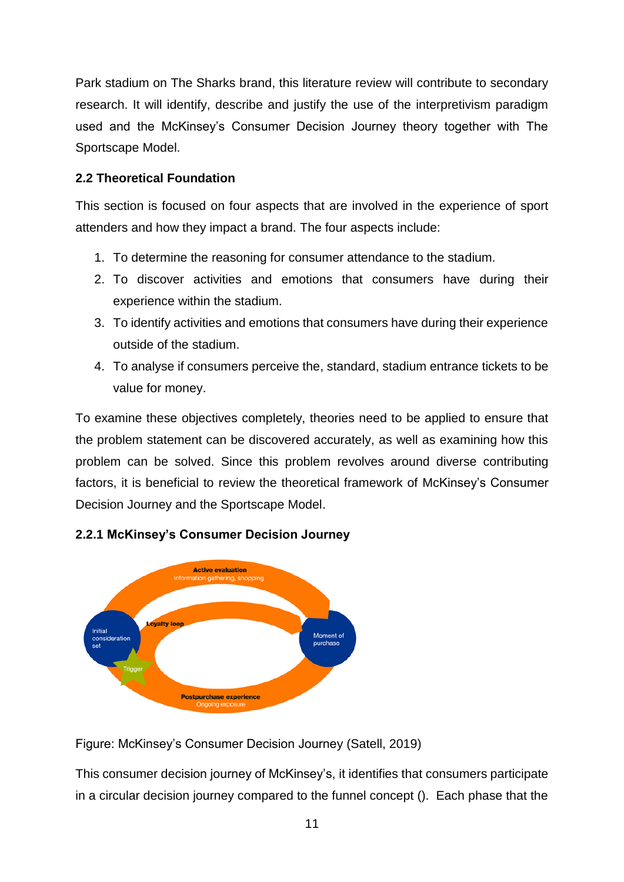Park stadium on The Sharks brand, this literature review will contribute to secondary research. It will identify, describe and justify the use of the interpretivism paradigm used and the McKinsey's Consumer Decision Journey theory together with The Sportscape Model.

### 2.2 Theoretical Foundation

This section is focused on four aspects that are involved in the experience of sport attenders and how they impact a brand. The four aspects include:

1. To determine the reasoning for consumer attendance to the stadium.
2. To discover activities and emotions that consumers have during their experience within the stadium.
3. To identify activities and emotions that consumers have during their experience outside of the stadium.
4. To analyse if consumers perceive the, standard, stadium entrance tickets to be value for money.

To examine these objectives completely, theories need to be applied to ensure that the problem statement can be discovered accurately, as well as examining how this problem can be solved. Since this problem revolves around diverse contributing factors, it is beneficial to review the theoretical framework of McKinsey's Consumer Decision Journey and the Sportscape Model.

#### 2.2.1 McKinsey's Consumer Decision Journey

Active evaluation
Information gathering, shopping

Loyalty loop

Initial consideration set

Moment of purchase

Trigger

Postpurchase experience
Ongoing exposure

Figure: McKinsey's Consumer Decision Journey (Satell, 2019)

This consumer decision journey of McKinsey's, it identifies that consumers participate in a circular decision journey compared to the funnel concept (). Each phase that the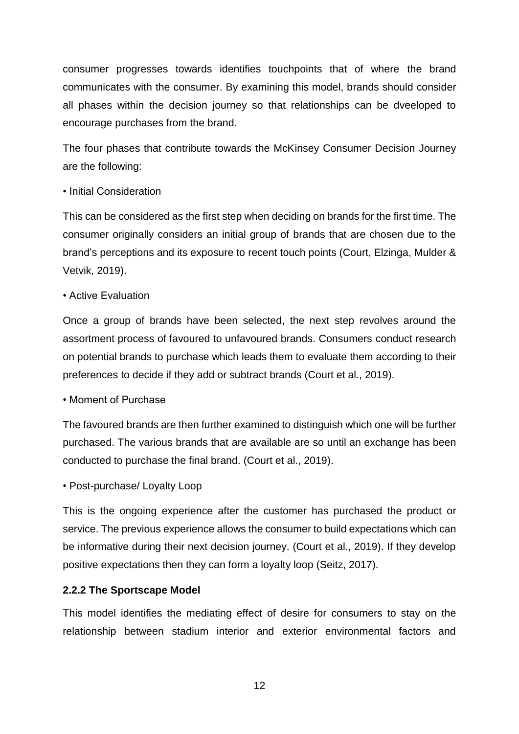consumer progresses towards identifies touchpoints that of where the brand communicates with the consumer. By examining this model, brands should consider all phases within the decision journey so that relationships can be dveeloped to encourage purchases from the brand.

The four phases that contribute towards the McKinsey Consumer Decision Journey are the following:

• Initial Consideration

This can be considered as the first step when deciding on brands for the first time. The consumer originally considers an initial group of brands that are chosen due to the brand's perceptions and its exposure to recent touch points (Court, Elzinga, Mulder & Vetvik, 2019).

• Active Evaluation

Once a group of brands have been selected, the next step revolves around the assortment process of favoured to unfavoured brands. Consumers conduct research on potential brands to purchase which leads them to evaluate them according to their preferences to decide if they add or subtract brands (Court et al., 2019).

• Moment of Purchase

The favoured brands are then further examined to distinguish which one will be further purchased. The various brands that are available are so until an exchange has been conducted to purchase the final brand. (Court et al., 2019).

• Post-purchase/ Loyalty Loop

This is the ongoing experience after the customer has purchased the product or service. The previous experience allows the consumer to build expectations which can be informative during their next decision journey. (Court et al., 2019). If they develop positive expectations then they can form a loyalty loop (Seitz, 2017).

### 2.2.2 The Sportscape Model

This model identifies the mediating effect of desire for consumers to stay on the relationship between stadium interior and exterior environmental factors and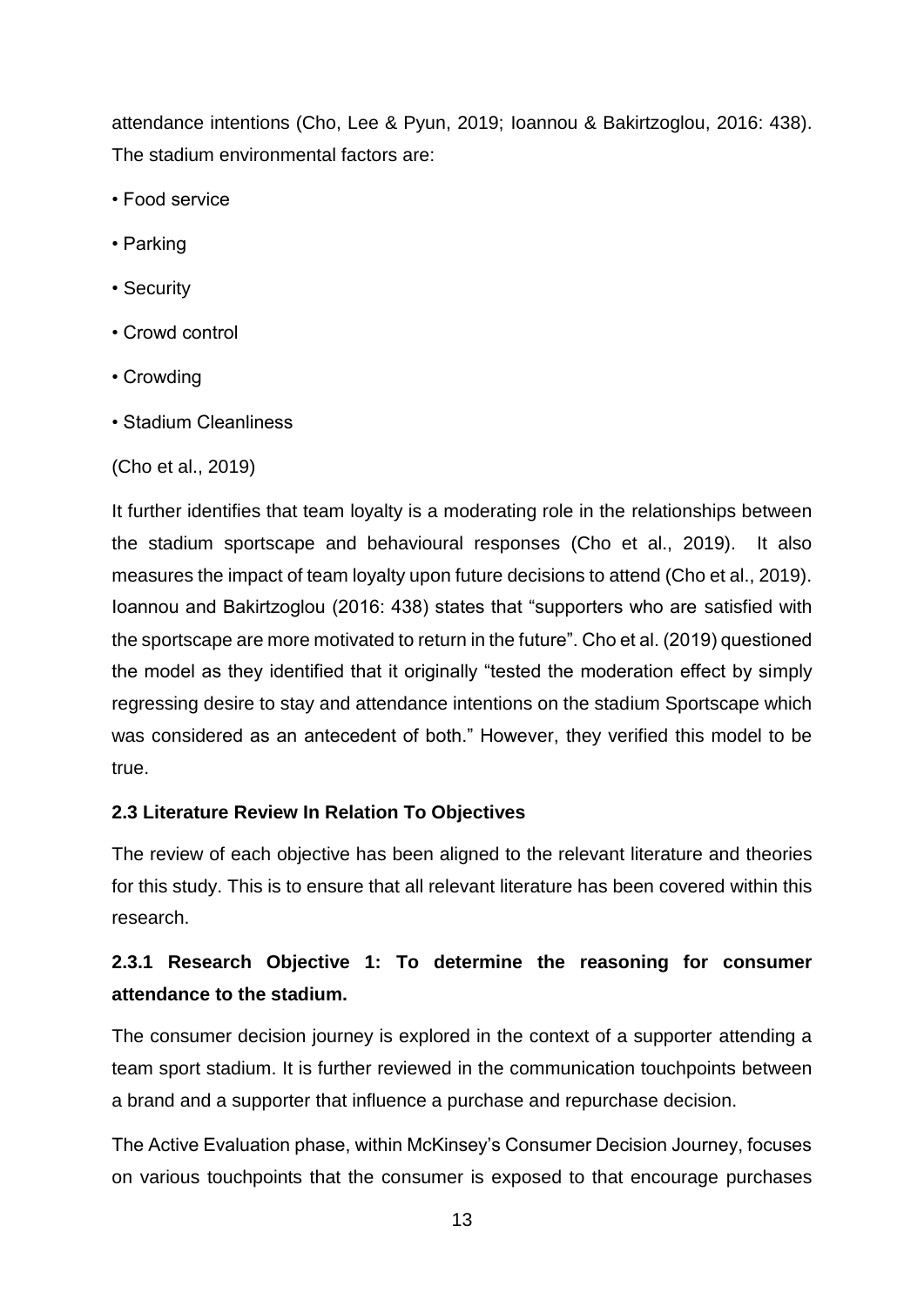attendance intentions (Cho, Lee & Pyun, 2019; Ioannou & Bakirtzoglou, 2016: 438). The stadium environmental factors are:

- Food service
- Parking
- Security
- Crowd control
- Crowding
- Stadium Cleanliness

(Cho et al., 2019)

It further identifies that team loyalty is a moderating role in the relationships between the stadium sportscape and behavioural responses (Cho et al., 2019). It also measures the impact of team loyalty upon future decisions to attend (Cho et al., 2019). Ioannou and Bakirtzoglou (2016: 438) states that "supporters who are satisfied with the sportscape are more motivated to return in the future". Cho et al. (2019) questioned the model as they identified that it originally "tested the moderation effect by simply regressing desire to stay and attendance intentions on the stadium Sportscape which was considered as an antecedent of both." However, they verified this model to be true.

### 2.3 Literature Review In Relation To Objectives

The review of each objective has been aligned to the relevant literature and theories for this study. This is to ensure that all relevant literature has been covered within this research.

#### 2.3.1 Research Objective 1: To determine the reasoning for consumer attendance to the stadium.

The consumer decision journey is explored in the context of a supporter attending a team sport stadium. It is further reviewed in the communication touchpoints between a brand and a supporter that influence a purchase and repurchase decision.

The Active Evaluation phase, within McKinsey's Consumer Decision Journey, focuses on various touchpoints that the consumer is exposed to that encourage purchases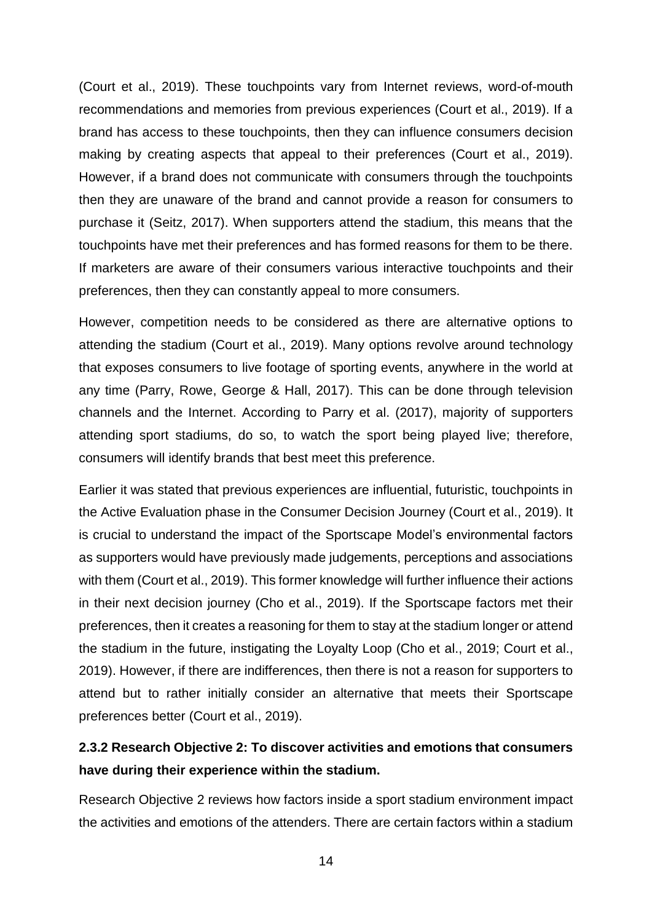(Court et al., 2019). These touchpoints vary from Internet reviews, word-of-mouth recommendations and memories from previous experiences (Court et al., 2019). If a brand has access to these touchpoints, then they can influence consumers decision making by creating aspects that appeal to their preferences (Court et al., 2019). However, if a brand does not communicate with consumers through the touchpoints then they are unaware of the brand and cannot provide a reason for consumers to purchase it (Seitz, 2017). When supporters attend the stadium, this means that the touchpoints have met their preferences and has formed reasons for them to be there. If marketers are aware of their consumers various interactive touchpoints and their preferences, then they can constantly appeal to more consumers.

However, competition needs to be considered as there are alternative options to attending the stadium (Court et al., 2019). Many options revolve around technology that exposes consumers to live footage of sporting events, anywhere in the world at any time (Parry, Rowe, George & Hall, 2017). This can be done through television channels and the Internet. According to Parry et al. (2017), majority of supporters attending sport stadiums, do so, to watch the sport being played live; therefore, consumers will identify brands that best meet this preference.

Earlier it was stated that previous experiences are influential, futuristic, touchpoints in the Active Evaluation phase in the Consumer Decision Journey (Court et al., 2019). It is crucial to understand the impact of the Sportscape Model's environmental factors as supporters would have previously made judgements, perceptions and associations with them (Court et al., 2019). This former knowledge will further influence their actions in their next decision journey (Cho et al., 2019). If the Sportscape factors met their preferences, then it creates a reasoning for them to stay at the stadium longer or attend the stadium in the future, instigating the Loyalty Loop (Cho et al., 2019; Court et al., 2019). However, if there are indifferences, then there is not a reason for supporters to attend but to rather initially consider an alternative that meets their Sportscape preferences better (Court et al., 2019).

### 2.3.2 Research Objective 2: To discover activities and emotions that consumers have during their experience within the stadium.

Research Objective 2 reviews how factors inside a sport stadium environment impact the activities and emotions of the attenders. There are certain factors within a stadium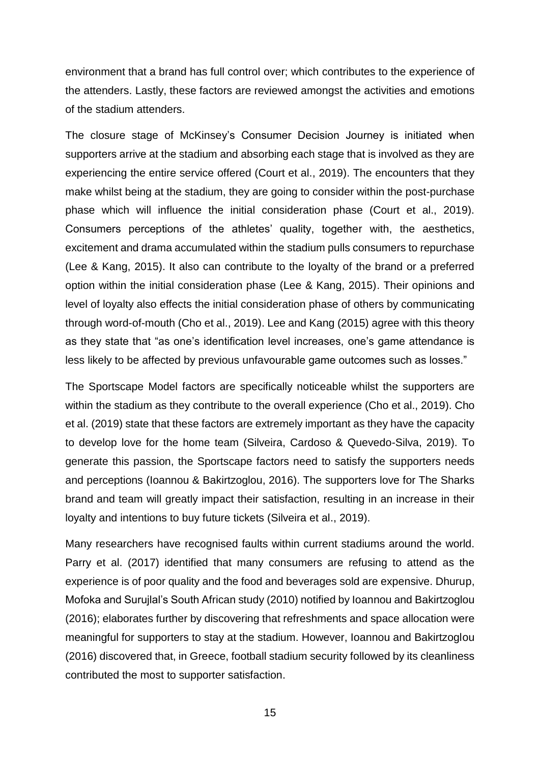environment that a brand has full control over; which contributes to the experience of the attenders. Lastly, these factors are reviewed amongst the activities and emotions of the stadium attenders.

The closure stage of McKinsey's Consumer Decision Journey is initiated when supporters arrive at the stadium and absorbing each stage that is involved as they are experiencing the entire service offered (Court et al., 2019). The encounters that they make whilst being at the stadium, they are going to consider within the post-purchase phase which will influence the initial consideration phase (Court et al., 2019). Consumers perceptions of the athletes' quality, together with, the aesthetics, excitement and drama accumulated within the stadium pulls consumers to repurchase (Lee & Kang, 2015). It also can contribute to the loyalty of the brand or a preferred option within the initial consideration phase (Lee & Kang, 2015). Their opinions and level of loyalty also effects the initial consideration phase of others by communicating through word-of-mouth (Cho et al., 2019). Lee and Kang (2015) agree with this theory as they state that "as one's identification level increases, one's game attendance is less likely to be affected by previous unfavourable game outcomes such as losses."

The Sportscape Model factors are specifically noticeable whilst the supporters are within the stadium as they contribute to the overall experience (Cho et al., 2019). Cho et al. (2019) state that these factors are extremely important as they have the capacity to develop love for the home team (Silveira, Cardoso & Quevedo-Silva, 2019). To generate this passion, the Sportscape factors need to satisfy the supporters needs and perceptions (Ioannou & Bakirtzoglou, 2016). The supporters love for The Sharks brand and team will greatly impact their satisfaction, resulting in an increase in their loyalty and intentions to buy future tickets (Silveira et al., 2019).

Many researchers have recognised faults within current stadiums around the world. Parry et al. (2017) identified that many consumers are refusing to attend as the experience is of poor quality and the food and beverages sold are expensive. Dhurup, Mofoka and Surujlal's South African study (2010) notified by Ioannou and Bakirtzoglou (2016); elaborates further by discovering that refreshments and space allocation were meaningful for supporters to stay at the stadium. However, Ioannou and Bakirtzoglou (2016) discovered that, in Greece, football stadium security followed by its cleanliness contributed the most to supporter satisfaction.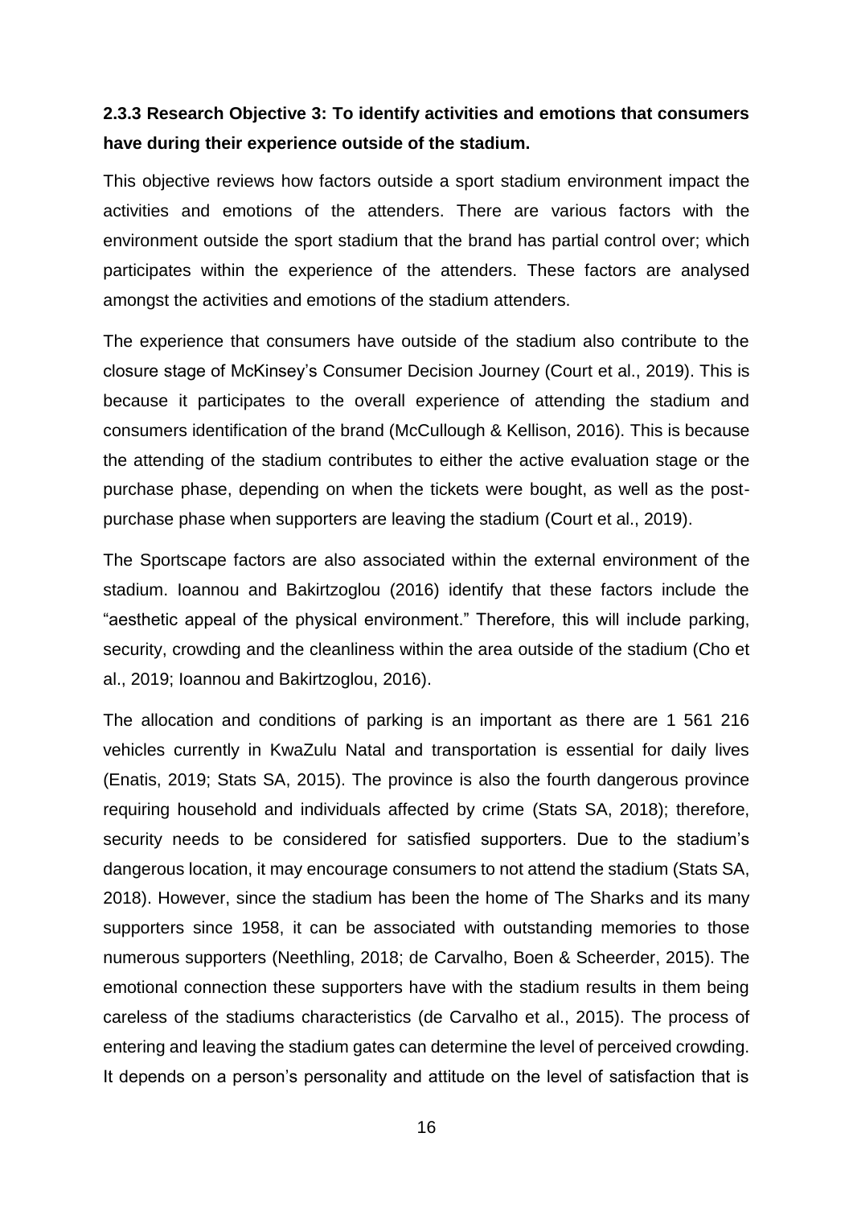### 2.3.3 Research Objective 3: To identify activities and emotions that consumers have during their experience outside of the stadium.

This objective reviews how factors outside a sport stadium environment impact the activities and emotions of the attenders. There are various factors with the environment outside the sport stadium that the brand has partial control over; which participates within the experience of the attenders. These factors are analysed amongst the activities and emotions of the stadium attenders.

The experience that consumers have outside of the stadium also contribute to the closure stage of McKinsey's Consumer Decision Journey (Court et al., 2019). This is because it participates to the overall experience of attending the stadium and consumers identification of the brand (McCullough & Kellison, 2016). This is because the attending of the stadium contributes to either the active evaluation stage or the purchase phase, depending on when the tickets were bought, as well as the post-purchase phase when supporters are leaving the stadium (Court et al., 2019).

The Sportscape factors are also associated within the external environment of the stadium. Ioannou and Bakirtzoglou (2016) identify that these factors include the "aesthetic appeal of the physical environment." Therefore, this will include parking, security, crowding and the cleanliness within the area outside of the stadium (Cho et al., 2019; Ioannou and Bakirtzoglou, 2016).

The allocation and conditions of parking is an important as there are 1 561 216 vehicles currently in KwaZulu Natal and transportation is essential for daily lives (Enatis, 2019; Stats SA, 2015). The province is also the fourth dangerous province requiring household and individuals affected by crime (Stats SA, 2018); therefore, security needs to be considered for satisfied supporters. Due to the stadium's dangerous location, it may encourage consumers to not attend the stadium (Stats SA, 2018). However, since the stadium has been the home of The Sharks and its many supporters since 1958, it can be associated with outstanding memories to those numerous supporters (Neethling, 2018; de Carvalho, Boen & Scheerder, 2015). The emotional connection these supporters have with the stadium results in them being careless of the stadiums characteristics (de Carvalho et al., 2015). The process of entering and leaving the stadium gates can determine the level of perceived crowding. It depends on a person's personality and attitude on the level of satisfaction that is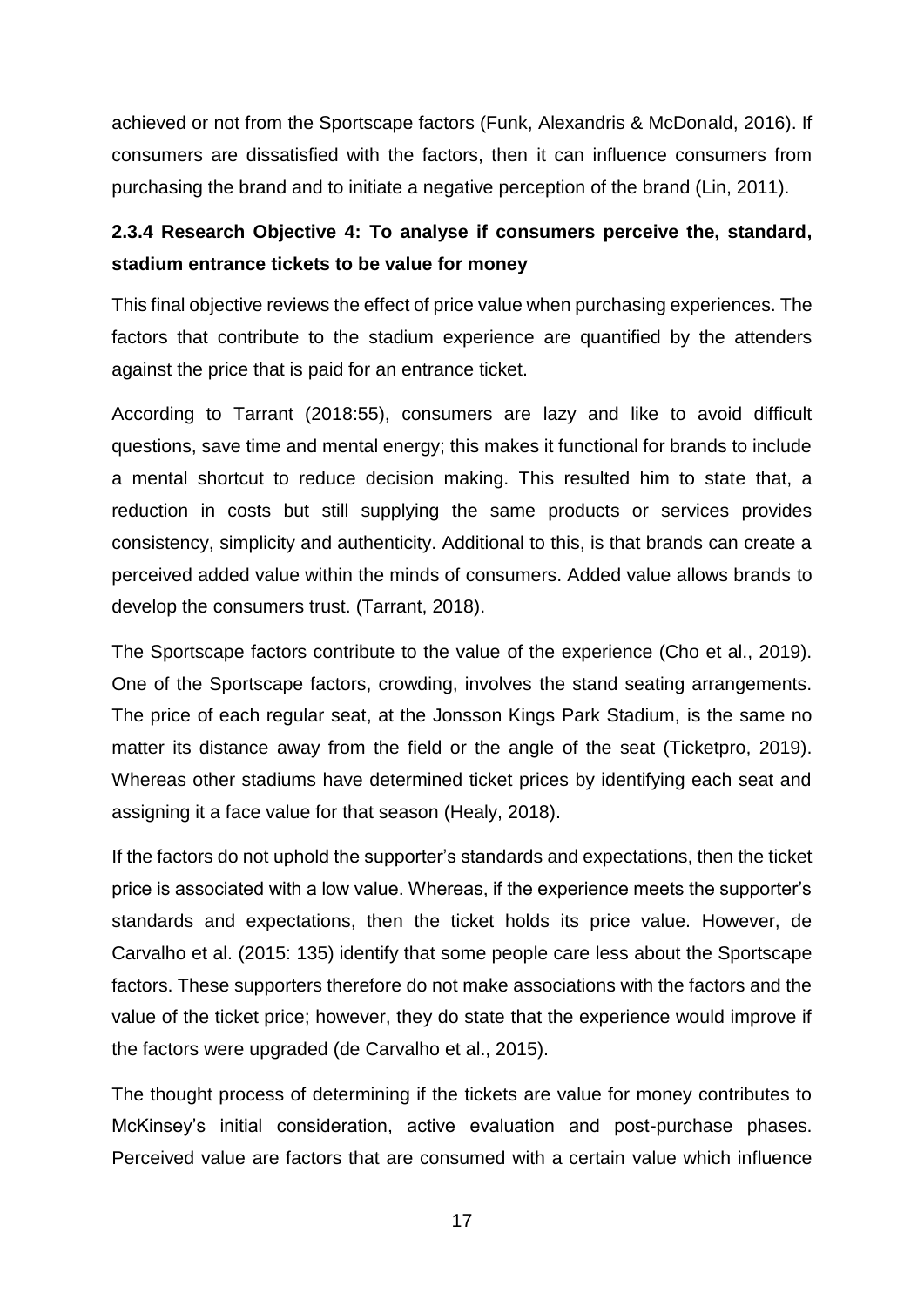achieved or not from the Sportscape factors (Funk, Alexandris & McDonald, 2016). If consumers are dissatisfied with the factors, then it can influence consumers from purchasing the brand and to initiate a negative perception of the brand (Lin, 2011).

### 2.3.4 Research Objective 4: To analyse if consumers perceive the, standard, stadium entrance tickets to be value for money

This final objective reviews the effect of price value when purchasing experiences. The factors that contribute to the stadium experience are quantified by the attenders against the price that is paid for an entrance ticket.

According to Tarrant (2018:55), consumers are lazy and like to avoid difficult questions, save time and mental energy; this makes it functional for brands to include a mental shortcut to reduce decision making. This resulted him to state that, a reduction in costs but still supplying the same products or services provides consistency, simplicity and authenticity. Additional to this, is that brands can create a perceived added value within the minds of consumers. Added value allows brands to develop the consumers trust. (Tarrant, 2018).

The Sportscape factors contribute to the value of the experience (Cho et al., 2019). One of the Sportscape factors, crowding, involves the stand seating arrangements. The price of each regular seat, at the Jonsson Kings Park Stadium, is the same no matter its distance away from the field or the angle of the seat (Ticketpro, 2019). Whereas other stadiums have determined ticket prices by identifying each seat and assigning it a face value for that season (Healy, 2018).

If the factors do not uphold the supporter's standards and expectations, then the ticket price is associated with a low value. Whereas, if the experience meets the supporter's standards and expectations, then the ticket holds its price value. However, de Carvalho et al. (2015: 135) identify that some people care less about the Sportscape factors. These supporters therefore do not make associations with the factors and the value of the ticket price; however, they do state that the experience would improve if the factors were upgraded (de Carvalho et al., 2015).

The thought process of determining if the tickets are value for money contributes to McKinsey's initial consideration, active evaluation and post-purchase phases. Perceived value are factors that are consumed with a certain value which influence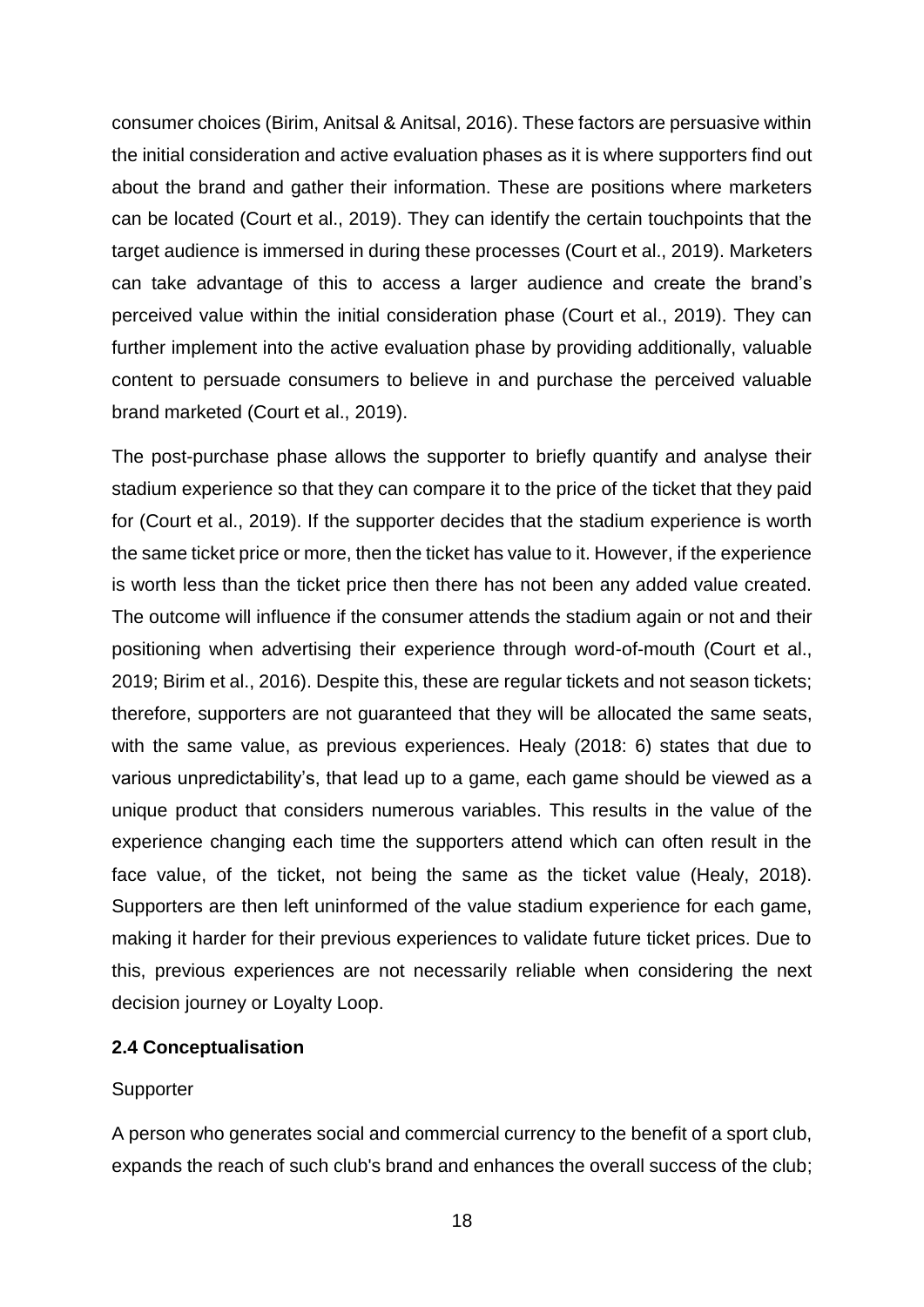consumer choices (Birim, Anitsal & Anitsal, 2016). These factors are persuasive within the initial consideration and active evaluation phases as it is where supporters find out about the brand and gather their information. These are positions where marketers can be located (Court et al., 2019). They can identify the certain touchpoints that the target audience is immersed in during these processes (Court et al., 2019). Marketers can take advantage of this to access a larger audience and create the brand's perceived value within the initial consideration phase (Court et al., 2019). They can further implement into the active evaluation phase by providing additionally, valuable content to persuade consumers to believe in and purchase the perceived valuable brand marketed (Court et al., 2019).

The post-purchase phase allows the supporter to briefly quantify and analyse their stadium experience so that they can compare it to the price of the ticket that they paid for (Court et al., 2019). If the supporter decides that the stadium experience is worth the same ticket price or more, then the ticket has value to it. However, if the experience is worth less than the ticket price then there has not been any added value created. The outcome will influence if the consumer attends the stadium again or not and their positioning when advertising their experience through word-of-mouth (Court et al., 2019; Birim et al., 2016). Despite this, these are regular tickets and not season tickets; therefore, supporters are not guaranteed that they will be allocated the same seats, with the same value, as previous experiences. Healy (2018: 6) states that due to various unpredictability's, that lead up to a game, each game should be viewed as a unique product that considers numerous variables. This results in the value of the experience changing each time the supporters attend which can often result in the face value, of the ticket, not being the same as the ticket value (Healy, 2018). Supporters are then left uninformed of the value stadium experience for each game, making it harder for their previous experiences to validate future ticket prices. Due to this, previous experiences are not necessarily reliable when considering the next decision journey or Loyalty Loop.

### 2.4 Conceptualisation

Supporter

A person who generates social and commercial currency to the benefit of a sport club, expands the reach of such club's brand and enhances the overall success of the club;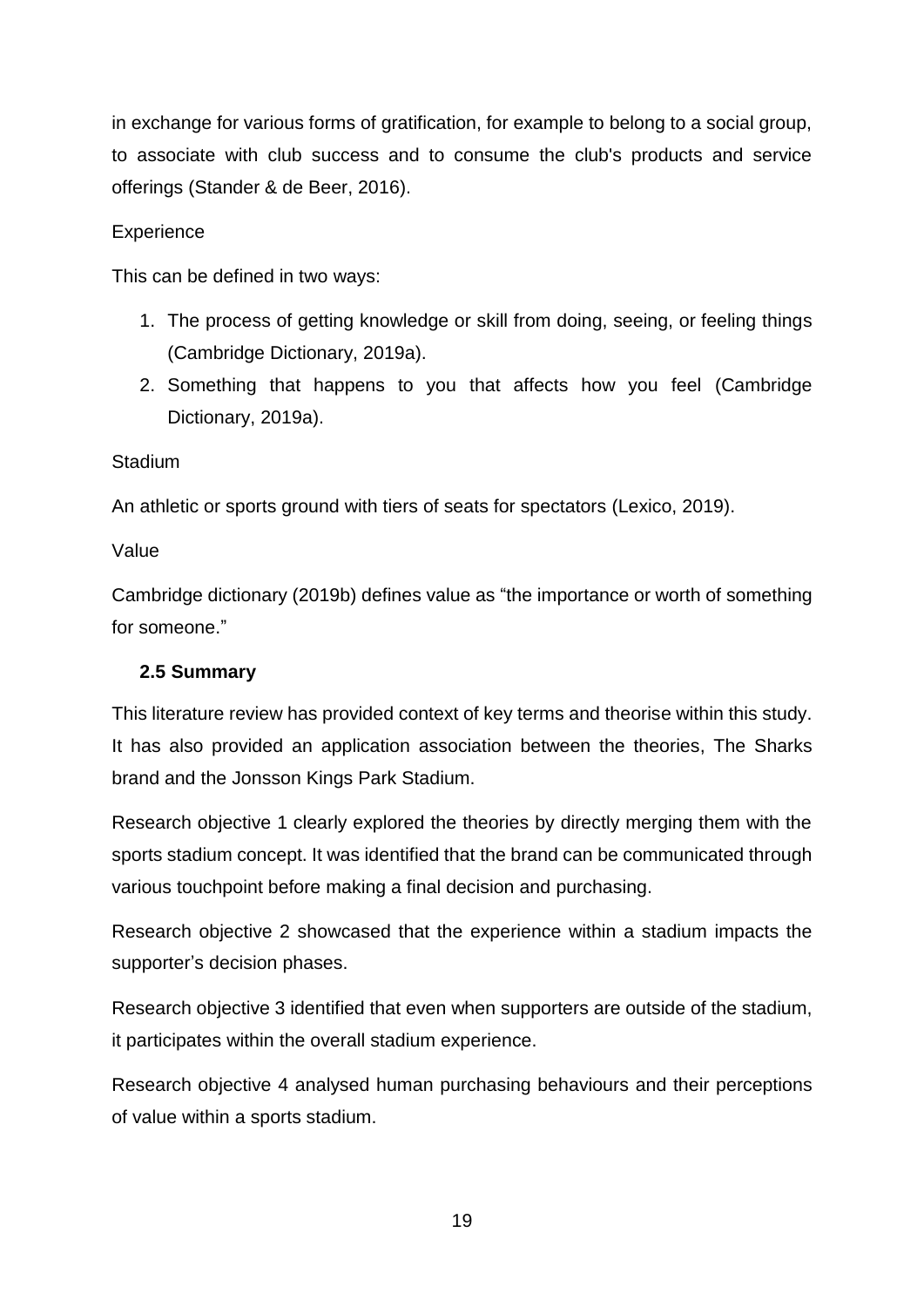in exchange for various forms of gratification, for example to belong to a social group, to associate with club success and to consume the club's products and service offerings (Stander & de Beer, 2016).

Experience

This can be defined in two ways:

1. The process of getting knowledge or skill from doing, seeing, or feeling things (Cambridge Dictionary, 2019a).
2. Something that happens to you that affects how you feel (Cambridge Dictionary, 2019a).

Stadium

An athletic or sports ground with tiers of seats for spectators (Lexico, 2019).

Value

Cambridge dictionary (2019b) defines value as "the importance or worth of something for someone."

### 2.5 Summary

This literature review has provided context of key terms and theorise within this study. It has also provided an application association between the theories, The Sharks brand and the Jonsson Kings Park Stadium.

Research objective 1 clearly explored the theories by directly merging them with the sports stadium concept. It was identified that the brand can be communicated through various touchpoint before making a final decision and purchasing.

Research objective 2 showcased that the experience within a stadium impacts the supporter's decision phases.

Research objective 3 identified that even when supporters are outside of the stadium, it participates within the overall stadium experience.

Research objective 4 analysed human purchasing behaviours and their perceptions of value within a sports stadium.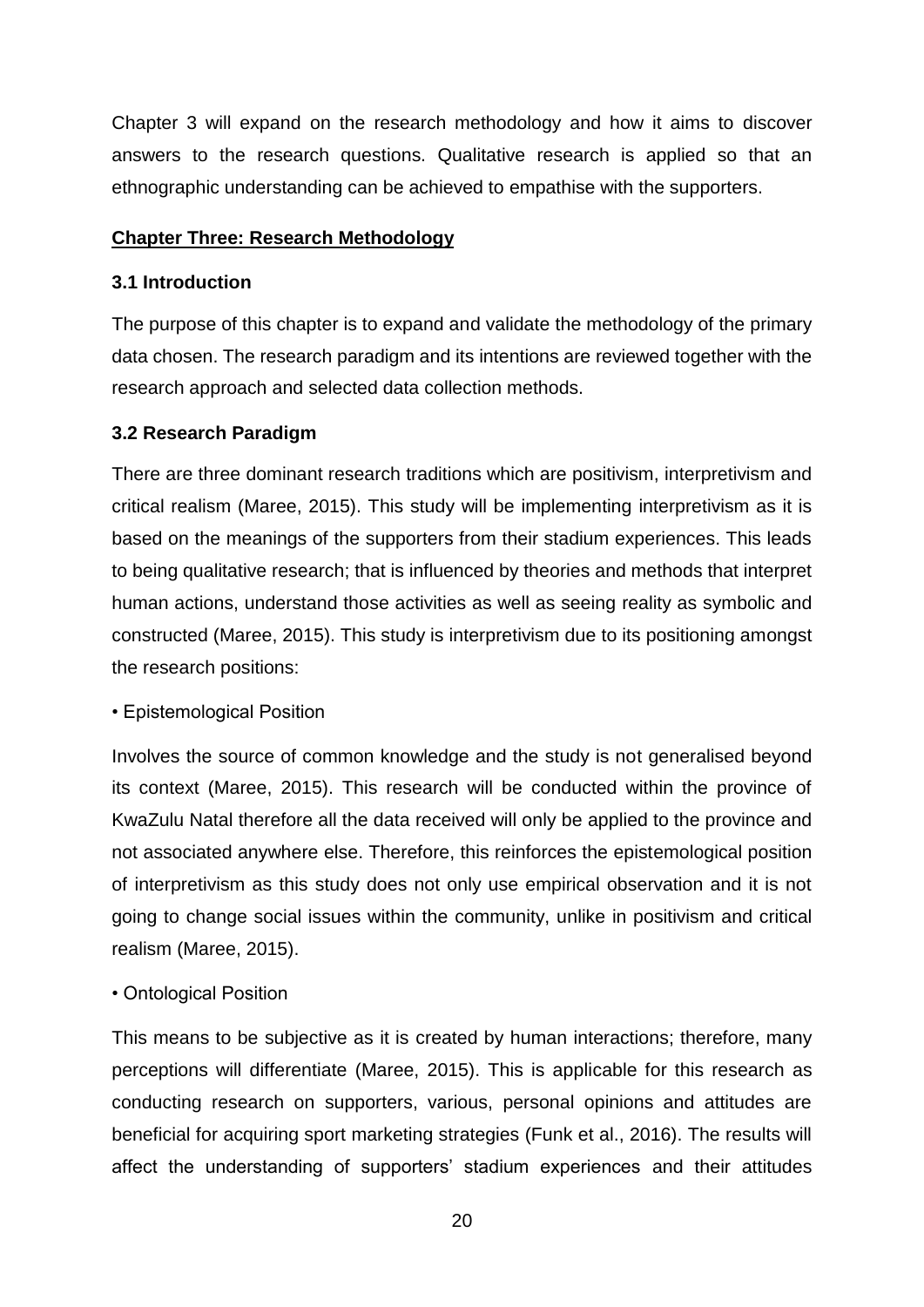Chapter 3 will expand on the research methodology and how it aims to discover answers to the research questions. Qualitative research is applied so that an ethnographic understanding can be achieved to empathise with the supporters.

## Chapter Three: Research Methodology

### 3.1 Introduction

The purpose of this chapter is to expand and validate the methodology of the primary data chosen. The research paradigm and its intentions are reviewed together with the research approach and selected data collection methods.

### 3.2 Research Paradigm

There are three dominant research traditions which are positivism, interpretivism and critical realism (Maree, 2015). This study will be implementing interpretivism as it is based on the meanings of the supporters from their stadium experiences. This leads to being qualitative research; that is influenced by theories and methods that interpret human actions, understand those activities as well as seeing reality as symbolic and constructed (Maree, 2015). This study is interpretivism due to its positioning amongst the research positions:

• Epistemological Position

Involves the source of common knowledge and the study is not generalised beyond its context (Maree, 2015). This research will be conducted within the province of KwaZulu Natal therefore all the data received will only be applied to the province and not associated anywhere else. Therefore, this reinforces the epistemological position of interpretivism as this study does not only use empirical observation and it is not going to change social issues within the community, unlike in positivism and critical realism (Maree, 2015).

• Ontological Position

This means to be subjective as it is created by human interactions; therefore, many perceptions will differentiate (Maree, 2015). This is applicable for this research as conducting research on supporters, various, personal opinions and attitudes are beneficial for acquiring sport marketing strategies (Funk et al., 2016). The results will affect the understanding of supporters' stadium experiences and their attitudes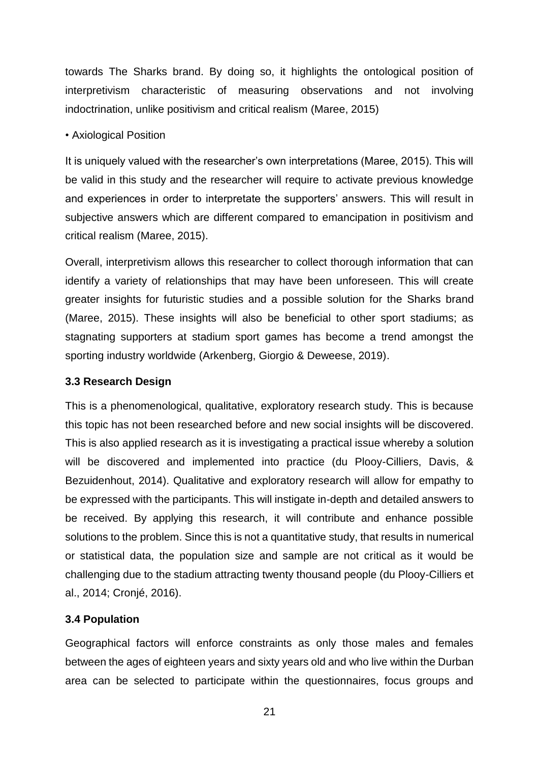towards The Sharks brand. By doing so, it highlights the ontological position of interpretivism characteristic of measuring observations and not involving indoctrination, unlike positivism and critical realism (Maree, 2015)

• Axiological Position

It is uniquely valued with the researcher's own interpretations (Maree, 2015). This will be valid in this study and the researcher will require to activate previous knowledge and experiences in order to interpretate the supporters' answers. This will result in subjective answers which are different compared to emancipation in positivism and critical realism (Maree, 2015).

Overall, interpretivism allows this researcher to collect thorough information that can identify a variety of relationships that may have been unforeseen. This will create greater insights for futuristic studies and a possible solution for the Sharks brand (Maree, 2015). These insights will also be beneficial to other sport stadiums; as stagnating supporters at stadium sport games has become a trend amongst the sporting industry worldwide (Arkenberg, Giorgio & Deweese, 2019).

### 3.3 Research Design

This is a phenomenological, qualitative, exploratory research study. This is because this topic has not been researched before and new social insights will be discovered. This is also applied research as it is investigating a practical issue whereby a solution will be discovered and implemented into practice (du Plooy-Cilliers, Davis, & Bezuidenhout, 2014). Qualitative and exploratory research will allow for empathy to be expressed with the participants. This will instigate in-depth and detailed answers to be received. By applying this research, it will contribute and enhance possible solutions to the problem. Since this is not a quantitative study, that results in numerical or statistical data, the population size and sample are not critical as it would be challenging due to the stadium attracting twenty thousand people (du Plooy-Cilliers et al., 2014; Cronjé, 2016).

### 3.4 Population

Geographical factors will enforce constraints as only those males and females between the ages of eighteen years and sixty years old and who live within the Durban area can be selected to participate within the questionnaires, focus groups and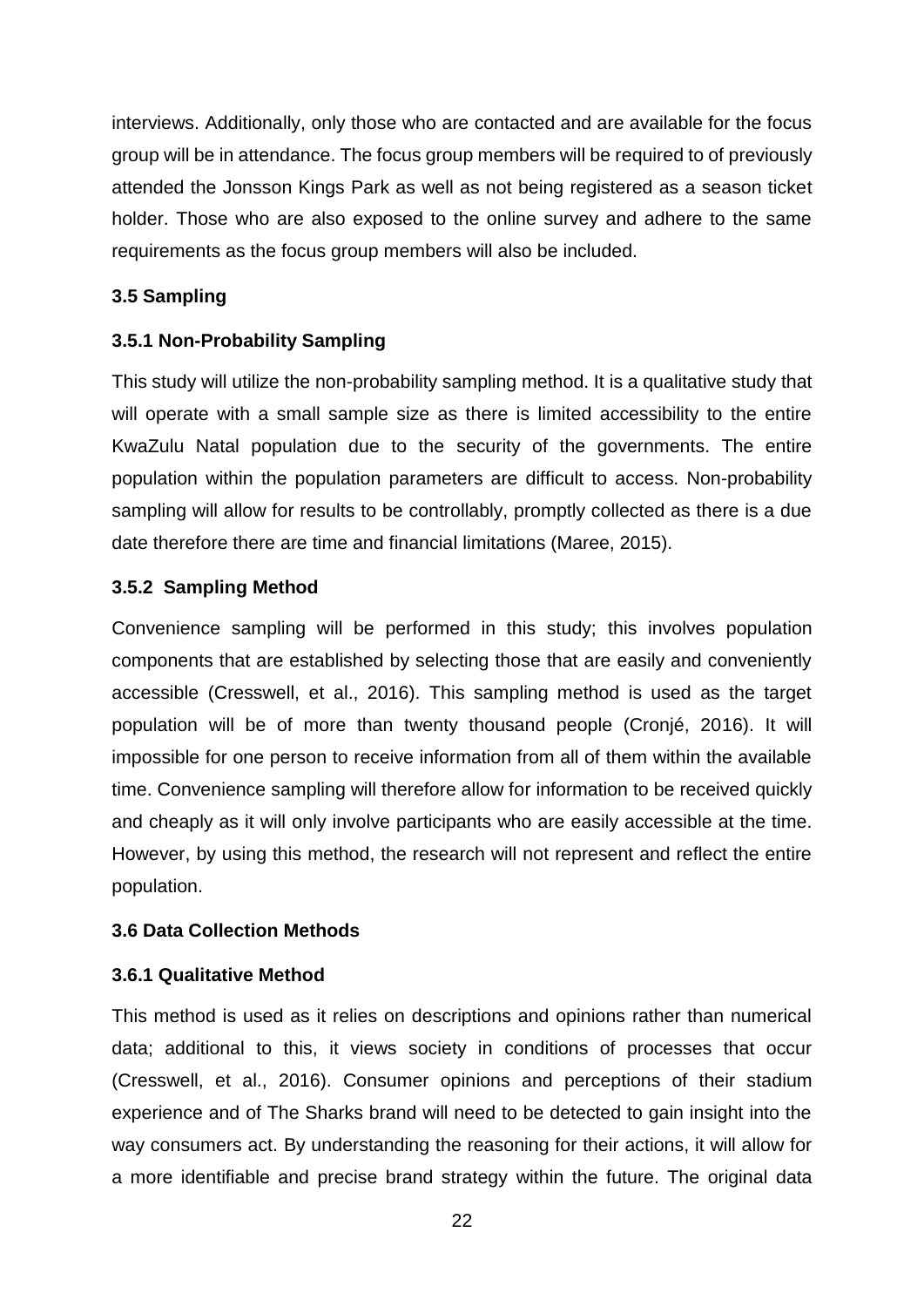interviews. Additionally, only those who are contacted and are available for the focus group will be in attendance. The focus group members will be required to of previously attended the Jonsson Kings Park as well as not being registered as a season ticket holder. Those who are also exposed to the online survey and adhere to the same requirements as the focus group members will also be included.

### 3.5 Sampling

#### 3.5.1 Non-Probability Sampling

This study will utilize the non-probability sampling method. It is a qualitative study that will operate with a small sample size as there is limited accessibility to the entire KwaZulu Natal population due to the security of the governments. The entire population within the population parameters are difficult to access. Non-probability sampling will allow for results to be controllably, promptly collected as there is a due date therefore there are time and financial limitations (Maree, 2015).

#### 3.5.2 Sampling Method

Convenience sampling will be performed in this study; this involves population components that are established by selecting those that are easily and conveniently accessible (Cresswell, et al., 2016). This sampling method is used as the target population will be of more than twenty thousand people (Cronjé, 2016). It will impossible for one person to receive information from all of them within the available time. Convenience sampling will therefore allow for information to be received quickly and cheaply as it will only involve participants who are easily accessible at the time. However, by using this method, the research will not represent and reflect the entire population.

### 3.6 Data Collection Methods

#### 3.6.1 Qualitative Method

This method is used as it relies on descriptions and opinions rather than numerical data; additional to this, it views society in conditions of processes that occur (Cresswell, et al., 2016). Consumer opinions and perceptions of their stadium experience and of The Sharks brand will need to be detected to gain insight into the way consumers act. By understanding the reasoning for their actions, it will allow for a more identifiable and precise brand strategy within the future. The original data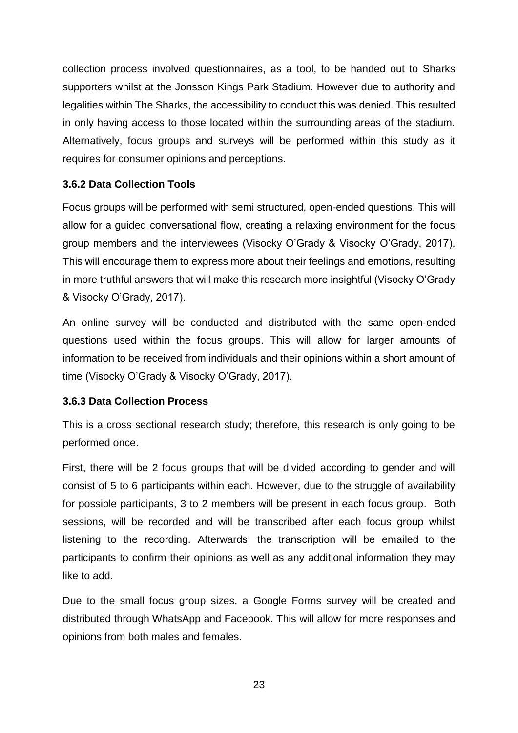collection process involved questionnaires, as a tool, to be handed out to Sharks supporters whilst at the Jonsson Kings Park Stadium. However due to authority and legalities within The Sharks, the accessibility to conduct this was denied. This resulted in only having access to those located within the surrounding areas of the stadium. Alternatively, focus groups and surveys will be performed within this study as it requires for consumer opinions and perceptions.

### 3.6.2 Data Collection Tools

Focus groups will be performed with semi structured, open-ended questions. This will allow for a guided conversational flow, creating a relaxing environment for the focus group members and the interviewees (Visocky O'Grady & Visocky O'Grady, 2017). This will encourage them to express more about their feelings and emotions, resulting in more truthful answers that will make this research more insightful (Visocky O'Grady & Visocky O'Grady, 2017).

An online survey will be conducted and distributed with the same open-ended questions used within the focus groups. This will allow for larger amounts of information to be received from individuals and their opinions within a short amount of time (Visocky O'Grady & Visocky O'Grady, 2017).

### 3.6.3 Data Collection Process

This is a cross sectional research study; therefore, this research is only going to be performed once.

First, there will be 2 focus groups that will be divided according to gender and will consist of 5 to 6 participants within each. However, due to the struggle of availability for possible participants, 3 to 2 members will be present in each focus group. Both sessions, will be recorded and will be transcribed after each focus group whilst listening to the recording. Afterwards, the transcription will be emailed to the participants to confirm their opinions as well as any additional information they may like to add.

Due to the small focus group sizes, a Google Forms survey will be created and distributed through WhatsApp and Facebook. This will allow for more responses and opinions from both males and females.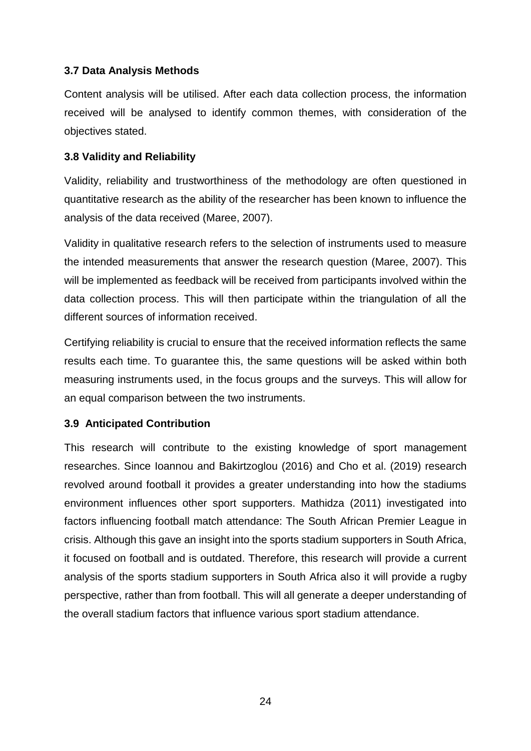### 3.7 Data Analysis Methods

Content analysis will be utilised. After each data collection process, the information received will be analysed to identify common themes, with consideration of the objectives stated.

### 3.8 Validity and Reliability

Validity, reliability and trustworthiness of the methodology are often questioned in quantitative research as the ability of the researcher has been known to influence the analysis of the data received (Maree, 2007).

Validity in qualitative research refers to the selection of instruments used to measure the intended measurements that answer the research question (Maree, 2007). This will be implemented as feedback will be received from participants involved within the data collection process. This will then participate within the triangulation of all the different sources of information received.

Certifying reliability is crucial to ensure that the received information reflects the same results each time. To guarantee this, the same questions will be asked within both measuring instruments used, in the focus groups and the surveys. This will allow for an equal comparison between the two instruments.

### 3.9 Anticipated Contribution

This research will contribute to the existing knowledge of sport management researches. Since Ioannou and Bakirtzoglou (2016) and Cho et al. (2019) research revolved around football it provides a greater understanding into how the stadiums environment influences other sport supporters. Mathidza (2011) investigated into factors influencing football match attendance: The South African Premier League in crisis. Although this gave an insight into the sports stadium supporters in South Africa, it focused on football and is outdated. Therefore, this research will provide a current analysis of the sports stadium supporters in South Africa also it will provide a rugby perspective, rather than from football. This will all generate a deeper understanding of the overall stadium factors that influence various sport stadium attendance.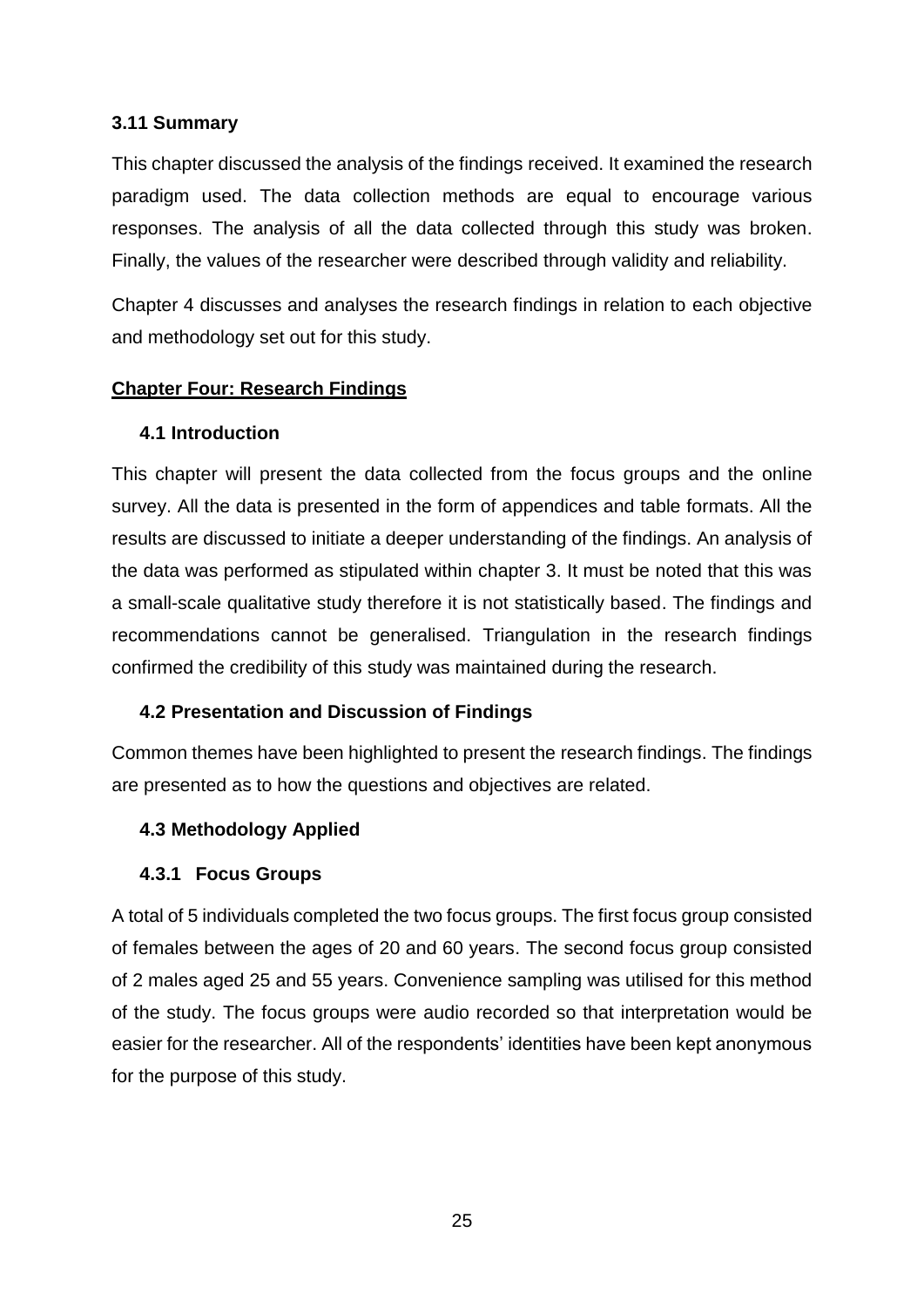### 3.11 Summary

This chapter discussed the analysis of the findings received. It examined the research paradigm used. The data collection methods are equal to encourage various responses. The analysis of all the data collected through this study was broken. Finally, the values of the researcher were described through validity and reliability.

Chapter 4 discusses and analyses the research findings in relation to each objective and methodology set out for this study.

## Chapter Four: Research Findings

### 4.1 Introduction

This chapter will present the data collected from the focus groups and the online survey. All the data is presented in the form of appendices and table formats. All the results are discussed to initiate a deeper understanding of the findings. An analysis of the data was performed as stipulated within chapter 3. It must be noted that this was a small-scale qualitative study therefore it is not statistically based. The findings and recommendations cannot be generalised. Triangulation in the research findings confirmed the credibility of this study was maintained during the research.

### 4.2 Presentation and Discussion of Findings

Common themes have been highlighted to present the research findings. The findings are presented as to how the questions and objectives are related.

### 4.3 Methodology Applied

#### 4.3.1 Focus Groups

A total of 5 individuals completed the two focus groups. The first focus group consisted of females between the ages of 20 and 60 years. The second focus group consisted of 2 males aged 25 and 55 years. Convenience sampling was utilised for this method of the study. The focus groups were audio recorded so that interpretation would be easier for the researcher. All of the respondents' identities have been kept anonymous for the purpose of this study.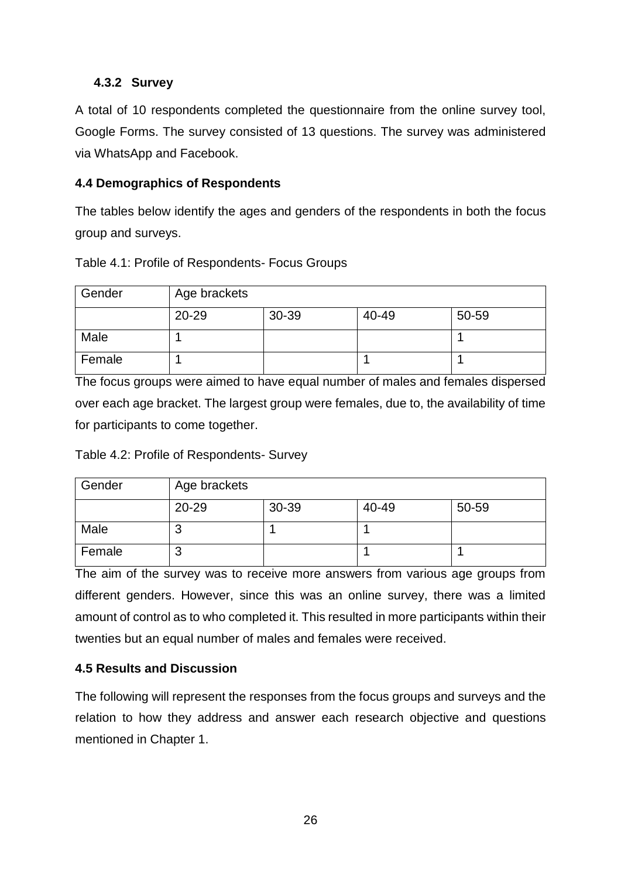### 4.3.2 Survey

A total of 10 respondents completed the questionnaire from the online survey tool, Google Forms. The survey consisted of 13 questions. The survey was administered via WhatsApp and Facebook.

### 4.4 Demographics of Respondents

The tables below identify the ages and genders of the respondents in both the focus group and surveys.

Table 4.1: Profile of Respondents- Focus Groups

| Gender | Age brackets | | | |
|---|---|---|---|---|
| | 20-29 | 30-39 | 40-49 | 50-59 |
| Male | 1 | | | 1 |
| Female | 1 | | 1 | 1 |

The focus groups were aimed to have equal number of males and females dispersed over each age bracket. The largest group were females, due to, the availability of time for participants to come together.

Table 4.2: Profile of Respondents- Survey

| Gender | Age brackets | | | |
|---|---|---|---|---|
| | 20-29 | 30-39 | 40-49 | 50-59 |
| Male | 3 | 1 | 1 | |
| Female | 3 | | 1 | 1 |

The aim of the survey was to receive more answers from various age groups from different genders. However, since this was an online survey, there was a limited amount of control as to who completed it. This resulted in more participants within their twenties but an equal number of males and females were received.

### 4.5 Results and Discussion

The following will represent the responses from the focus groups and surveys and the relation to how they address and answer each research objective and questions mentioned in Chapter 1.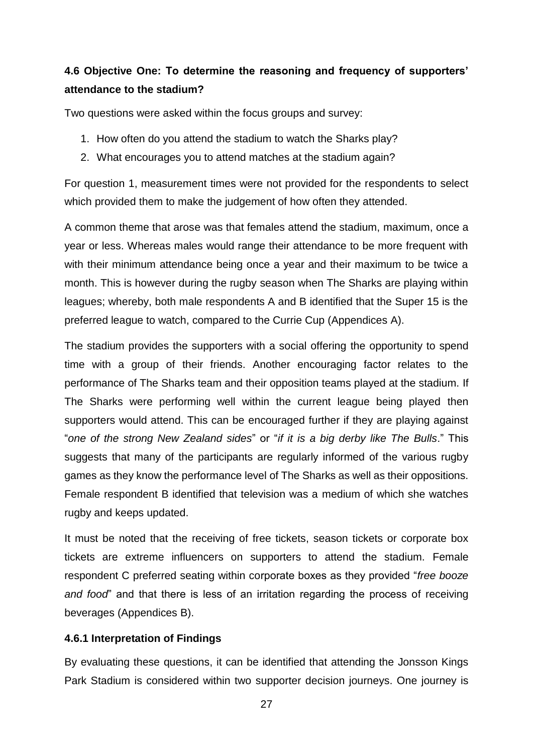### 4.6 Objective One: To determine the reasoning and frequency of supporters' attendance to the stadium?

Two questions were asked within the focus groups and survey:

1. How often do you attend the stadium to watch the Sharks play?
2. What encourages you to attend matches at the stadium again?

For question 1, measurement times were not provided for the respondents to select which provided them to make the judgement of how often they attended.

A common theme that arose was that females attend the stadium, maximum, once a year or less. Whereas males would range their attendance to be more frequent with with their minimum attendance being once a year and their maximum to be twice a month. This is however during the rugby season when The Sharks are playing within leagues; whereby, both male respondents A and B identified that the Super 15 is the preferred league to watch, compared to the Currie Cup (Appendices A).

The stadium provides the supporters with a social offering the opportunity to spend time with a group of their friends. Another encouraging factor relates to the performance of The Sharks team and their opposition teams played at the stadium. If The Sharks were performing well within the current league being played then supporters would attend. This can be encouraged further if they are playing against "*one of the strong New Zealand sides*" or "*if it is a big derby like The Bulls*." This suggests that many of the participants are regularly informed of the various rugby games as they know the performance level of The Sharks as well as their oppositions. Female respondent B identified that television was a medium of which she watches rugby and keeps updated.

It must be noted that the receiving of free tickets, season tickets or corporate box tickets are extreme influencers on supporters to attend the stadium. Female respondent C preferred seating within corporate boxes as they provided "*free booze and food*" and that there is less of an irritation regarding the process of receiving beverages (Appendices B).

#### 4.6.1 Interpretation of Findings

By evaluating these questions, it can be identified that attending the Jonsson Kings Park Stadium is considered within two supporter decision journeys. One journey is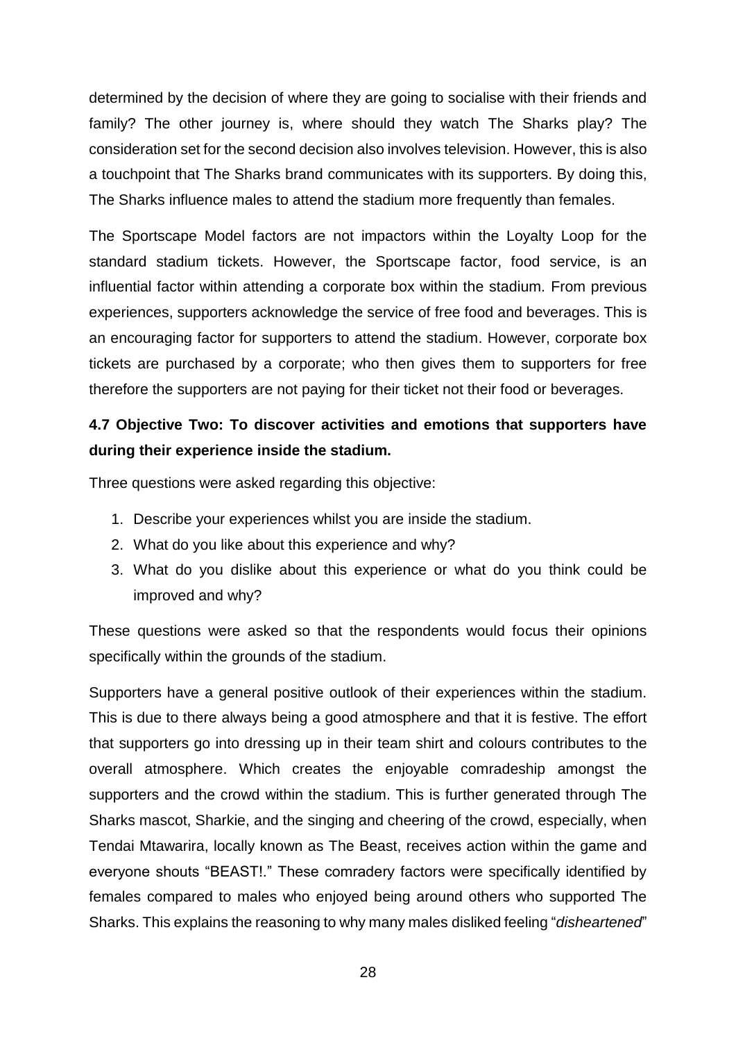determined by the decision of where they are going to socialise with their friends and family? The other journey is, where should they watch The Sharks play? The consideration set for the second decision also involves television. However, this is also a touchpoint that The Sharks brand communicates with its supporters. By doing this, The Sharks influence males to attend the stadium more frequently than females.

The Sportscape Model factors are not impactors within the Loyalty Loop for the standard stadium tickets. However, the Sportscape factor, food service, is an influential factor within attending a corporate box within the stadium. From previous experiences, supporters acknowledge the service of free food and beverages. This is an encouraging factor for supporters to attend the stadium. However, corporate box tickets are purchased by a corporate; who then gives them to supporters for free therefore the supporters are not paying for their ticket not their food or beverages.

### 4.7 Objective Two: To discover activities and emotions that supporters have during their experience inside the stadium.

Three questions were asked regarding this objective:

1. Describe your experiences whilst you are inside the stadium.
2. What do you like about this experience and why?
3. What do you dislike about this experience or what do you think could be improved and why?

These questions were asked so that the respondents would focus their opinions specifically within the grounds of the stadium.

Supporters have a general positive outlook of their experiences within the stadium. This is due to there always being a good atmosphere and that it is festive. The effort that supporters go into dressing up in their team shirt and colours contributes to the overall atmosphere. Which creates the enjoyable comradeship amongst the supporters and the crowd within the stadium. This is further generated through The Sharks mascot, Sharkie, and the singing and cheering of the crowd, especially, when Tendai Mtawarira, locally known as The Beast, receives action within the game and everyone shouts "BEAST!." These comradery factors were specifically identified by females compared to males who enjoyed being around others who supported The Sharks. This explains the reasoning to why many males disliked feeling "*disheartened*"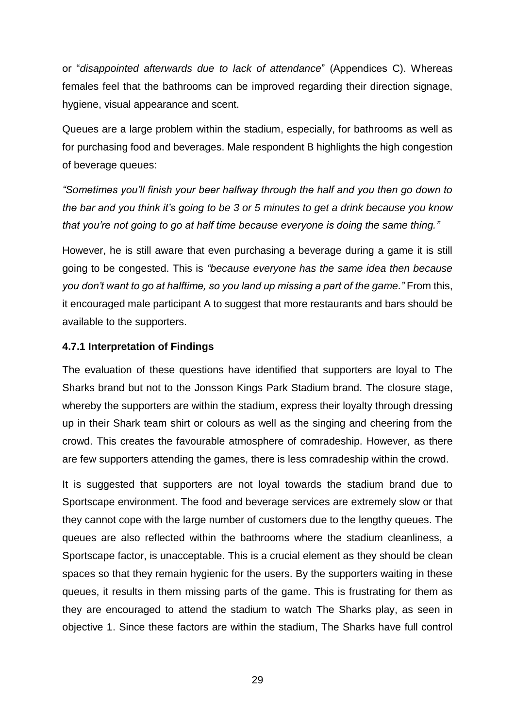or "*disappointed afterwards due to lack of attendance*" (Appendices C). Whereas females feel that the bathrooms can be improved regarding their direction signage, hygiene, visual appearance and scent.

Queues are a large problem within the stadium, especially, for bathrooms as well as for purchasing food and beverages. Male respondent B highlights the high congestion of beverage queues:

*"Sometimes you'll finish your beer halfway through the half and you then go down to the bar and you think it's going to be 3 or 5 minutes to get a drink because you know that you're not going to go at half time because everyone is doing the same thing."*

However, he is still aware that even purchasing a beverage during a game it is still going to be congested. This is *"because everyone has the same idea then because you don't want to go at halftime, so you land up missing a part of the game."* From this, it encouraged male participant A to suggest that more restaurants and bars should be available to the supporters.

### 4.7.1 Interpretation of Findings

The evaluation of these questions have identified that supporters are loyal to The Sharks brand but not to the Jonsson Kings Park Stadium brand. The closure stage, whereby the supporters are within the stadium, express their loyalty through dressing up in their Shark team shirt or colours as well as the singing and cheering from the crowd. This creates the favourable atmosphere of comradeship. However, as there are few supporters attending the games, there is less comradeship within the crowd.

It is suggested that supporters are not loyal towards the stadium brand due to Sportscape environment. The food and beverage services are extremely slow or that they cannot cope with the large number of customers due to the lengthy queues. The queues are also reflected within the bathrooms where the stadium cleanliness, a Sportscape factor, is unacceptable. This is a crucial element as they should be clean spaces so that they remain hygienic for the users. By the supporters waiting in these queues, it results in them missing parts of the game. This is frustrating for them as they are encouraged to attend the stadium to watch The Sharks play, as seen in objective 1. Since these factors are within the stadium, The Sharks have full control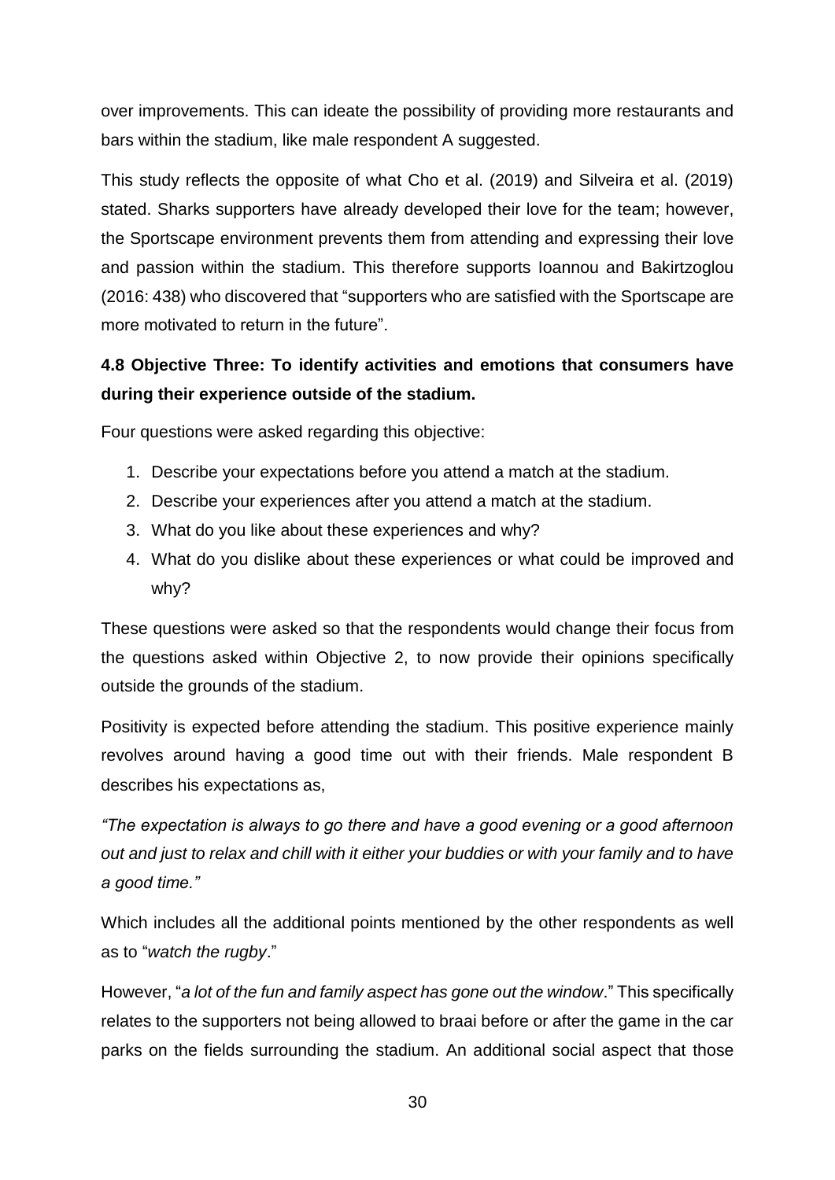over improvements. This can ideate the possibility of providing more restaurants and bars within the stadium, like male respondent A suggested.

This study reflects the opposite of what Cho et al. (2019) and Silveira et al. (2019) stated. Sharks supporters have already developed their love for the team; however, the Sportscape environment prevents them from attending and expressing their love and passion within the stadium. This therefore supports Ioannou and Bakirtzoglou (2016: 438) who discovered that "supporters who are satisfied with the Sportscape are more motivated to return in the future".

### 4.8 Objective Three: To identify activities and emotions that consumers have during their experience outside of the stadium.

Four questions were asked regarding this objective:

1. Describe your expectations before you attend a match at the stadium.
2. Describe your experiences after you attend a match at the stadium.
3. What do you like about these experiences and why?
4. What do you dislike about these experiences or what could be improved and why?

These questions were asked so that the respondents would change their focus from the questions asked within Objective 2, to now provide their opinions specifically outside the grounds of the stadium.

Positivity is expected before attending the stadium. This positive experience mainly revolves around having a good time out with their friends. Male respondent B describes his expectations as,

*"The expectation is always to go there and have a good evening or a good afternoon out and just to relax and chill with it either your buddies or with your family and to have a good time."*

Which includes all the additional points mentioned by the other respondents as well as to "*watch the rugby*."

However, "*a lot of the fun and family aspect has gone out the window*." This specifically relates to the supporters not being allowed to braai before or after the game in the car parks on the fields surrounding the stadium. An additional social aspect that those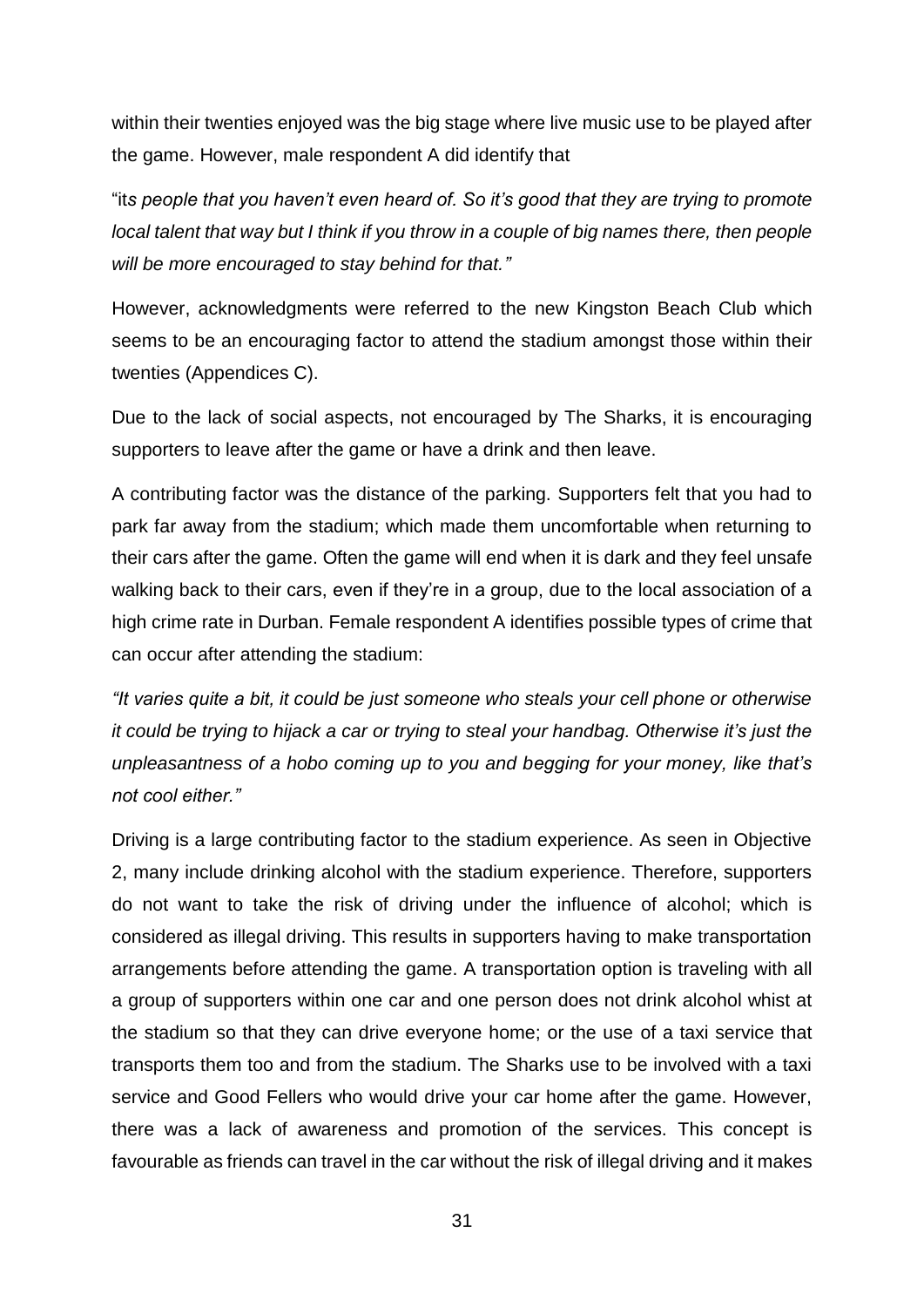within their twenties enjoyed was the big stage where live music use to be played after the game. However, male respondent A did identify that

"it*s people that you haven't even heard of. So it's good that they are trying to promote local talent that way but I think if you throw in a couple of big names there, then people will be more encouraged to stay behind for that."*

However, acknowledgments were referred to the new Kingston Beach Club which seems to be an encouraging factor to attend the stadium amongst those within their twenties (Appendices C).

Due to the lack of social aspects, not encouraged by The Sharks, it is encouraging supporters to leave after the game or have a drink and then leave.

A contributing factor was the distance of the parking. Supporters felt that you had to park far away from the stadium; which made them uncomfortable when returning to their cars after the game. Often the game will end when it is dark and they feel unsafe walking back to their cars, even if they're in a group, due to the local association of a high crime rate in Durban. Female respondent A identifies possible types of crime that can occur after attending the stadium:

*"It varies quite a bit, it could be just someone who steals your cell phone or otherwise it could be trying to hijack a car or trying to steal your handbag. Otherwise it's just the unpleasantness of a hobo coming up to you and begging for your money, like that's not cool either."*

Driving is a large contributing factor to the stadium experience. As seen in Objective 2, many include drinking alcohol with the stadium experience. Therefore, supporters do not want to take the risk of driving under the influence of alcohol; which is considered as illegal driving. This results in supporters having to make transportation arrangements before attending the game. A transportation option is traveling with all a group of supporters within one car and one person does not drink alcohol whist at the stadium so that they can drive everyone home; or the use of a taxi service that transports them too and from the stadium. The Sharks use to be involved with a taxi service and Good Fellers who would drive your car home after the game. However, there was a lack of awareness and promotion of the services. This concept is favourable as friends can travel in the car without the risk of illegal driving and it makes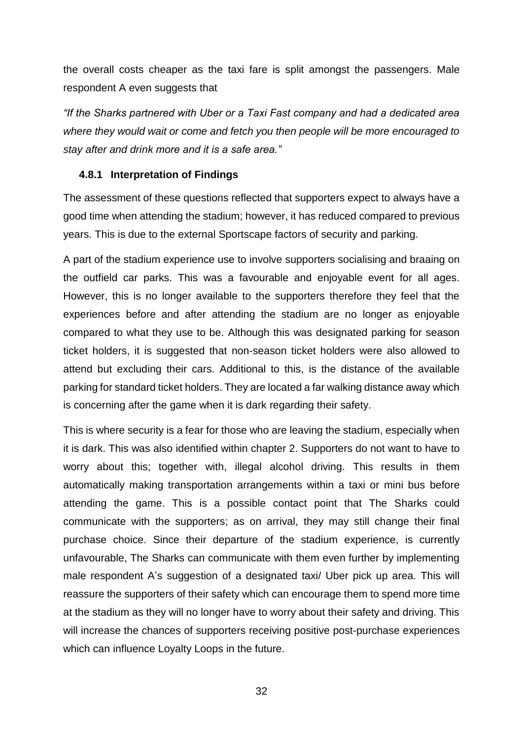the overall costs cheaper as the taxi fare is split amongst the passengers. Male respondent A even suggests that

*"If the Sharks partnered with Uber or a Taxi Fast company and had a dedicated area where they would wait or come and fetch you then people will be more encouraged to stay after and drink more and it is a safe area."*

### 4.8.1 Interpretation of Findings

The assessment of these questions reflected that supporters expect to always have a good time when attending the stadium; however, it has reduced compared to previous years. This is due to the external Sportscape factors of security and parking.

A part of the stadium experience use to involve supporters socialising and braaing on the outfield car parks. This was a favourable and enjoyable event for all ages. However, this is no longer available to the supporters therefore they feel that the experiences before and after attending the stadium are no longer as enjoyable compared to what they use to be. Although this was designated parking for season ticket holders, it is suggested that non-season ticket holders were also allowed to attend but excluding their cars. Additional to this, is the distance of the available parking for standard ticket holders. They are located a far walking distance away which is concerning after the game when it is dark regarding their safety.

This is where security is a fear for those who are leaving the stadium, especially when it is dark. This was also identified within chapter 2. Supporters do not want to have to worry about this; together with, illegal alcohol driving. This results in them automatically making transportation arrangements within a taxi or mini bus before attending the game. This is a possible contact point that The Sharks could communicate with the supporters; as on arrival, they may still change their final purchase choice. Since their departure of the stadium experience, is currently unfavourable, The Sharks can communicate with them even further by implementing male respondent A's suggestion of a designated taxi/ Uber pick up area. This will reassure the supporters of their safety which can encourage them to spend more time at the stadium as they will no longer have to worry about their safety and driving. This will increase the chances of supporters receiving positive post-purchase experiences which can influence Loyalty Loops in the future.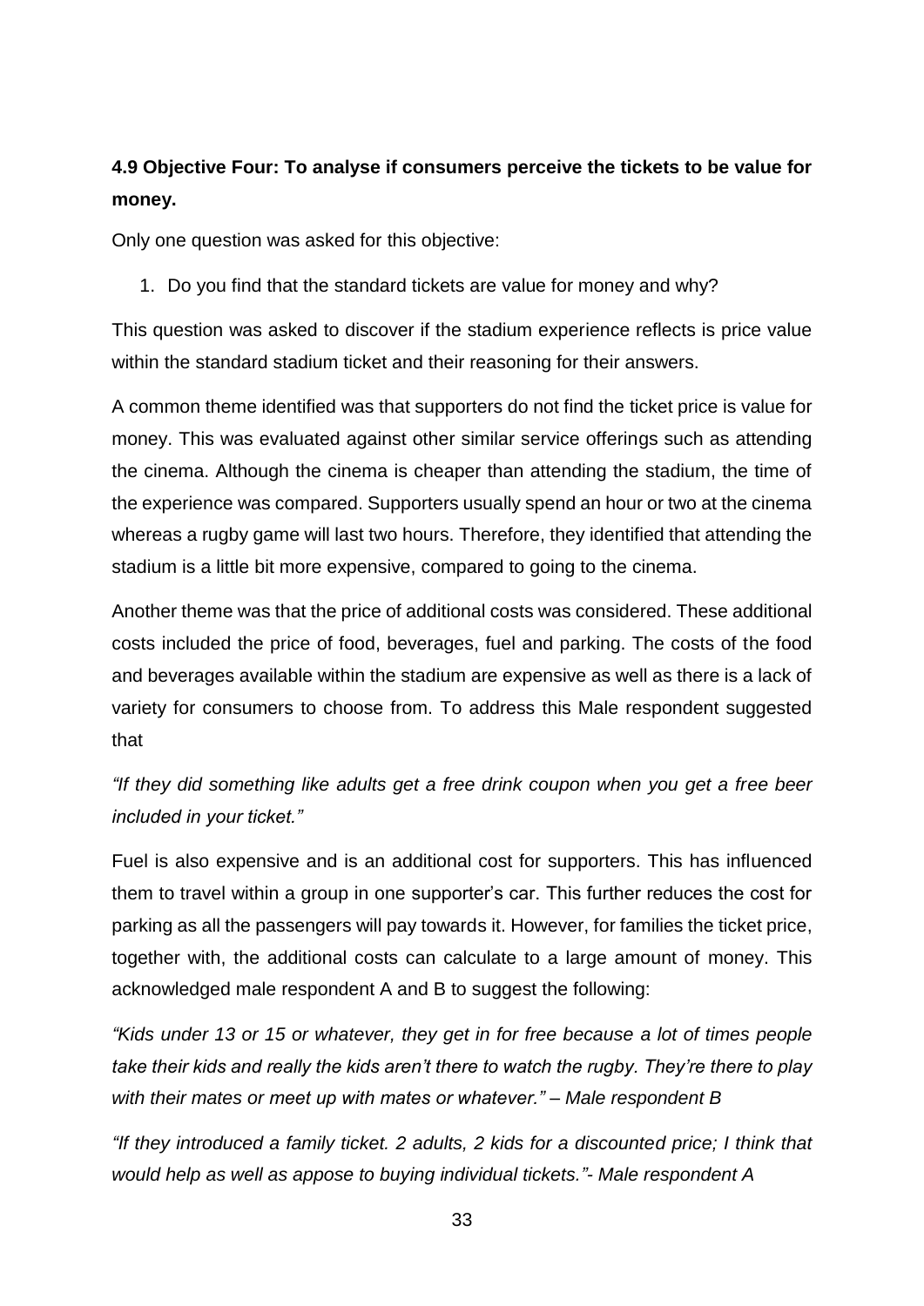### 4.9 Objective Four: To analyse if consumers perceive the tickets to be value for money.

Only one question was asked for this objective:

1. Do you find that the standard tickets are value for money and why?

This question was asked to discover if the stadium experience reflects is price value within the standard stadium ticket and their reasoning for their answers.

A common theme identified was that supporters do not find the ticket price is value for money. This was evaluated against other similar service offerings such as attending the cinema. Although the cinema is cheaper than attending the stadium, the time of the experience was compared. Supporters usually spend an hour or two at the cinema whereas a rugby game will last two hours. Therefore, they identified that attending the stadium is a little bit more expensive, compared to going to the cinema.

Another theme was that the price of additional costs was considered. These additional costs included the price of food, beverages, fuel and parking. The costs of the food and beverages available within the stadium are expensive as well as there is a lack of variety for consumers to choose from. To address this Male respondent suggested that

*"If they did something like adults get a free drink coupon when you get a free beer included in your ticket."*

Fuel is also expensive and is an additional cost for supporters. This has influenced them to travel within a group in one supporter's car. This further reduces the cost for parking as all the passengers will pay towards it. However, for families the ticket price, together with, the additional costs can calculate to a large amount of money. This acknowledged male respondent A and B to suggest the following:

*"Kids under 13 or 15 or whatever, they get in for free because a lot of times people take their kids and really the kids aren't there to watch the rugby. They're there to play with their mates or meet up with mates or whatever." – Male respondent B*

*"If they introduced a family ticket. 2 adults, 2 kids for a discounted price; I think that would help as well as appose to buying individual tickets."- Male respondent A*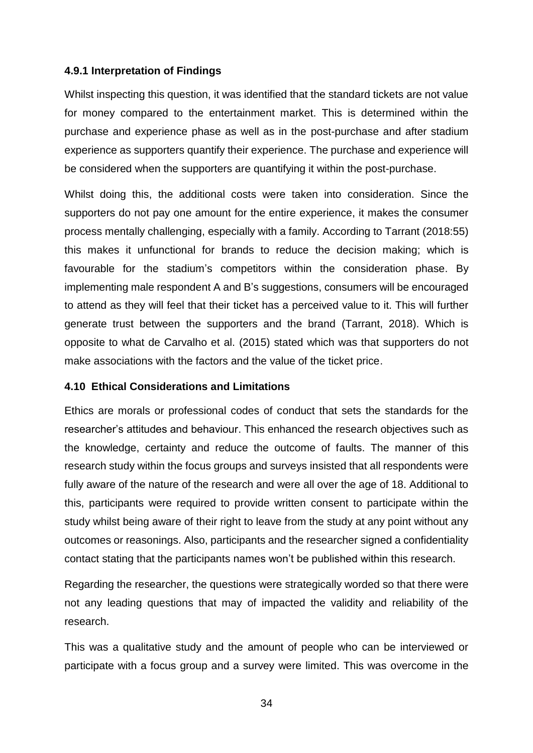### 4.9.1 Interpretation of Findings

Whilst inspecting this question, it was identified that the standard tickets are not value for money compared to the entertainment market. This is determined within the purchase and experience phase as well as in the post-purchase and after stadium experience as supporters quantify their experience. The purchase and experience will be considered when the supporters are quantifying it within the post-purchase.

Whilst doing this, the additional costs were taken into consideration. Since the supporters do not pay one amount for the entire experience, it makes the consumer process mentally challenging, especially with a family. According to Tarrant (2018:55) this makes it unfunctional for brands to reduce the decision making; which is favourable for the stadium's competitors within the consideration phase. By implementing male respondent A and B's suggestions, consumers will be encouraged to attend as they will feel that their ticket has a perceived value to it. This will further generate trust between the supporters and the brand (Tarrant, 2018). Which is opposite to what de Carvalho et al. (2015) stated which was that supporters do not make associations with the factors and the value of the ticket price.

### 4.10 Ethical Considerations and Limitations

Ethics are morals or professional codes of conduct that sets the standards for the researcher's attitudes and behaviour. This enhanced the research objectives such as the knowledge, certainty and reduce the outcome of faults. The manner of this research study within the focus groups and surveys insisted that all respondents were fully aware of the nature of the research and were all over the age of 18. Additional to this, participants were required to provide written consent to participate within the study whilst being aware of their right to leave from the study at any point without any outcomes or reasonings. Also, participants and the researcher signed a confidentiality contact stating that the participants names won't be published within this research.

Regarding the researcher, the questions were strategically worded so that there were not any leading questions that may of impacted the validity and reliability of the research.

This was a qualitative study and the amount of people who can be interviewed or participate with a focus group and a survey were limited. This was overcome in the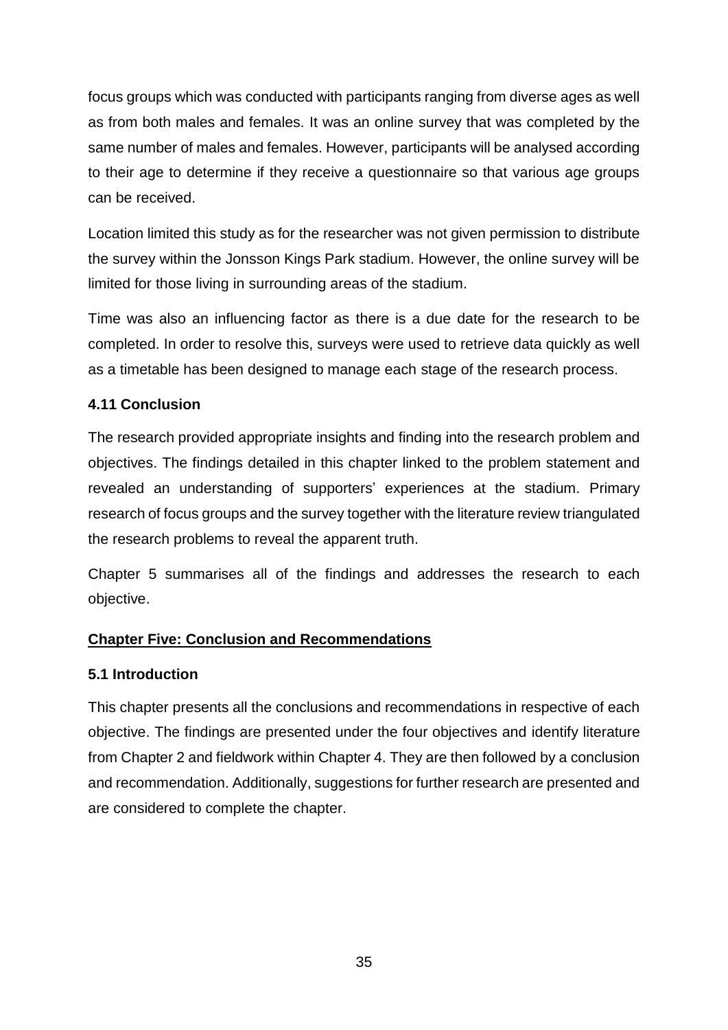focus groups which was conducted with participants ranging from diverse ages as well as from both males and females. It was an online survey that was completed by the same number of males and females. However, participants will be analysed according to their age to determine if they receive a questionnaire so that various age groups can be received.

Location limited this study as for the researcher was not given permission to distribute the survey within the Jonsson Kings Park stadium. However, the online survey will be limited for those living in surrounding areas of the stadium.

Time was also an influencing factor as there is a due date for the research to be completed. In order to resolve this, surveys were used to retrieve data quickly as well as a timetable has been designed to manage each stage of the research process.

### 4.11 Conclusion

The research provided appropriate insights and finding into the research problem and objectives. The findings detailed in this chapter linked to the problem statement and revealed an understanding of supporters' experiences at the stadium. Primary research of focus groups and the survey together with the literature review triangulated the research problems to reveal the apparent truth.

Chapter 5 summarises all of the findings and addresses the research to each objective.

## Chapter Five: Conclusion and Recommendations

### 5.1 Introduction

This chapter presents all the conclusions and recommendations in respective of each objective. The findings are presented under the four objectives and identify literature from Chapter 2 and fieldwork within Chapter 4. They are then followed by a conclusion and recommendation. Additionally, suggestions for further research are presented and are considered to complete the chapter.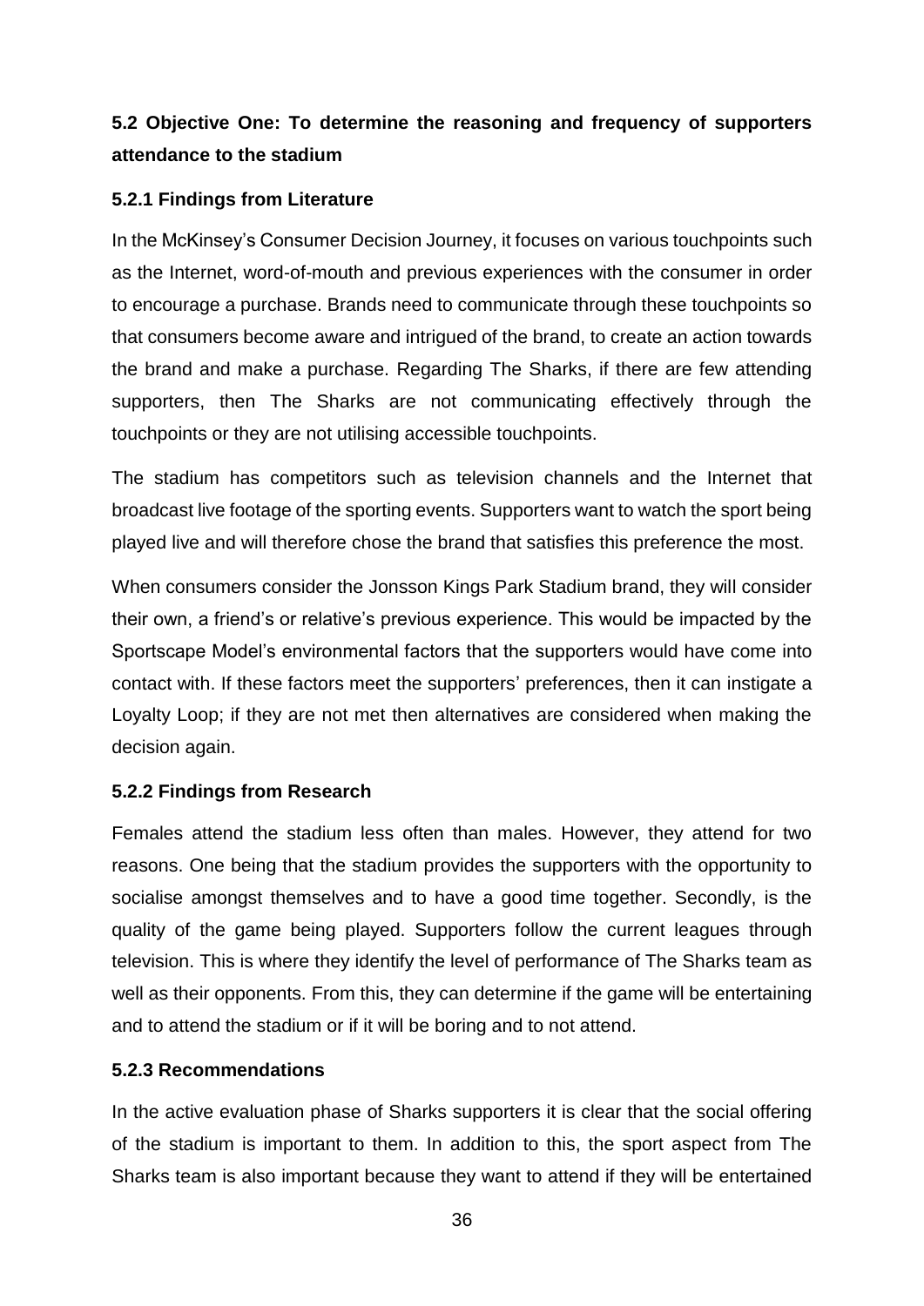## 5.2 Objective One: To determine the reasoning and frequency of supporters attendance to the stadium

### 5.2.1 Findings from Literature

In the McKinsey's Consumer Decision Journey, it focuses on various touchpoints such as the Internet, word-of-mouth and previous experiences with the consumer in order to encourage a purchase. Brands need to communicate through these touchpoints so that consumers become aware and intrigued of the brand, to create an action towards the brand and make a purchase. Regarding The Sharks, if there are few attending supporters, then The Sharks are not communicating effectively through the touchpoints or they are not utilising accessible touchpoints.

The stadium has competitors such as television channels and the Internet that broadcast live footage of the sporting events. Supporters want to watch the sport being played live and will therefore chose the brand that satisfies this preference the most.

When consumers consider the Jonsson Kings Park Stadium brand, they will consider their own, a friend's or relative's previous experience. This would be impacted by the Sportscape Model's environmental factors that the supporters would have come into contact with. If these factors meet the supporters' preferences, then it can instigate a Loyalty Loop; if they are not met then alternatives are considered when making the decision again.

### 5.2.2 Findings from Research

Females attend the stadium less often than males. However, they attend for two reasons. One being that the stadium provides the supporters with the opportunity to socialise amongst themselves and to have a good time together. Secondly, is the quality of the game being played. Supporters follow the current leagues through television. This is where they identify the level of performance of The Sharks team as well as their opponents. From this, they can determine if the game will be entertaining and to attend the stadium or if it will be boring and to not attend.

### 5.2.3 Recommendations

In the active evaluation phase of Sharks supporters it is clear that the social offering of the stadium is important to them. In addition to this, the sport aspect from The Sharks team is also important because they want to attend if they will be entertained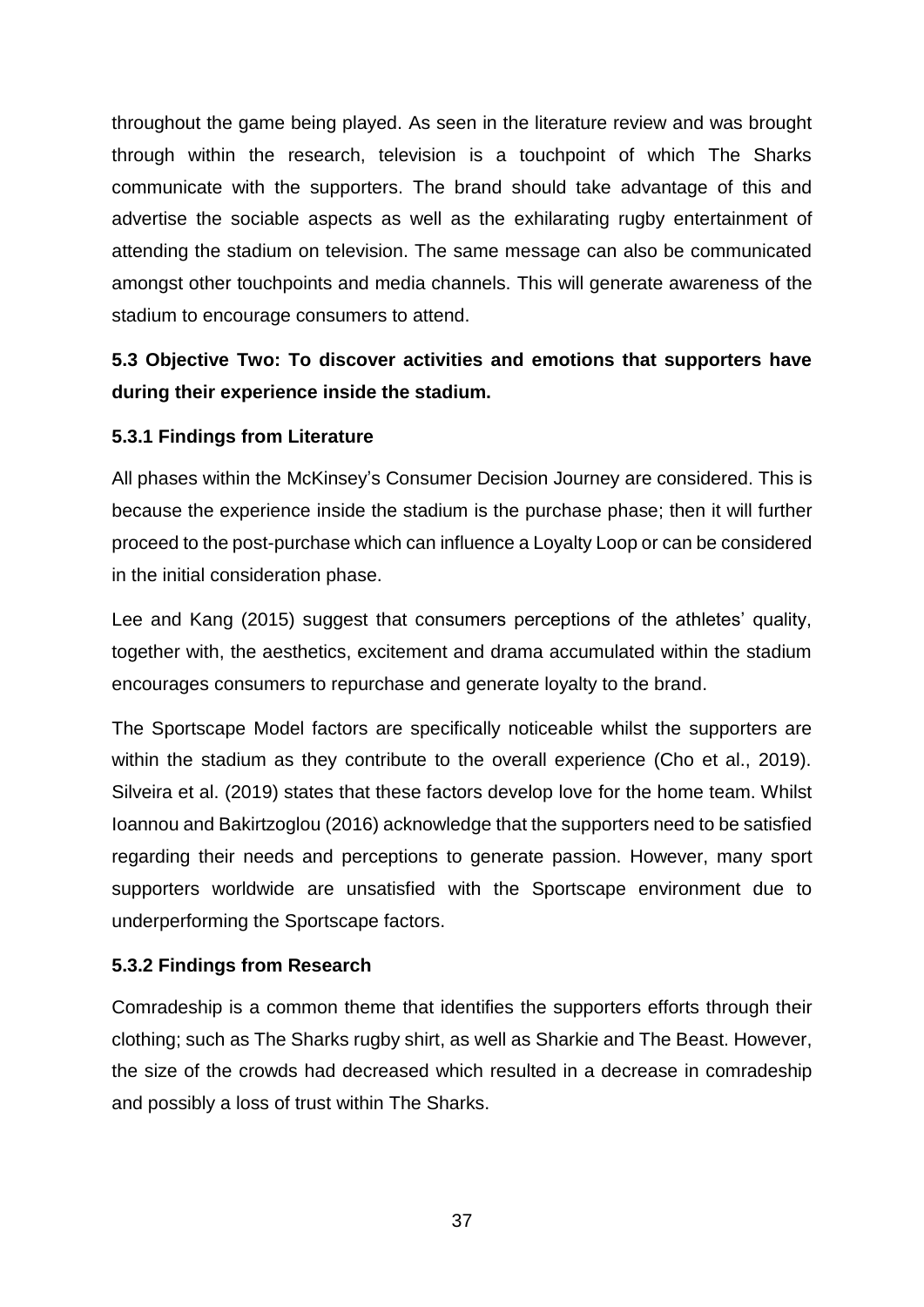throughout the game being played. As seen in the literature review and was brought through within the research, television is a touchpoint of which The Sharks communicate with the supporters. The brand should take advantage of this and advertise the sociable aspects as well as the exhilarating rugby entertainment of attending the stadium on television. The same message can also be communicated amongst other touchpoints and media channels. This will generate awareness of the stadium to encourage consumers to attend.

## 5.3 Objective Two: To discover activities and emotions that supporters have during their experience inside the stadium.

### 5.3.1 Findings from Literature

All phases within the McKinsey's Consumer Decision Journey are considered. This is because the experience inside the stadium is the purchase phase; then it will further proceed to the post-purchase which can influence a Loyalty Loop or can be considered in the initial consideration phase.

Lee and Kang (2015) suggest that consumers perceptions of the athletes' quality, together with, the aesthetics, excitement and drama accumulated within the stadium encourages consumers to repurchase and generate loyalty to the brand.

The Sportscape Model factors are specifically noticeable whilst the supporters are within the stadium as they contribute to the overall experience (Cho et al., 2019). Silveira et al. (2019) states that these factors develop love for the home team. Whilst Ioannou and Bakirtzoglou (2016) acknowledge that the supporters need to be satisfied regarding their needs and perceptions to generate passion. However, many sport supporters worldwide are unsatisfied with the Sportscape environment due to underperforming the Sportscape factors.

### 5.3.2 Findings from Research

Comradeship is a common theme that identifies the supporters efforts through their clothing; such as The Sharks rugby shirt, as well as Sharkie and The Beast. However, the size of the crowds had decreased which resulted in a decrease in comradeship and possibly a loss of trust within The Sharks.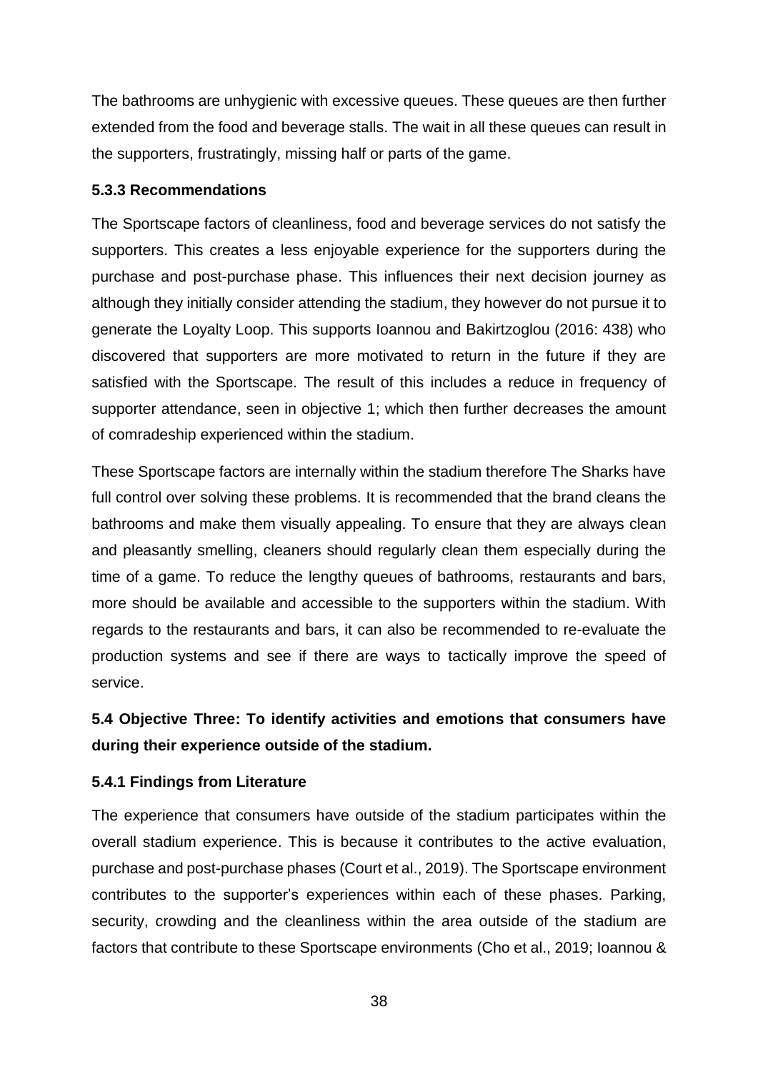The bathrooms are unhygienic with excessive queues. These queues are then further extended from the food and beverage stalls. The wait in all these queues can result in the supporters, frustratingly, missing half or parts of the game.

### 5.3.3 Recommendations

The Sportscape factors of cleanliness, food and beverage services do not satisfy the supporters. This creates a less enjoyable experience for the supporters during the purchase and post-purchase phase. This influences their next decision journey as although they initially consider attending the stadium, they however do not pursue it to generate the Loyalty Loop. This supports Ioannou and Bakirtzoglou (2016: 438) who discovered that supporters are more motivated to return in the future if they are satisfied with the Sportscape. The result of this includes a reduce in frequency of supporter attendance, seen in objective 1; which then further decreases the amount of comradeship experienced within the stadium.

These Sportscape factors are internally within the stadium therefore The Sharks have full control over solving these problems. It is recommended that the brand cleans the bathrooms and make them visually appealing. To ensure that they are always clean and pleasantly smelling, cleaners should regularly clean them especially during the time of a game. To reduce the lengthy queues of bathrooms, restaurants and bars, more should be available and accessible to the supporters within the stadium. With regards to the restaurants and bars, it can also be recommended to re-evaluate the production systems and see if there are ways to tactically improve the speed of service.

## 5.4 Objective Three: To identify activities and emotions that consumers have during their experience outside of the stadium.

### 5.4.1 Findings from Literature

The experience that consumers have outside of the stadium participates within the overall stadium experience. This is because it contributes to the active evaluation, purchase and post-purchase phases (Court et al., 2019). The Sportscape environment contributes to the supporter's experiences within each of these phases. Parking, security, crowding and the cleanliness within the area outside of the stadium are factors that contribute to these Sportscape environments (Cho et al., 2019; Ioannou &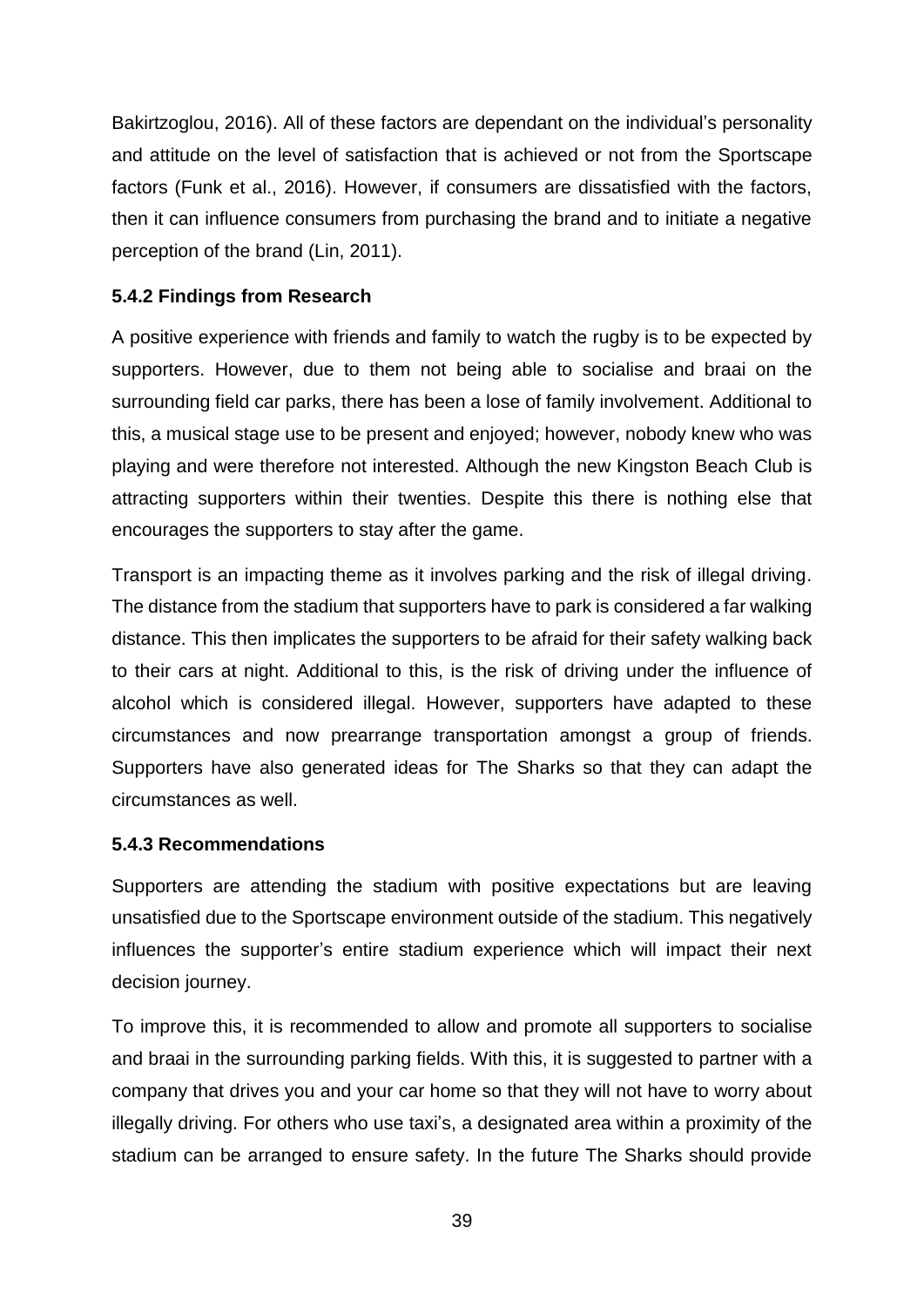Bakirtzoglou, 2016). All of these factors are dependant on the individual's personality and attitude on the level of satisfaction that is achieved or not from the Sportscape factors (Funk et al., 2016). However, if consumers are dissatisfied with the factors, then it can influence consumers from purchasing the brand and to initiate a negative perception of the brand (Lin, 2011).

### 5.4.2 Findings from Research

A positive experience with friends and family to watch the rugby is to be expected by supporters. However, due to them not being able to socialise and braai on the surrounding field car parks, there has been a lose of family involvement. Additional to this, a musical stage use to be present and enjoyed; however, nobody knew who was playing and were therefore not interested. Although the new Kingston Beach Club is attracting supporters within their twenties. Despite this there is nothing else that encourages the supporters to stay after the game.

Transport is an impacting theme as it involves parking and the risk of illegal driving. The distance from the stadium that supporters have to park is considered a far walking distance. This then implicates the supporters to be afraid for their safety walking back to their cars at night. Additional to this, is the risk of driving under the influence of alcohol which is considered illegal. However, supporters have adapted to these circumstances and now prearrange transportation amongst a group of friends. Supporters have also generated ideas for The Sharks so that they can adapt the circumstances as well.

### 5.4.3 Recommendations

Supporters are attending the stadium with positive expectations but are leaving unsatisfied due to the Sportscape environment outside of the stadium. This negatively influences the supporter's entire stadium experience which will impact their next decision journey.

To improve this, it is recommended to allow and promote all supporters to socialise and braai in the surrounding parking fields. With this, it is suggested to partner with a company that drives you and your car home so that they will not have to worry about illegally driving. For others who use taxi's, a designated area within a proximity of the stadium can be arranged to ensure safety. In the future The Sharks should provide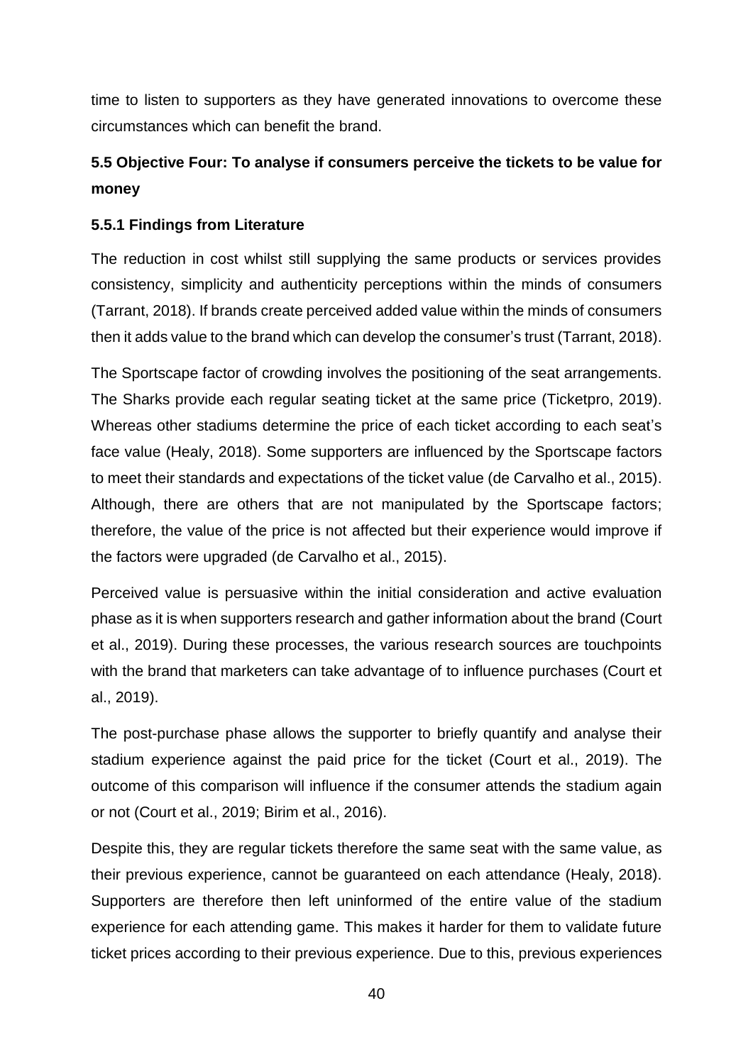time to listen to supporters as they have generated innovations to overcome these circumstances which can benefit the brand.

## 5.5 Objective Four: To analyse if consumers perceive the tickets to be value for money

### 5.5.1 Findings from Literature

The reduction in cost whilst still supplying the same products or services provides consistency, simplicity and authenticity perceptions within the minds of consumers (Tarrant, 2018). If brands create perceived added value within the minds of consumers then it adds value to the brand which can develop the consumer's trust (Tarrant, 2018).

The Sportscape factor of crowding involves the positioning of the seat arrangements. The Sharks provide each regular seating ticket at the same price (Ticketpro, 2019). Whereas other stadiums determine the price of each ticket according to each seat's face value (Healy, 2018). Some supporters are influenced by the Sportscape factors to meet their standards and expectations of the ticket value (de Carvalho et al., 2015). Although, there are others that are not manipulated by the Sportscape factors; therefore, the value of the price is not affected but their experience would improve if the factors were upgraded (de Carvalho et al., 2015).

Perceived value is persuasive within the initial consideration and active evaluation phase as it is when supporters research and gather information about the brand (Court et al., 2019). During these processes, the various research sources are touchpoints with the brand that marketers can take advantage of to influence purchases (Court et al., 2019).

The post-purchase phase allows the supporter to briefly quantify and analyse their stadium experience against the paid price for the ticket (Court et al., 2019). The outcome of this comparison will influence if the consumer attends the stadium again or not (Court et al., 2019; Birim et al., 2016).

Despite this, they are regular tickets therefore the same seat with the same value, as their previous experience, cannot be guaranteed on each attendance (Healy, 2018). Supporters are therefore then left uninformed of the entire value of the stadium experience for each attending game. This makes it harder for them to validate future ticket prices according to their previous experience. Due to this, previous experiences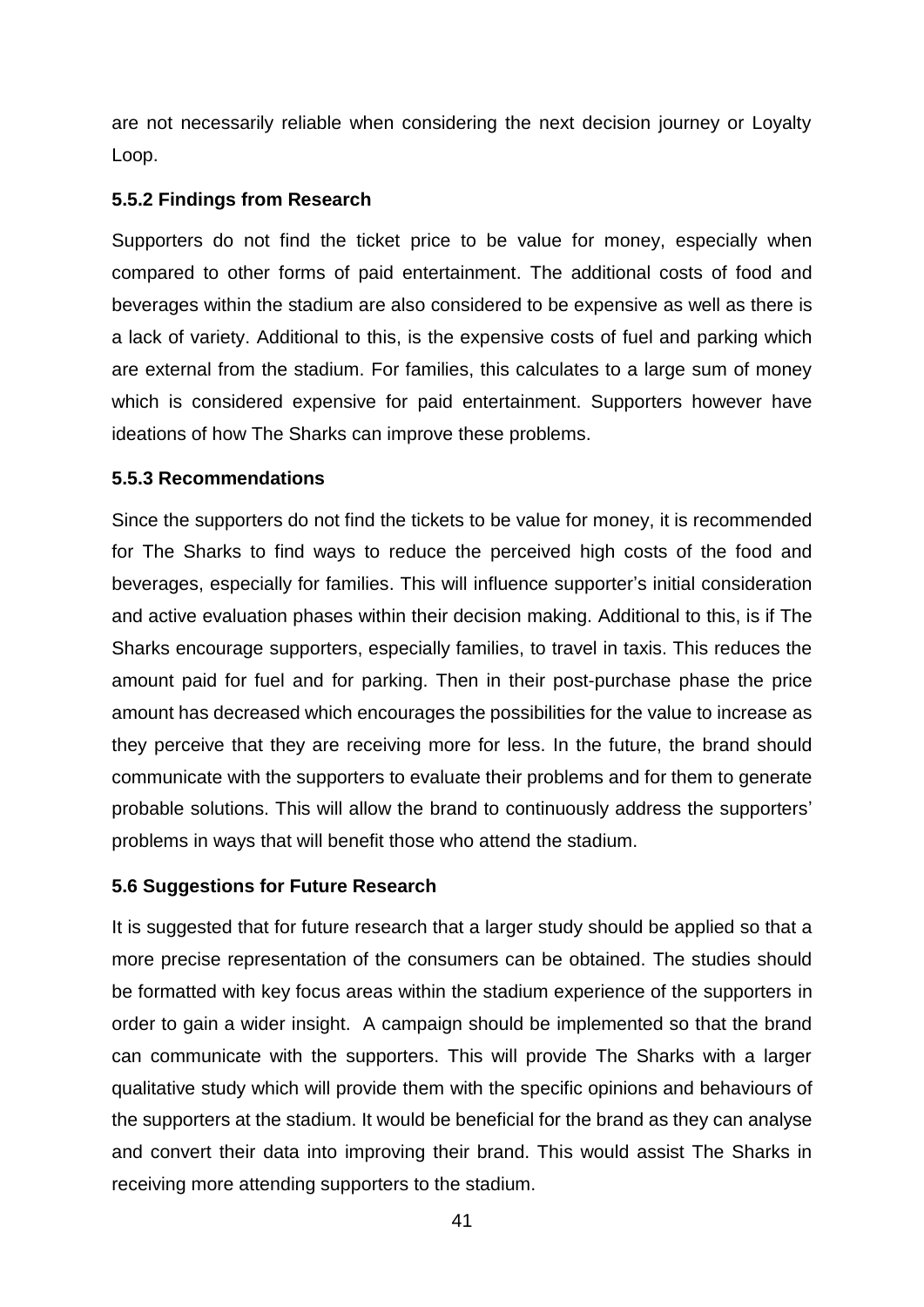are not necessarily reliable when considering the next decision journey or Loyalty Loop.

### 5.5.2 Findings from Research

Supporters do not find the ticket price to be value for money, especially when compared to other forms of paid entertainment. The additional costs of food and beverages within the stadium are also considered to be expensive as well as there is a lack of variety. Additional to this, is the expensive costs of fuel and parking which are external from the stadium. For families, this calculates to a large sum of money which is considered expensive for paid entertainment. Supporters however have ideations of how The Sharks can improve these problems.

### 5.5.3 Recommendations

Since the supporters do not find the tickets to be value for money, it is recommended for The Sharks to find ways to reduce the perceived high costs of the food and beverages, especially for families. This will influence supporter's initial consideration and active evaluation phases within their decision making. Additional to this, is if The Sharks encourage supporters, especially families, to travel in taxis. This reduces the amount paid for fuel and for parking. Then in their post-purchase phase the price amount has decreased which encourages the possibilities for the value to increase as they perceive that they are receiving more for less. In the future, the brand should communicate with the supporters to evaluate their problems and for them to generate probable solutions. This will allow the brand to continuously address the supporters' problems in ways that will benefit those who attend the stadium.

## 5.6 Suggestions for Future Research

It is suggested that for future research that a larger study should be applied so that a more precise representation of the consumers can be obtained. The studies should be formatted with key focus areas within the stadium experience of the supporters in order to gain a wider insight. A campaign should be implemented so that the brand can communicate with the supporters. This will provide The Sharks with a larger qualitative study which will provide them with the specific opinions and behaviours of the supporters at the stadium. It would be beneficial for the brand as they can analyse and convert their data into improving their brand. This would assist The Sharks in receiving more attending supporters to the stadium.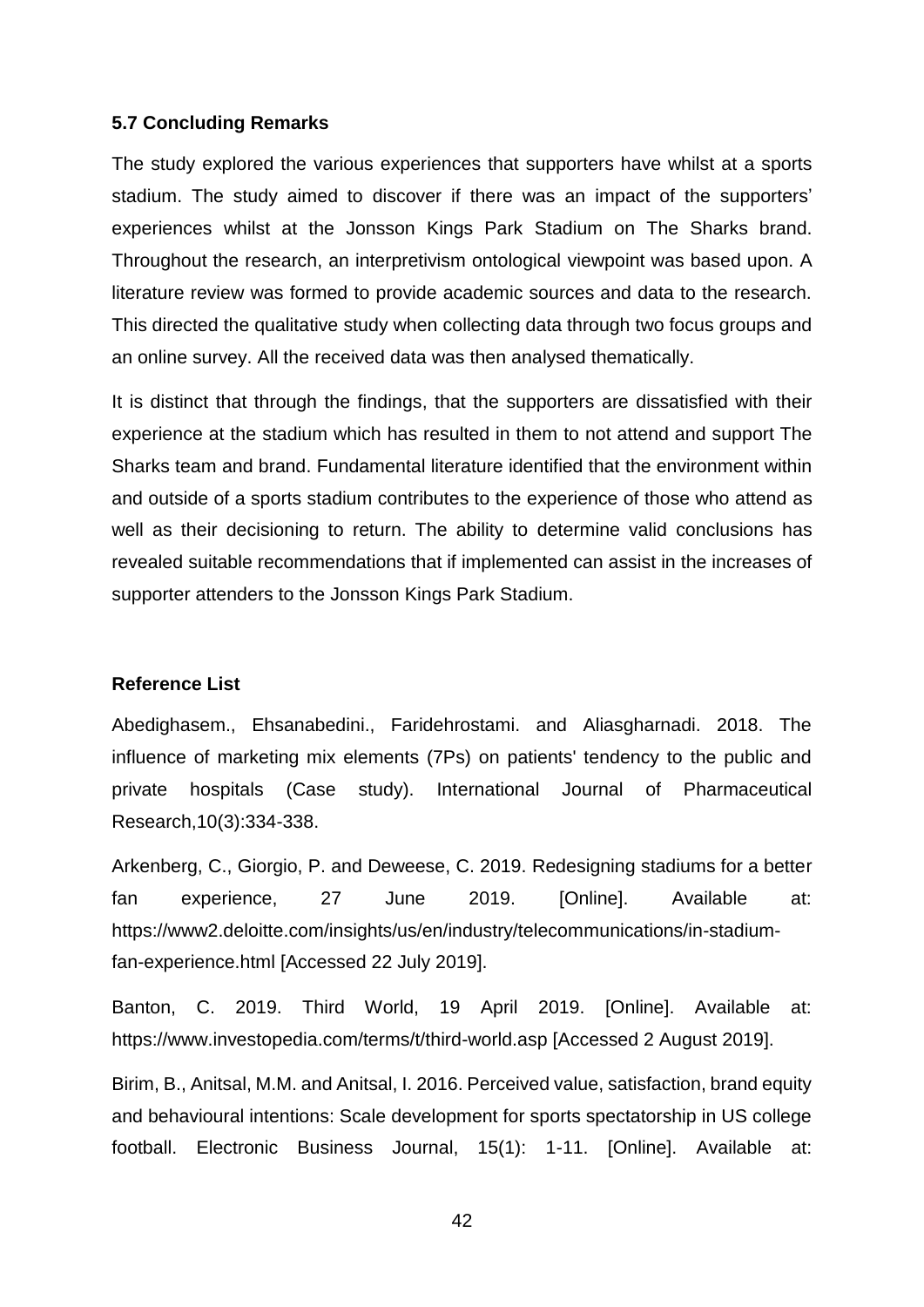### 5.7 Concluding Remarks

The study explored the various experiences that supporters have whilst at a sports stadium. The study aimed to discover if there was an impact of the supporters' experiences whilst at the Jonsson Kings Park Stadium on The Sharks brand. Throughout the research, an interpretivism ontological viewpoint was based upon. A literature review was formed to provide academic sources and data to the research. This directed the qualitative study when collecting data through two focus groups and an online survey. All the received data was then analysed thematically.

It is distinct that through the findings, that the supporters are dissatisfied with their experience at the stadium which has resulted in them to not attend and support The Sharks team and brand. Fundamental literature identified that the environment within and outside of a sports stadium contributes to the experience of those who attend as well as their decisioning to return. The ability to determine valid conclusions has revealed suitable recommendations that if implemented can assist in the increases of supporter attenders to the Jonsson Kings Park Stadium.

### Reference List

Abedighasem., Ehsanabedini., Faridehrostami. and Aliasgharnadi. 2018. The influence of marketing mix elements (7Ps) on patients' tendency to the public and private hospitals (Case study). International Journal of Pharmaceutical Research,10(3):334-338.

Arkenberg, C., Giorgio, P. and Deweese, C. 2019. Redesigning stadiums for a better fan experience, 27 June 2019. [Online]. Available at: https://www2.deloitte.com/insights/us/en/industry/telecommunications/in-stadium-fan-experience.html [Accessed 22 July 2019].

Banton, C. 2019. Third World, 19 April 2019. [Online]. Available at: https://www.investopedia.com/terms/t/third-world.asp [Accessed 2 August 2019].

Birim, B., Anitsal, M.M. and Anitsal, I. 2016. Perceived value, satisfaction, brand equity and behavioural intentions: Scale development for sports spectatorship in US college football. Electronic Business Journal, 15(1): 1-11. [Online]. Available at: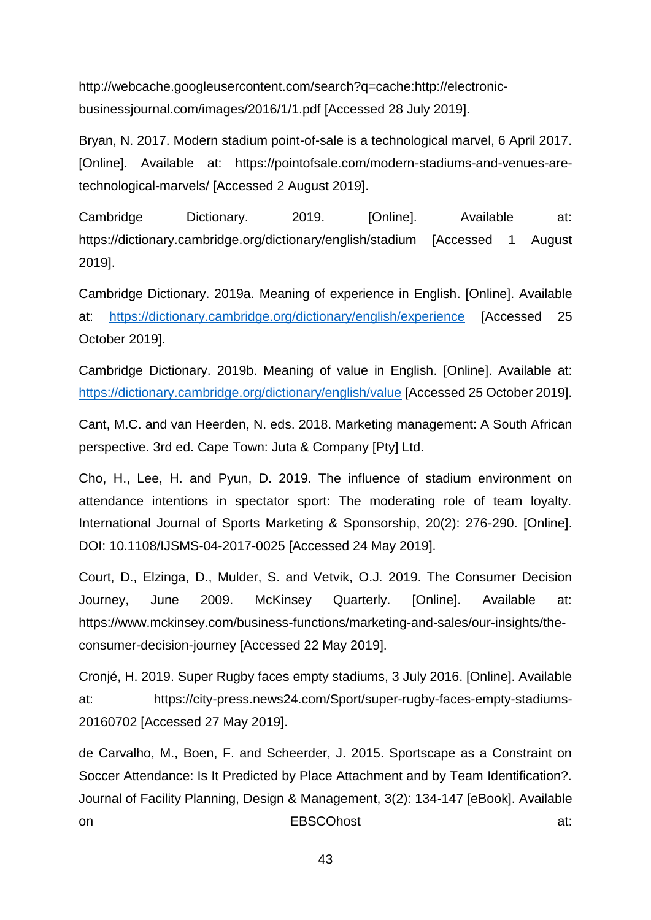http://webcache.googleusercontent.com/search?q=cache:http://electronic-businessjournal.com/images/2016/1/1.pdf [Accessed 28 July 2019].

Bryan, N. 2017. Modern stadium point-of-sale is a technological marvel, 6 April 2017. [Online]. Available at: https://pointofsale.com/modern-stadiums-and-venues-are-technological-marvels/ [Accessed 2 August 2019].

Cambridge Dictionary. 2019. [Online]. Available at: https://dictionary.cambridge.org/dictionary/english/stadium [Accessed 1 August 2019].

Cambridge Dictionary. 2019a. Meaning of experience in English. [Online]. Available at: https://dictionary.cambridge.org/dictionary/english/experience [Accessed 25 October 2019].

Cambridge Dictionary. 2019b. Meaning of value in English. [Online]. Available at: https://dictionary.cambridge.org/dictionary/english/value [Accessed 25 October 2019].

Cant, M.C. and van Heerden, N. eds. 2018. Marketing management: A South African perspective. 3rd ed. Cape Town: Juta & Company [Pty] Ltd.

Cho, H., Lee, H. and Pyun, D. 2019. The influence of stadium environment on attendance intentions in spectator sport: The moderating role of team loyalty. International Journal of Sports Marketing & Sponsorship, 20(2): 276-290. [Online]. DOI: 10.1108/IJSMS-04-2017-0025 [Accessed 24 May 2019].

Court, D., Elzinga, D., Mulder, S. and Vetvik, O.J. 2019. The Consumer Decision Journey, June 2009. McKinsey Quarterly. [Online]. Available at: https://www.mckinsey.com/business-functions/marketing-and-sales/our-insights/the-consumer-decision-journey [Accessed 22 May 2019].

Cronjé, H. 2019. Super Rugby faces empty stadiums, 3 July 2016. [Online]. Available at: https://city-press.news24.com/Sport/super-rugby-faces-empty-stadiums-20160702 [Accessed 27 May 2019].

de Carvalho, M., Boen, F. and Scheerder, J. 2015. Sportscape as a Constraint on Soccer Attendance: Is It Predicted by Place Attachment and by Team Identification?. Journal of Facility Planning, Design & Management, 3(2): 134-147 [eBook]. Available on EBSCOhost at: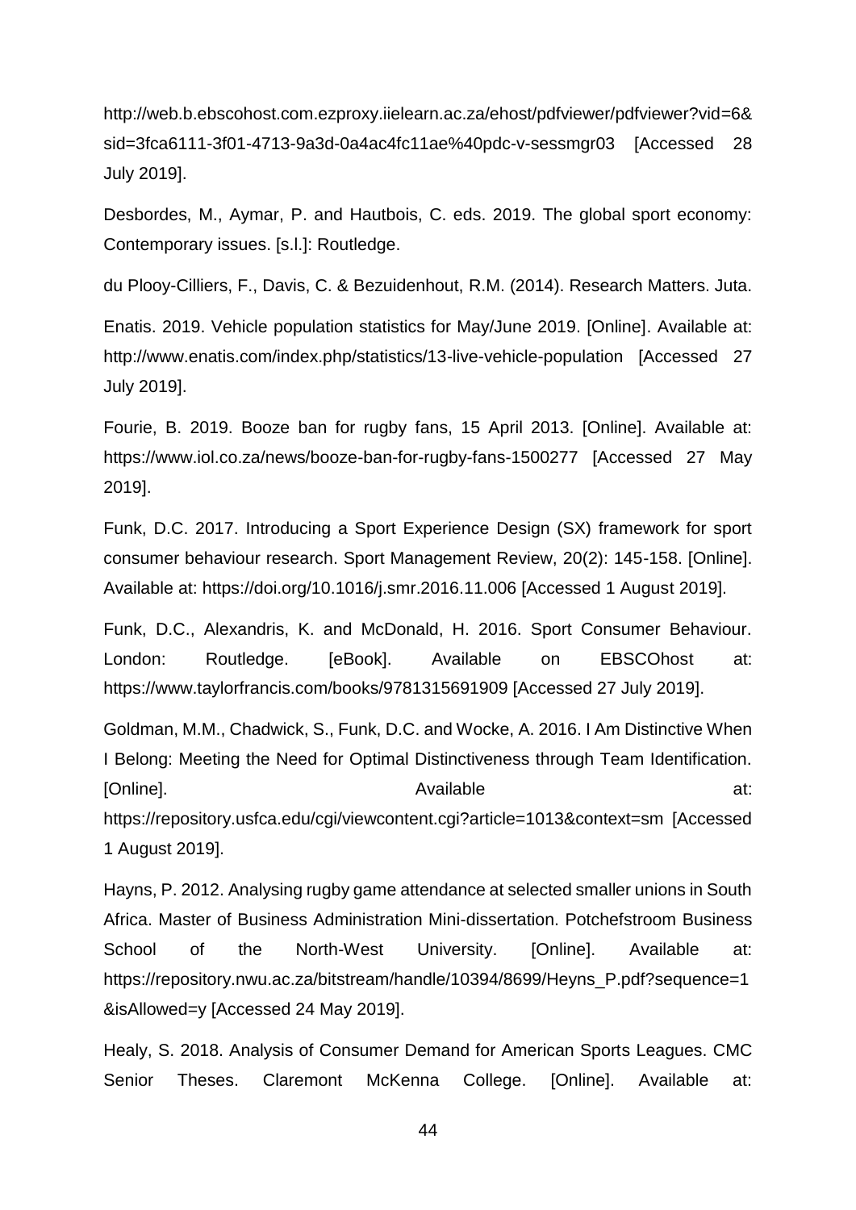http://web.b.ebscohost.com.ezproxy.iielearn.ac.za/ehost/pdfviewer/pdfviewer?vid=6&sid=3fca6111-3f01-4713-9a3d-0a4ac4fc11ae%40pdc-v-sessmgr03 [Accessed 28 July 2019].

Desbordes, M., Aymar, P. and Hautbois, C. eds. 2019. The global sport economy: Contemporary issues. [s.l.]: Routledge.

du Plooy-Cilliers, F., Davis, C. & Bezuidenhout, R.M. (2014). Research Matters. Juta.

Enatis. 2019. Vehicle population statistics for May/June 2019. [Online]. Available at: http://www.enatis.com/index.php/statistics/13-live-vehicle-population [Accessed 27 July 2019].

Fourie, B. 2019. Booze ban for rugby fans, 15 April 2013. [Online]. Available at: https://www.iol.co.za/news/booze-ban-for-rugby-fans-1500277 [Accessed 27 May 2019].

Funk, D.C. 2017. Introducing a Sport Experience Design (SX) framework for sport consumer behaviour research. Sport Management Review, 20(2): 145-158. [Online]. Available at: https://doi.org/10.1016/j.smr.2016.11.006 [Accessed 1 August 2019].

Funk, D.C., Alexandris, K. and McDonald, H. 2016. Sport Consumer Behaviour. London: Routledge. [eBook]. Available on EBSCOhost at: https://www.taylorfrancis.com/books/9781315691909 [Accessed 27 July 2019].

Goldman, M.M., Chadwick, S., Funk, D.C. and Wocke, A. 2016. I Am Distinctive When I Belong: Meeting the Need for Optimal Distinctiveness through Team Identification. [Online]. Available at: https://repository.usfca.edu/cgi/viewcontent.cgi?article=1013&context=sm [Accessed 1 August 2019].

Hayns, P. 2012. Analysing rugby game attendance at selected smaller unions in South Africa. Master of Business Administration Mini-dissertation. Potchefstroom Business School of the North-West University. [Online]. Available at: https://repository.nwu.ac.za/bitstream/handle/10394/8699/Heyns_P.pdf?sequence=1&isAllowed=y [Accessed 24 May 2019].

Healy, S. 2018. Analysis of Consumer Demand for American Sports Leagues. CMC Senior Theses. Claremont McKenna College. [Online]. Available at: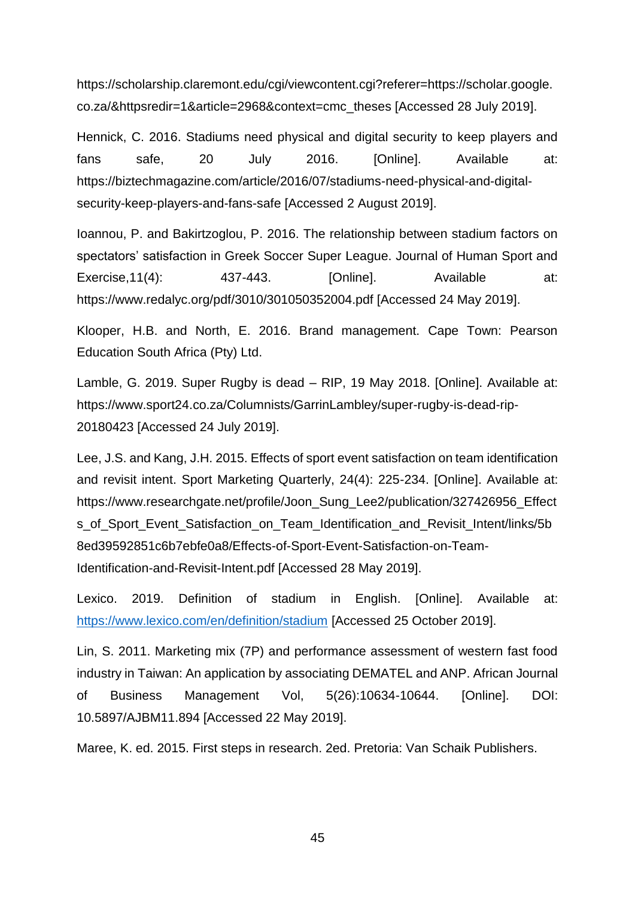https://scholarship.claremont.edu/cgi/viewcontent.cgi?referer=https://scholar.google.co.za/&httpsredir=1&article=2968&context=cmc_theses [Accessed 28 July 2019].

Hennick, C. 2016. Stadiums need physical and digital security to keep players and fans safe, 20 July 2016. [Online]. Available at: https://biztechmagazine.com/article/2016/07/stadiums-need-physical-and-digital-security-keep-players-and-fans-safe [Accessed 2 August 2019].

Ioannou, P. and Bakirtzoglou, P. 2016. The relationship between stadium factors on spectators' satisfaction in Greek Soccer Super League. Journal of Human Sport and Exercise,11(4): 437-443. [Online]. Available at: https://www.redalyc.org/pdf/3010/301050352004.pdf [Accessed 24 May 2019].

Klooper, H.B. and North, E. 2016. Brand management. Cape Town: Pearson Education South Africa (Pty) Ltd.

Lamble, G. 2019. Super Rugby is dead – RIP, 19 May 2018. [Online]. Available at: https://www.sport24.co.za/Columnists/GarrinLambley/super-rugby-is-dead-rip-20180423 [Accessed 24 July 2019].

Lee, J.S. and Kang, J.H. 2015. Effects of sport event satisfaction on team identification and revisit intent. Sport Marketing Quarterly, 24(4): 225-234. [Online]. Available at: https://www.researchgate.net/profile/Joon_Sung_Lee2/publication/327426956_Effects_of_Sport_Event_Satisfaction_on_Team_Identification_and_Revisit_Intent/links/5b8ed39592851c6b7ebfe0a8/Effects-of-Sport-Event-Satisfaction-on-Team-Identification-and-Revisit-Intent.pdf [Accessed 28 May 2019].

Lexico. 2019. Definition of stadium in English. [Online]. Available at: https://www.lexico.com/en/definition/stadium [Accessed 25 October 2019].

Lin, S. 2011. Marketing mix (7P) and performance assessment of western fast food industry in Taiwan: An application by associating DEMATEL and ANP. African Journal of Business Management Vol, 5(26):10634-10644. [Online]. DOI: 10.5897/AJBM11.894 [Accessed 22 May 2019].

Maree, K. ed. 2015. First steps in research. 2ed. Pretoria: Van Schaik Publishers.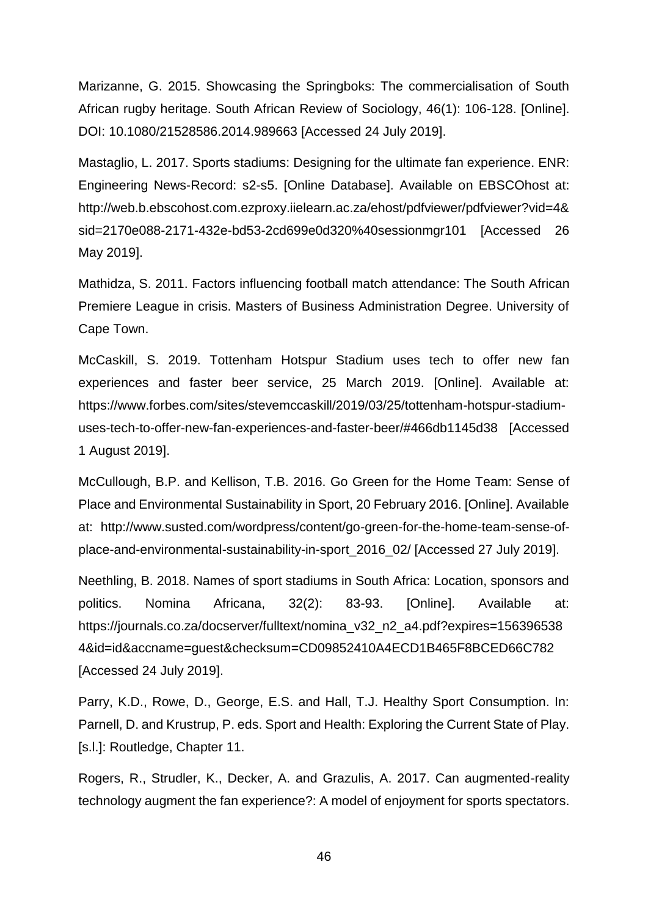Marizanne, G. 2015. Showcasing the Springboks: The commercialisation of South African rugby heritage. South African Review of Sociology, 46(1): 106-128. [Online]. DOI: 10.1080/21528586.2014.989663 [Accessed 24 July 2019].

Mastaglio, L. 2017. Sports stadiums: Designing for the ultimate fan experience. ENR: Engineering News-Record: s2-s5. [Online Database]. Available on EBSCOhost at: http://web.b.ebscohost.com.ezproxy.iielearn.ac.za/ehost/pdfviewer/pdfviewer?vid=4&sid=2170e088-2171-432e-bd53-2cd699e0d320%40sessionmgr101 [Accessed 26 May 2019].

Mathidza, S. 2011. Factors influencing football match attendance: The South African Premiere League in crisis. Masters of Business Administration Degree. University of Cape Town.

McCaskill, S. 2019. Tottenham Hotspur Stadium uses tech to offer new fan experiences and faster beer service, 25 March 2019. [Online]. Available at: https://www.forbes.com/sites/stevemccaskill/2019/03/25/tottenham-hotspur-stadium-uses-tech-to-offer-new-fan-experiences-and-faster-beer/#466db1145d38 [Accessed 1 August 2019].

McCullough, B.P. and Kellison, T.B. 2016. Go Green for the Home Team: Sense of Place and Environmental Sustainability in Sport, 20 February 2016. [Online]. Available at: http://www.susted.com/wordpress/content/go-green-for-the-home-team-sense-of-place-and-environmental-sustainability-in-sport_2016_02/ [Accessed 27 July 2019].

Neethling, B. 2018. Names of sport stadiums in South Africa: Location, sponsors and politics. Nomina Africana, 32(2): 83-93. [Online]. Available at: https://journals.co.za/docserver/fulltext/nomina_v32_n2_a4.pdf?expires=1563965384&id=id&accname=guest&checksum=CD09852410A4ECD1B465F8BCED66C782 [Accessed 24 July 2019].

Parry, K.D., Rowe, D., George, E.S. and Hall, T.J. Healthy Sport Consumption. In: Parnell, D. and Krustrup, P. eds. Sport and Health: Exploring the Current State of Play. [s.l.]: Routledge, Chapter 11.

Rogers, R., Strudler, K., Decker, A. and Grazulis, A. 2017. Can augmented-reality technology augment the fan experience?: A model of enjoyment for sports spectators.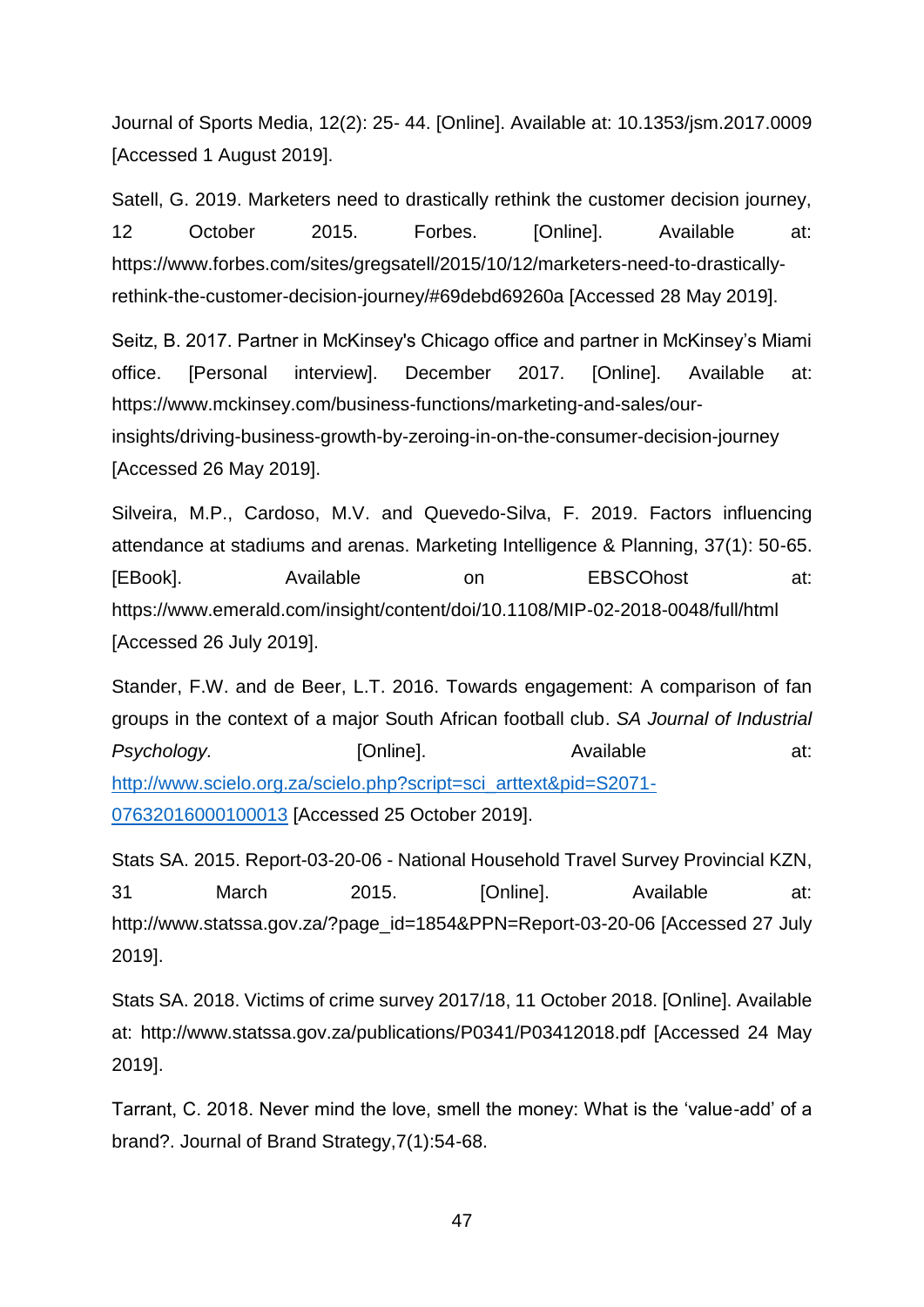Journal of Sports Media, 12(2): 25- 44. [Online]. Available at: 10.1353/jsm.2017.0009 [Accessed 1 August 2019].

Satell, G. 2019. Marketers need to drastically rethink the customer decision journey, 12 October 2015. Forbes. [Online]. Available at: https://www.forbes.com/sites/gregsatell/2015/10/12/marketers-need-to-drastically-rethink-the-customer-decision-journey/#69debd69260a [Accessed 28 May 2019].

Seitz, B. 2017. Partner in McKinsey's Chicago office and partner in McKinsey's Miami office. [Personal interview]. December 2017. [Online]. Available at: https://www.mckinsey.com/business-functions/marketing-and-sales/our-insights/driving-business-growth-by-zeroing-in-on-the-consumer-decision-journey [Accessed 26 May 2019].

Silveira, M.P., Cardoso, M.V. and Quevedo-Silva, F. 2019. Factors influencing attendance at stadiums and arenas. Marketing Intelligence & Planning, 37(1): 50-65. [EBook]. Available on EBSCOhost at: https://www.emerald.com/insight/content/doi/10.1108/MIP-02-2018-0048/full/html [Accessed 26 July 2019].

Stander, F.W. and de Beer, L.T. 2016. Towards engagement: A comparison of fan groups in the context of a major South African football club. *SA Journal of Industrial Psychology.* [Online]. Available at: http://www.scielo.org.za/scielo.php?script=sci_arttext&pid=S2071-07632016000100013 [Accessed 25 October 2019].

Stats SA. 2015. Report-03-20-06 - National Household Travel Survey Provincial KZN, 31 March 2015. [Online]. Available at: http://www.statssa.gov.za/?page_id=1854&PPN=Report-03-20-06 [Accessed 27 July 2019].

Stats SA. 2018. Victims of crime survey 2017/18, 11 October 2018. [Online]. Available at: http://www.statssa.gov.za/publications/P0341/P03412018.pdf [Accessed 24 May 2019].

Tarrant, C. 2018. Never mind the love, smell the money: What is the 'value-add' of a brand?. Journal of Brand Strategy,7(1):54-68.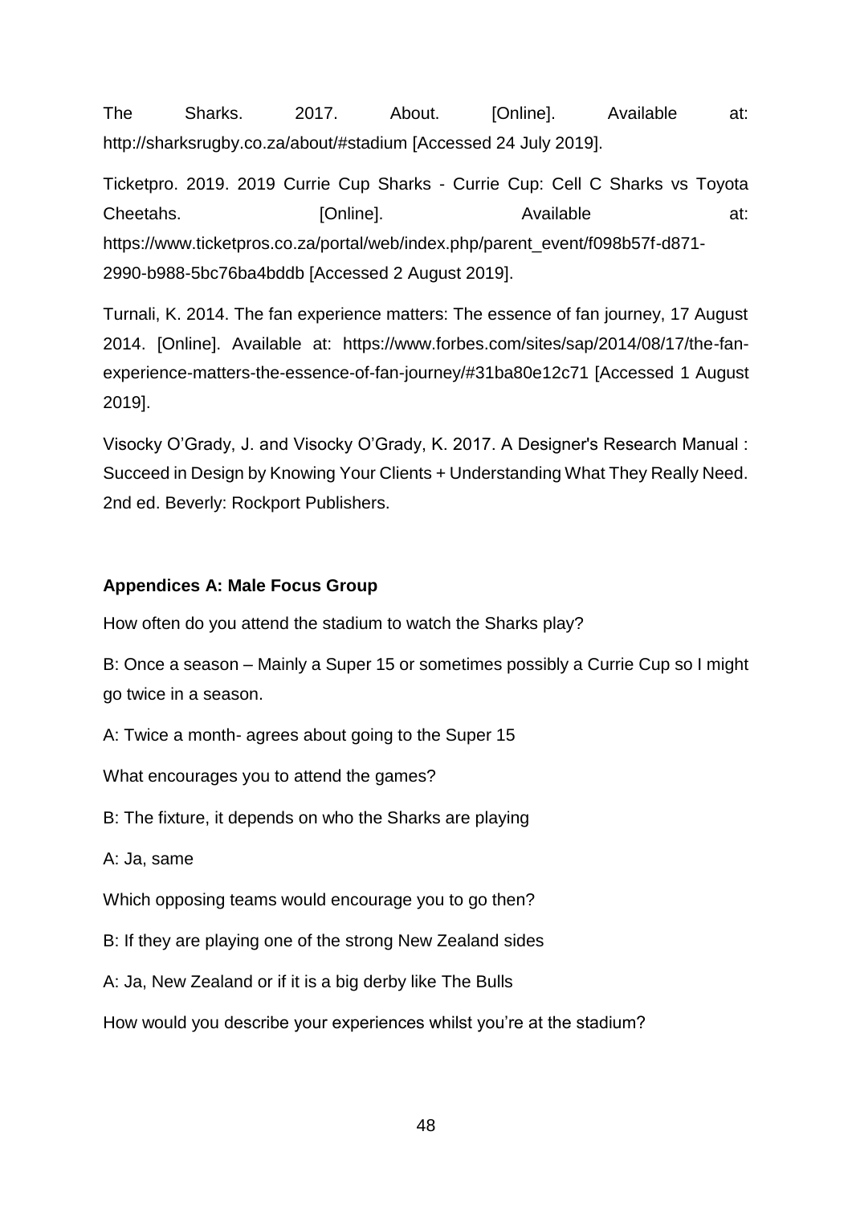The Sharks. 2017. About. [Online]. Available at: http://sharksrugby.co.za/about/#stadium [Accessed 24 July 2019].

Ticketpro. 2019. 2019 Currie Cup Sharks - Currie Cup: Cell C Sharks vs Toyota Cheetahs. [Online]. Available at: https://www.ticketpros.co.za/portal/web/index.php/parent_event/f098b57f-d871-2990-b988-5bc76ba4bddb [Accessed 2 August 2019].

Turnali, K. 2014. The fan experience matters: The essence of fan journey, 17 August 2014. [Online]. Available at: https://www.forbes.com/sites/sap/2014/08/17/the-fan-experience-matters-the-essence-of-fan-journey/#31ba80e12c71 [Accessed 1 August 2019].

Visocky O'Grady, J. and Visocky O'Grady, K. 2017. A Designer's Research Manual : Succeed in Design by Knowing Your Clients + Understanding What They Really Need. 2nd ed. Beverly: Rockport Publishers.

**Appendices A: Male Focus Group**

How often do you attend the stadium to watch the Sharks play?

B: Once a season – Mainly a Super 15 or sometimes possibly a Currie Cup so I might go twice in a season.

A: Twice a month- agrees about going to the Super 15

What encourages you to attend the games?

B: The fixture, it depends on who the Sharks are playing

A: Ja, same

Which opposing teams would encourage you to go then?

B: If they are playing one of the strong New Zealand sides

A: Ja, New Zealand or if it is a big derby like The Bulls

How would you describe your experiences whilst you're at the stadium?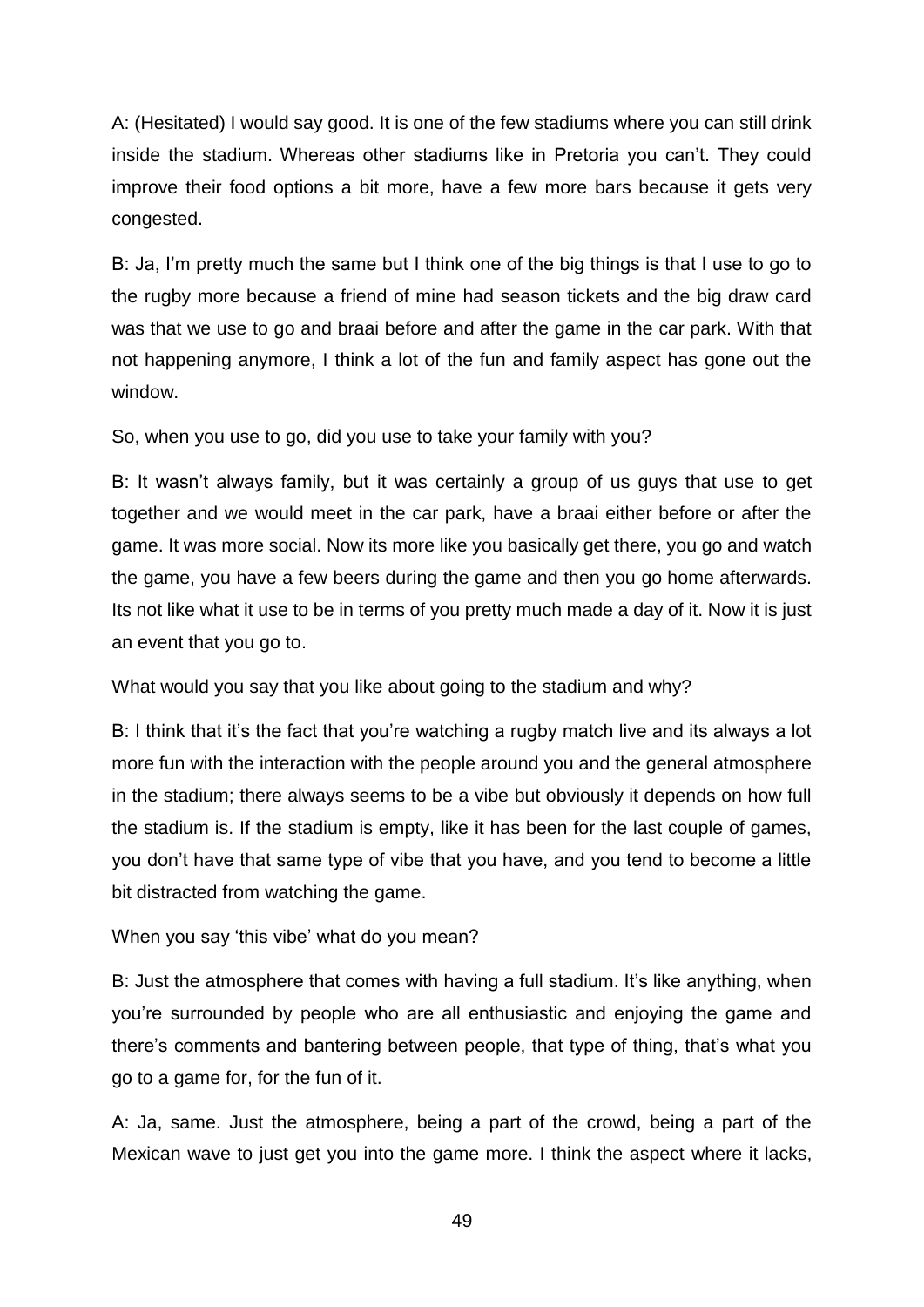A: (Hesitated) I would say good. It is one of the few stadiums where you can still drink inside the stadium. Whereas other stadiums like in Pretoria you can't. They could improve their food options a bit more, have a few more bars because it gets very congested.

B: Ja, I'm pretty much the same but I think one of the big things is that I use to go to the rugby more because a friend of mine had season tickets and the big draw card was that we use to go and braai before and after the game in the car park. With that not happening anymore, I think a lot of the fun and family aspect has gone out the window.

So, when you use to go, did you use to take your family with you?

B: It wasn't always family, but it was certainly a group of us guys that use to get together and we would meet in the car park, have a braai either before or after the game. It was more social. Now its more like you basically get there, you go and watch the game, you have a few beers during the game and then you go home afterwards. Its not like what it use to be in terms of you pretty much made a day of it. Now it is just an event that you go to.

What would you say that you like about going to the stadium and why?

B: I think that it's the fact that you're watching a rugby match live and its always a lot more fun with the interaction with the people around you and the general atmosphere in the stadium; there always seems to be a vibe but obviously it depends on how full the stadium is. If the stadium is empty, like it has been for the last couple of games, you don't have that same type of vibe that you have, and you tend to become a little bit distracted from watching the game.

When you say 'this vibe' what do you mean?

B: Just the atmosphere that comes with having a full stadium. It's like anything, when you're surrounded by people who are all enthusiastic and enjoying the game and there's comments and bantering between people, that type of thing, that's what you go to a game for, for the fun of it.

A: Ja, same. Just the atmosphere, being a part of the crowd, being a part of the Mexican wave to just get you into the game more. I think the aspect where it lacks,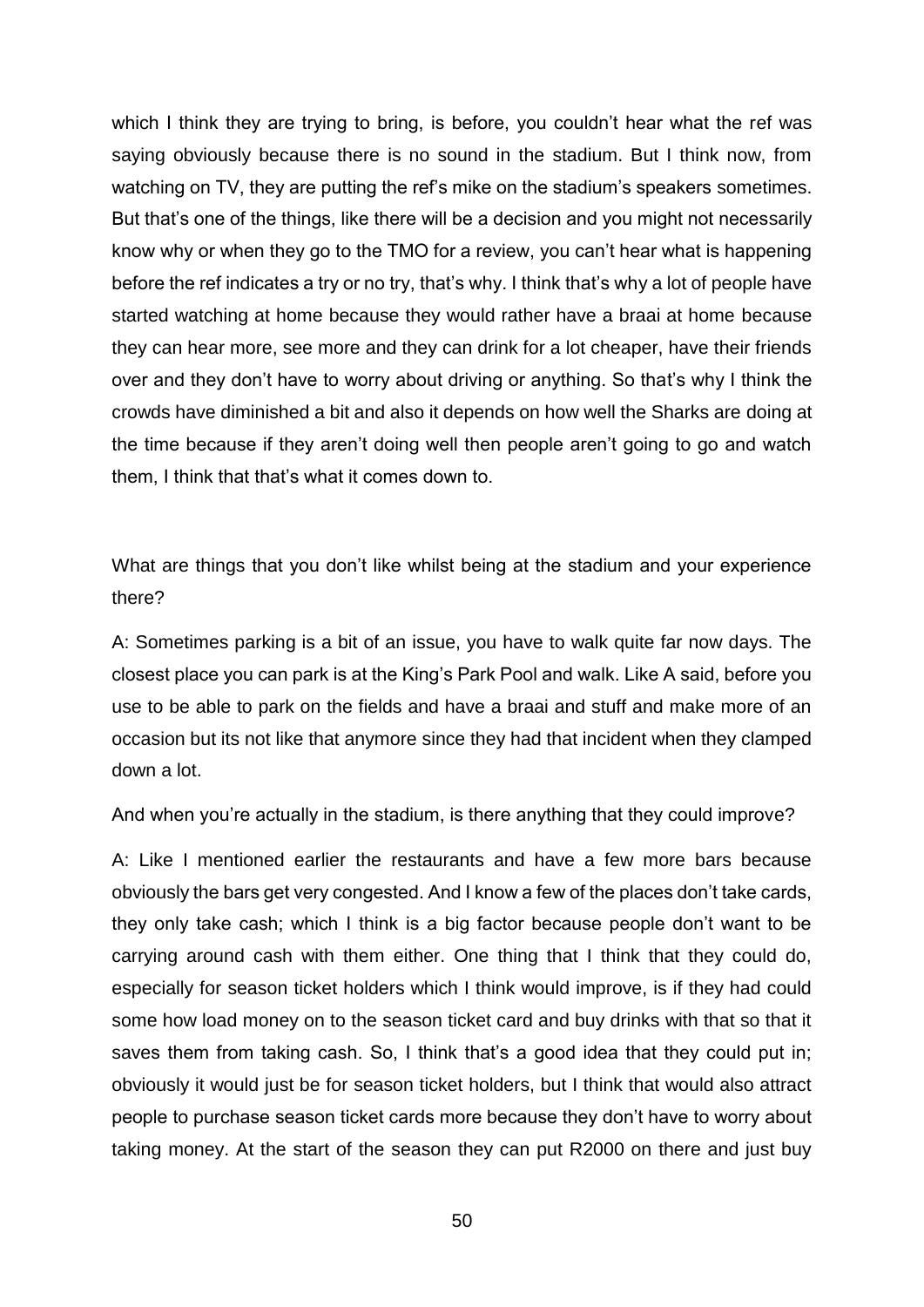which I think they are trying to bring, is before, you couldn't hear what the ref was saying obviously because there is no sound in the stadium. But I think now, from watching on TV, they are putting the ref's mike on the stadium's speakers sometimes. But that's one of the things, like there will be a decision and you might not necessarily know why or when they go to the TMO for a review, you can't hear what is happening before the ref indicates a try or no try, that's why. I think that's why a lot of people have started watching at home because they would rather have a braai at home because they can hear more, see more and they can drink for a lot cheaper, have their friends over and they don't have to worry about driving or anything. So that's why I think the crowds have diminished a bit and also it depends on how well the Sharks are doing at the time because if they aren't doing well then people aren't going to go and watch them, I think that that's what it comes down to.

What are things that you don't like whilst being at the stadium and your experience there?

A: Sometimes parking is a bit of an issue, you have to walk quite far now days. The closest place you can park is at the King's Park Pool and walk. Like A said, before you use to be able to park on the fields and have a braai and stuff and make more of an occasion but its not like that anymore since they had that incident when they clamped down a lot.

And when you're actually in the stadium, is there anything that they could improve?

A: Like I mentioned earlier the restaurants and have a few more bars because obviously the bars get very congested. And I know a few of the places don't take cards, they only take cash; which I think is a big factor because people don't want to be carrying around cash with them either. One thing that I think that they could do, especially for season ticket holders which I think would improve, is if they had could some how load money on to the season ticket card and buy drinks with that so that it saves them from taking cash. So, I think that's a good idea that they could put in; obviously it would just be for season ticket holders, but I think that would also attract people to purchase season ticket cards more because they don't have to worry about taking money. At the start of the season they can put R2000 on there and just buy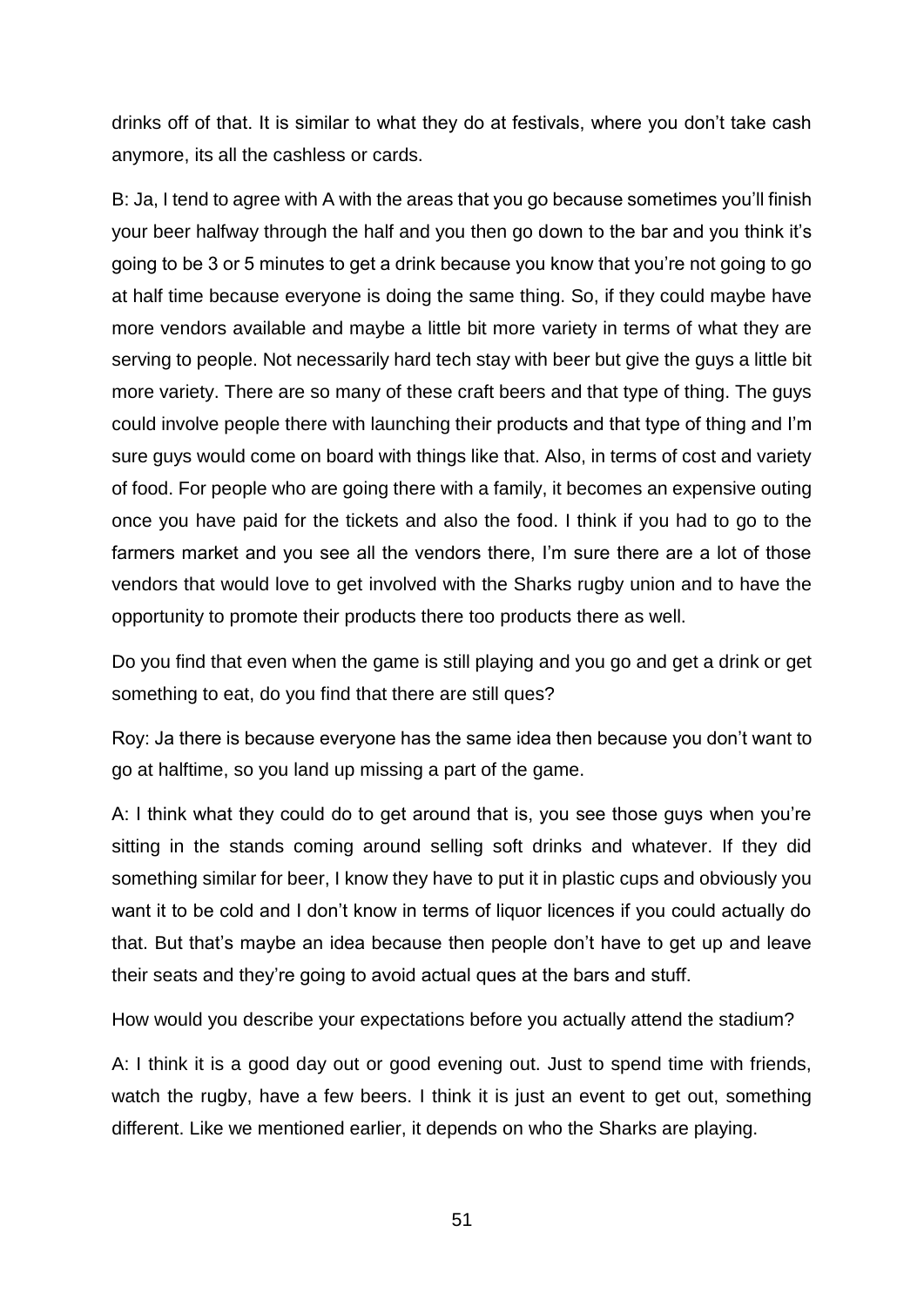drinks off of that. It is similar to what they do at festivals, where you don't take cash anymore, its all the cashless or cards.

B: Ja, I tend to agree with A with the areas that you go because sometimes you'll finish your beer halfway through the half and you then go down to the bar and you think it's going to be 3 or 5 minutes to get a drink because you know that you're not going to go at half time because everyone is doing the same thing. So, if they could maybe have more vendors available and maybe a little bit more variety in terms of what they are serving to people. Not necessarily hard tech stay with beer but give the guys a little bit more variety. There are so many of these craft beers and that type of thing. The guys could involve people there with launching their products and that type of thing and I'm sure guys would come on board with things like that. Also, in terms of cost and variety of food. For people who are going there with a family, it becomes an expensive outing once you have paid for the tickets and also the food. I think if you had to go to the farmers market and you see all the vendors there, I'm sure there are a lot of those vendors that would love to get involved with the Sharks rugby union and to have the opportunity to promote their products there too products there as well.

Do you find that even when the game is still playing and you go and get a drink or get something to eat, do you find that there are still ques?

Roy: Ja there is because everyone has the same idea then because you don't want to go at halftime, so you land up missing a part of the game.

A: I think what they could do to get around that is, you see those guys when you're sitting in the stands coming around selling soft drinks and whatever. If they did something similar for beer, I know they have to put it in plastic cups and obviously you want it to be cold and I don't know in terms of liquor licences if you could actually do that. But that's maybe an idea because then people don't have to get up and leave their seats and they're going to avoid actual ques at the bars and stuff.

How would you describe your expectations before you actually attend the stadium?

A: I think it is a good day out or good evening out. Just to spend time with friends, watch the rugby, have a few beers. I think it is just an event to get out, something different. Like we mentioned earlier, it depends on who the Sharks are playing.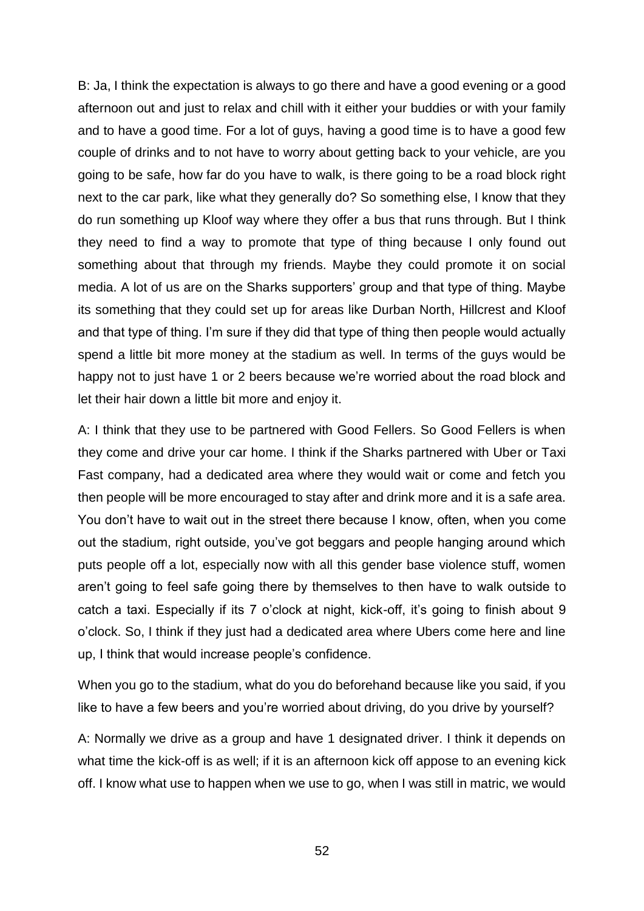B: Ja, I think the expectation is always to go there and have a good evening or a good afternoon out and just to relax and chill with it either your buddies or with your family and to have a good time. For a lot of guys, having a good time is to have a good few couple of drinks and to not have to worry about getting back to your vehicle, are you going to be safe, how far do you have to walk, is there going to be a road block right next to the car park, like what they generally do? So something else, I know that they do run something up Kloof way where they offer a bus that runs through. But I think they need to find a way to promote that type of thing because I only found out something about that through my friends. Maybe they could promote it on social media. A lot of us are on the Sharks supporters' group and that type of thing. Maybe its something that they could set up for areas like Durban North, Hillcrest and Kloof and that type of thing. I'm sure if they did that type of thing then people would actually spend a little bit more money at the stadium as well. In terms of the guys would be happy not to just have 1 or 2 beers because we're worried about the road block and let their hair down a little bit more and enjoy it.

A: I think that they use to be partnered with Good Fellers. So Good Fellers is when they come and drive your car home. I think if the Sharks partnered with Uber or Taxi Fast company, had a dedicated area where they would wait or come and fetch you then people will be more encouraged to stay after and drink more and it is a safe area. You don't have to wait out in the street there because I know, often, when you come out the stadium, right outside, you've got beggars and people hanging around which puts people off a lot, especially now with all this gender base violence stuff, women aren't going to feel safe going there by themselves to then have to walk outside to catch a taxi. Especially if its 7 o'clock at night, kick-off, it's going to finish about 9 o'clock. So, I think if they just had a dedicated area where Ubers come here and line up, I think that would increase people's confidence.

When you go to the stadium, what do you do beforehand because like you said, if you like to have a few beers and you're worried about driving, do you drive by yourself?

A: Normally we drive as a group and have 1 designated driver. I think it depends on what time the kick-off is as well; if it is an afternoon kick off appose to an evening kick off. I know what use to happen when we use to go, when I was still in matric, we would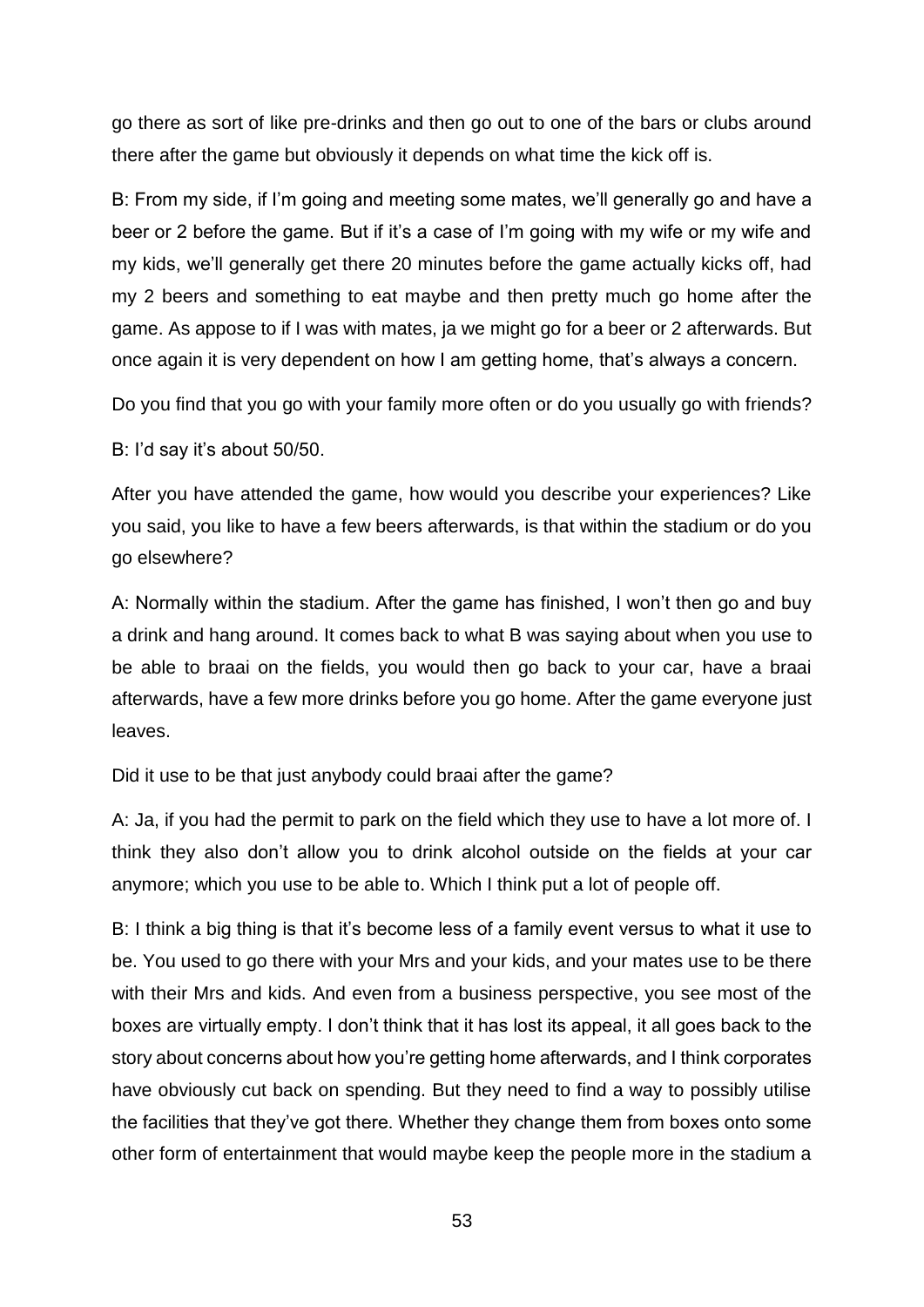go there as sort of like pre-drinks and then go out to one of the bars or clubs around there after the game but obviously it depends on what time the kick off is.

B: From my side, if I'm going and meeting some mates, we'll generally go and have a beer or 2 before the game. But if it's a case of I'm going with my wife or my wife and my kids, we'll generally get there 20 minutes before the game actually kicks off, had my 2 beers and something to eat maybe and then pretty much go home after the game. As appose to if I was with mates, ja we might go for a beer or 2 afterwards. But once again it is very dependent on how I am getting home, that's always a concern.

Do you find that you go with your family more often or do you usually go with friends?

B: I'd say it's about 50/50.

After you have attended the game, how would you describe your experiences? Like you said, you like to have a few beers afterwards, is that within the stadium or do you go elsewhere?

A: Normally within the stadium. After the game has finished, I won't then go and buy a drink and hang around. It comes back to what B was saying about when you use to be able to braai on the fields, you would then go back to your car, have a braai afterwards, have a few more drinks before you go home. After the game everyone just leaves.

Did it use to be that just anybody could braai after the game?

A: Ja, if you had the permit to park on the field which they use to have a lot more of. I think they also don't allow you to drink alcohol outside on the fields at your car anymore; which you use to be able to. Which I think put a lot of people off.

B: I think a big thing is that it's become less of a family event versus to what it use to be. You used to go there with your Mrs and your kids, and your mates use to be there with their Mrs and kids. And even from a business perspective, you see most of the boxes are virtually empty. I don't think that it has lost its appeal, it all goes back to the story about concerns about how you're getting home afterwards, and I think corporates have obviously cut back on spending. But they need to find a way to possibly utilise the facilities that they've got there. Whether they change them from boxes onto some other form of entertainment that would maybe keep the people more in the stadium a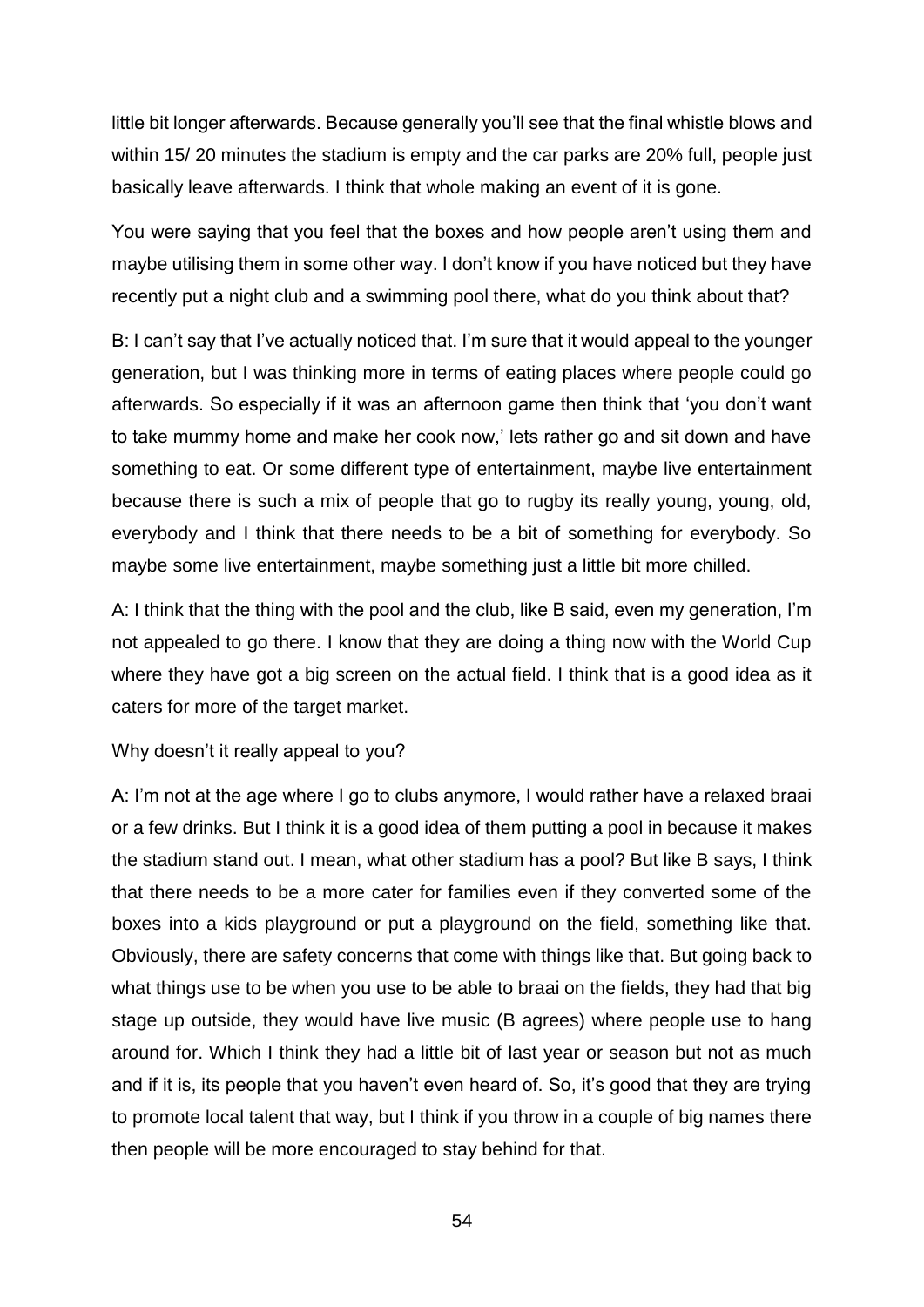little bit longer afterwards. Because generally you'll see that the final whistle blows and within 15/ 20 minutes the stadium is empty and the car parks are 20% full, people just basically leave afterwards. I think that whole making an event of it is gone.

You were saying that you feel that the boxes and how people aren't using them and maybe utilising them in some other way. I don't know if you have noticed but they have recently put a night club and a swimming pool there, what do you think about that?

B: I can't say that I've actually noticed that. I'm sure that it would appeal to the younger generation, but I was thinking more in terms of eating places where people could go afterwards. So especially if it was an afternoon game then think that 'you don't want to take mummy home and make her cook now,' lets rather go and sit down and have something to eat. Or some different type of entertainment, maybe live entertainment because there is such a mix of people that go to rugby its really young, young, old, everybody and I think that there needs to be a bit of something for everybody. So maybe some live entertainment, maybe something just a little bit more chilled.

A: I think that the thing with the pool and the club, like B said, even my generation, I'm not appealed to go there. I know that they are doing a thing now with the World Cup where they have got a big screen on the actual field. I think that is a good idea as it caters for more of the target market.

Why doesn't it really appeal to you?

A: I'm not at the age where I go to clubs anymore, I would rather have a relaxed braai or a few drinks. But I think it is a good idea of them putting a pool in because it makes the stadium stand out. I mean, what other stadium has a pool? But like B says, I think that there needs to be a more cater for families even if they converted some of the boxes into a kids playground or put a playground on the field, something like that. Obviously, there are safety concerns that come with things like that. But going back to what things use to be when you use to be able to braai on the fields, they had that big stage up outside, they would have live music (B agrees) where people use to hang around for. Which I think they had a little bit of last year or season but not as much and if it is, its people that you haven't even heard of. So, it's good that they are trying to promote local talent that way, but I think if you throw in a couple of big names there then people will be more encouraged to stay behind for that.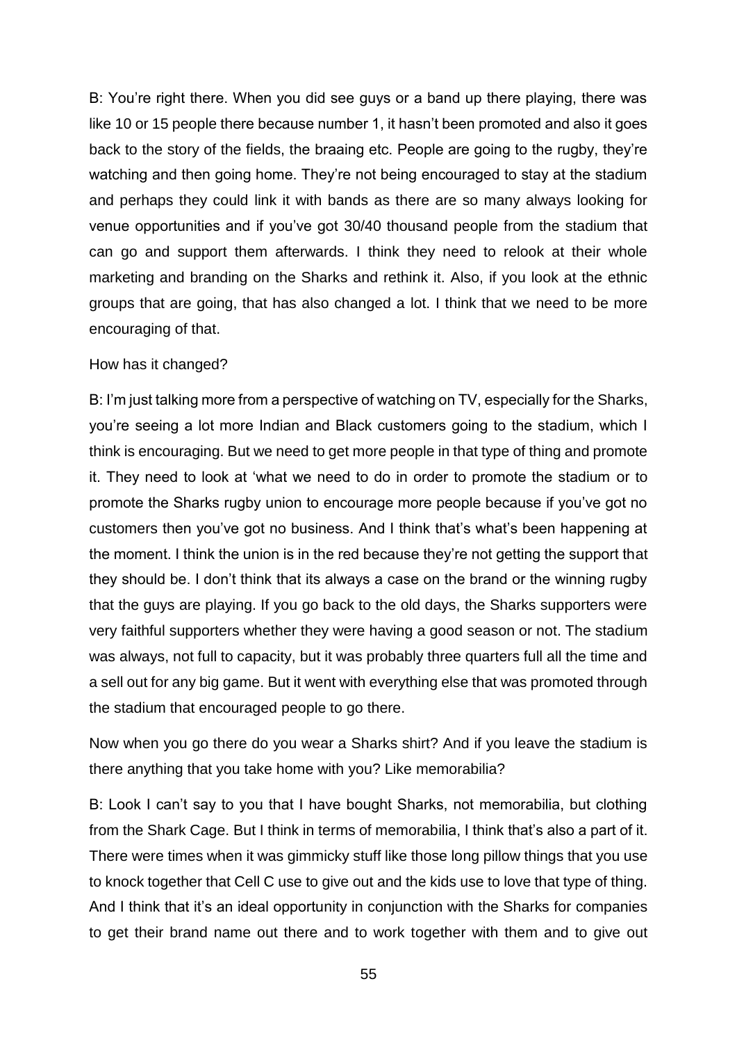B: You're right there. When you did see guys or a band up there playing, there was like 10 or 15 people there because number 1, it hasn't been promoted and also it goes back to the story of the fields, the braaing etc. People are going to the rugby, they're watching and then going home. They're not being encouraged to stay at the stadium and perhaps they could link it with bands as there are so many always looking for venue opportunities and if you've got 30/40 thousand people from the stadium that can go and support them afterwards. I think they need to relook at their whole marketing and branding on the Sharks and rethink it. Also, if you look at the ethnic groups that are going, that has also changed a lot. I think that we need to be more encouraging of that.

How has it changed?

B: I'm just talking more from a perspective of watching on TV, especially for the Sharks, you're seeing a lot more Indian and Black customers going to the stadium, which I think is encouraging. But we need to get more people in that type of thing and promote it. They need to look at 'what we need to do in order to promote the stadium or to promote the Sharks rugby union to encourage more people because if you've got no customers then you've got no business. And I think that's what's been happening at the moment. I think the union is in the red because they're not getting the support that they should be. I don't think that its always a case on the brand or the winning rugby that the guys are playing. If you go back to the old days, the Sharks supporters were very faithful supporters whether they were having a good season or not. The stadium was always, not full to capacity, but it was probably three quarters full all the time and a sell out for any big game. But it went with everything else that was promoted through the stadium that encouraged people to go there.

Now when you go there do you wear a Sharks shirt? And if you leave the stadium is there anything that you take home with you? Like memorabilia?

B: Look I can't say to you that I have bought Sharks, not memorabilia, but clothing from the Shark Cage. But I think in terms of memorabilia, I think that's also a part of it. There were times when it was gimmicky stuff like those long pillow things that you use to knock together that Cell C use to give out and the kids use to love that type of thing. And I think that it's an ideal opportunity in conjunction with the Sharks for companies to get their brand name out there and to work together with them and to give out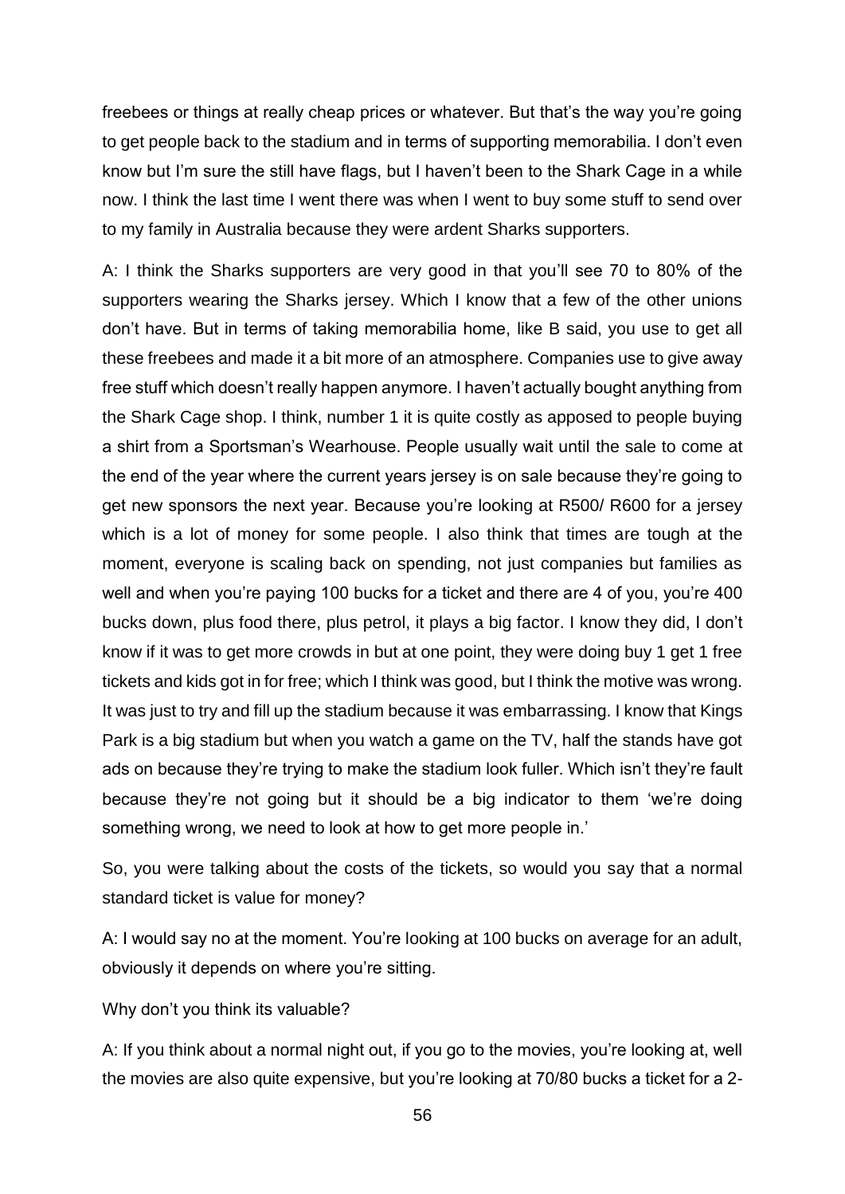freebees or things at really cheap prices or whatever. But that's the way you're going to get people back to the stadium and in terms of supporting memorabilia. I don't even know but I'm sure the still have flags, but I haven't been to the Shark Cage in a while now. I think the last time I went there was when I went to buy some stuff to send over to my family in Australia because they were ardent Sharks supporters.

A: I think the Sharks supporters are very good in that you'll see 70 to 80% of the supporters wearing the Sharks jersey. Which I know that a few of the other unions don't have. But in terms of taking memorabilia home, like B said, you use to get all these freebees and made it a bit more of an atmosphere. Companies use to give away free stuff which doesn't really happen anymore. I haven't actually bought anything from the Shark Cage shop. I think, number 1 it is quite costly as apposed to people buying a shirt from a Sportsman's Wearhouse. People usually wait until the sale to come at the end of the year where the current years jersey is on sale because they're going to get new sponsors the next year. Because you're looking at R500/ R600 for a jersey which is a lot of money for some people. I also think that times are tough at the moment, everyone is scaling back on spending, not just companies but families as well and when you're paying 100 bucks for a ticket and there are 4 of you, you're 400 bucks down, plus food there, plus petrol, it plays a big factor. I know they did, I don't know if it was to get more crowds in but at one point, they were doing buy 1 get 1 free tickets and kids got in for free; which I think was good, but I think the motive was wrong. It was just to try and fill up the stadium because it was embarrassing. I know that Kings Park is a big stadium but when you watch a game on the TV, half the stands have got ads on because they're trying to make the stadium look fuller. Which isn't they're fault because they're not going but it should be a big indicator to them 'we're doing something wrong, we need to look at how to get more people in.'

So, you were talking about the costs of the tickets, so would you say that a normal standard ticket is value for money?

A: I would say no at the moment. You're looking at 100 bucks on average for an adult, obviously it depends on where you're sitting.

Why don't you think its valuable?

A: If you think about a normal night out, if you go to the movies, you're looking at, well the movies are also quite expensive, but you're looking at 70/80 bucks a ticket for a 2-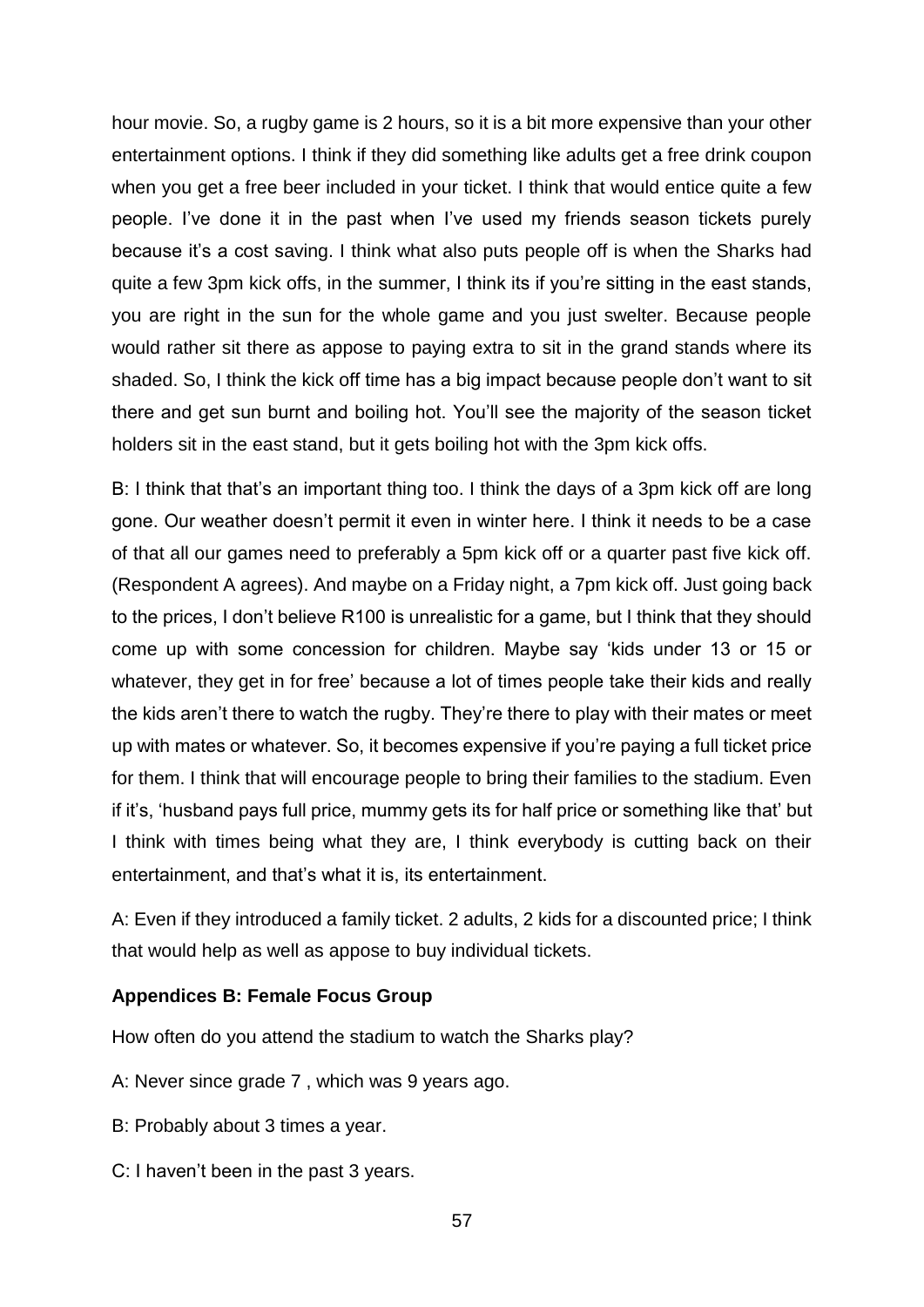hour movie. So, a rugby game is 2 hours, so it is a bit more expensive than your other entertainment options. I think if they did something like adults get a free drink coupon when you get a free beer included in your ticket. I think that would entice quite a few people. I've done it in the past when I've used my friends season tickets purely because it's a cost saving. I think what also puts people off is when the Sharks had quite a few 3pm kick offs, in the summer, I think its if you're sitting in the east stands, you are right in the sun for the whole game and you just swelter. Because people would rather sit there as appose to paying extra to sit in the grand stands where its shaded. So, I think the kick off time has a big impact because people don't want to sit there and get sun burnt and boiling hot. You'll see the majority of the season ticket holders sit in the east stand, but it gets boiling hot with the 3pm kick offs.

B: I think that that's an important thing too. I think the days of a 3pm kick off are long gone. Our weather doesn't permit it even in winter here. I think it needs to be a case of that all our games need to preferably a 5pm kick off or a quarter past five kick off. (Respondent A agrees). And maybe on a Friday night, a 7pm kick off. Just going back to the prices, I don't believe R100 is unrealistic for a game, but I think that they should come up with some concession for children. Maybe say 'kids under 13 or 15 or whatever, they get in for free' because a lot of times people take their kids and really the kids aren't there to watch the rugby. They're there to play with their mates or meet up with mates or whatever. So, it becomes expensive if you're paying a full ticket price for them. I think that will encourage people to bring their families to the stadium. Even if it's, 'husband pays full price, mummy gets its for half price or something like that' but I think with times being what they are, I think everybody is cutting back on their entertainment, and that's what it is, its entertainment.

A: Even if they introduced a family ticket. 2 adults, 2 kids for a discounted price; I think that would help as well as appose to buy individual tickets.

**Appendices B: Female Focus Group**

How often do you attend the stadium to watch the Sharks play?

A: Never since grade 7 , which was 9 years ago.

B: Probably about 3 times a year.

C: I haven't been in the past 3 years.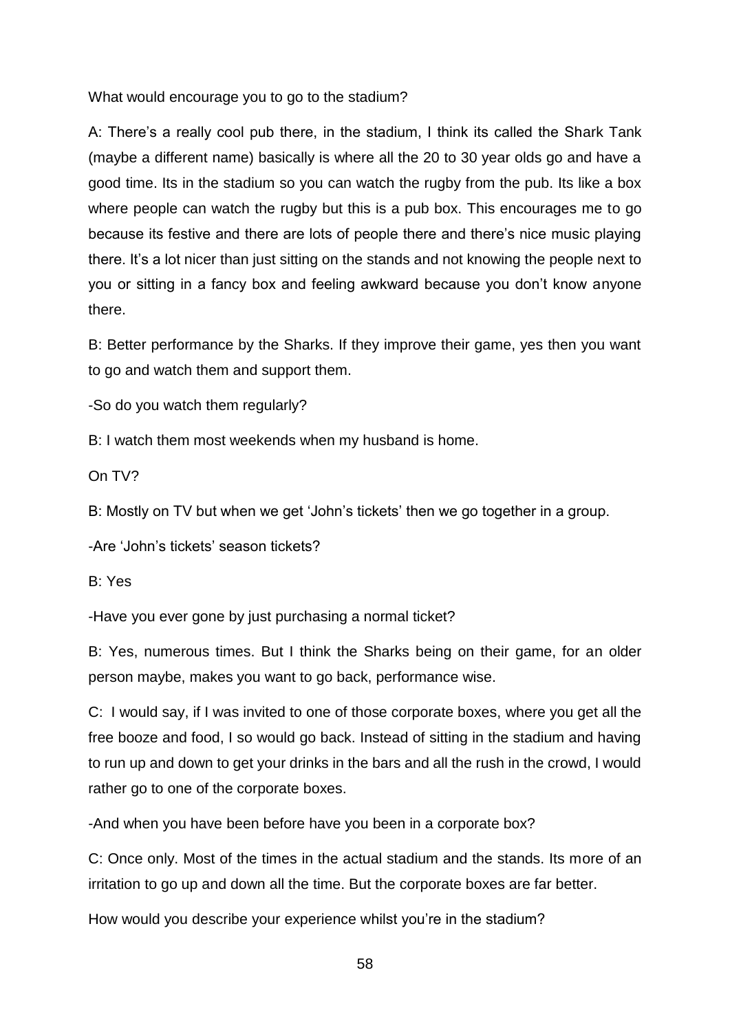What would encourage you to go to the stadium?

A: There's a really cool pub there, in the stadium, I think its called the Shark Tank (maybe a different name) basically is where all the 20 to 30 year olds go and have a good time. Its in the stadium so you can watch the rugby from the pub. Its like a box where people can watch the rugby but this is a pub box. This encourages me to go because its festive and there are lots of people there and there's nice music playing there. It's a lot nicer than just sitting on the stands and not knowing the people next to you or sitting in a fancy box and feeling awkward because you don't know anyone there.

B: Better performance by the Sharks. If they improve their game, yes then you want to go and watch them and support them.

-So do you watch them regularly?

B: I watch them most weekends when my husband is home.

On TV?

B: Mostly on TV but when we get 'John's tickets' then we go together in a group.

-Are 'John's tickets' season tickets?

B: Yes

-Have you ever gone by just purchasing a normal ticket?

B: Yes, numerous times. But I think the Sharks being on their game, for an older person maybe, makes you want to go back, performance wise.

C: I would say, if I was invited to one of those corporate boxes, where you get all the free booze and food, I so would go back. Instead of sitting in the stadium and having to run up and down to get your drinks in the bars and all the rush in the crowd, I would rather go to one of the corporate boxes.

-And when you have been before have you been in a corporate box?

C: Once only. Most of the times in the actual stadium and the stands. Its more of an irritation to go up and down all the time. But the corporate boxes are far better.

How would you describe your experience whilst you're in the stadium?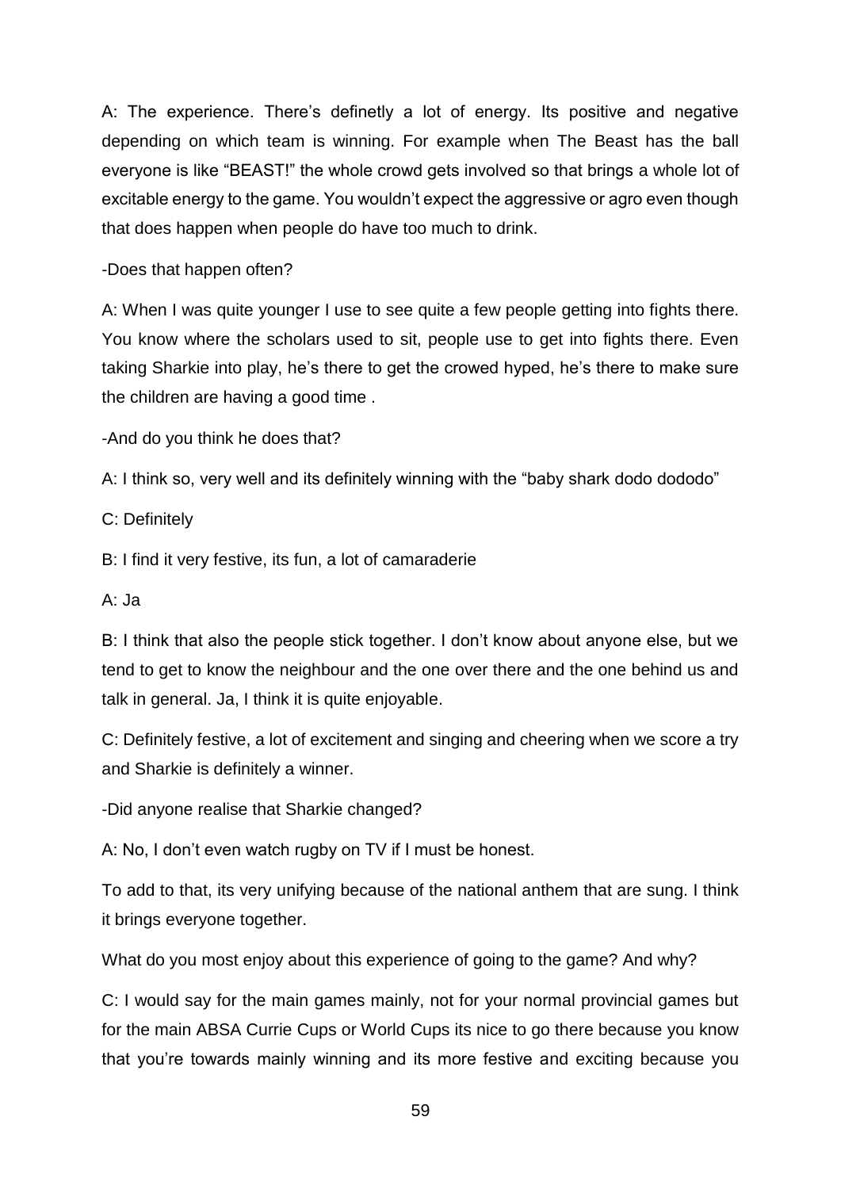A: The experience. There's definetly a lot of energy. Its positive and negative depending on which team is winning. For example when The Beast has the ball everyone is like "BEAST!" the whole crowd gets involved so that brings a whole lot of excitable energy to the game. You wouldn't expect the aggressive or agro even though that does happen when people do have too much to drink.

-Does that happen often?

A: When I was quite younger I use to see quite a few people getting into fights there. You know where the scholars used to sit, people use to get into fights there. Even taking Sharkie into play, he's there to get the crowed hyped, he's there to make sure the children are having a good time .

-And do you think he does that?

A: I think so, very well and its definitely winning with the "baby shark dodo dododo"

C: Definitely

B: I find it very festive, its fun, a lot of camaraderie

A: Ja

B: I think that also the people stick together. I don't know about anyone else, but we tend to get to know the neighbour and the one over there and the one behind us and talk in general. Ja, I think it is quite enjoyable.

C: Definitely festive, a lot of excitement and singing and cheering when we score a try and Sharkie is definitely a winner.

-Did anyone realise that Sharkie changed?

A: No, I don't even watch rugby on TV if I must be honest.

To add to that, its very unifying because of the national anthem that are sung. I think it brings everyone together.

What do you most enjoy about this experience of going to the game? And why?

C: I would say for the main games mainly, not for your normal provincial games but for the main ABSA Currie Cups or World Cups its nice to go there because you know that you're towards mainly winning and its more festive and exciting because you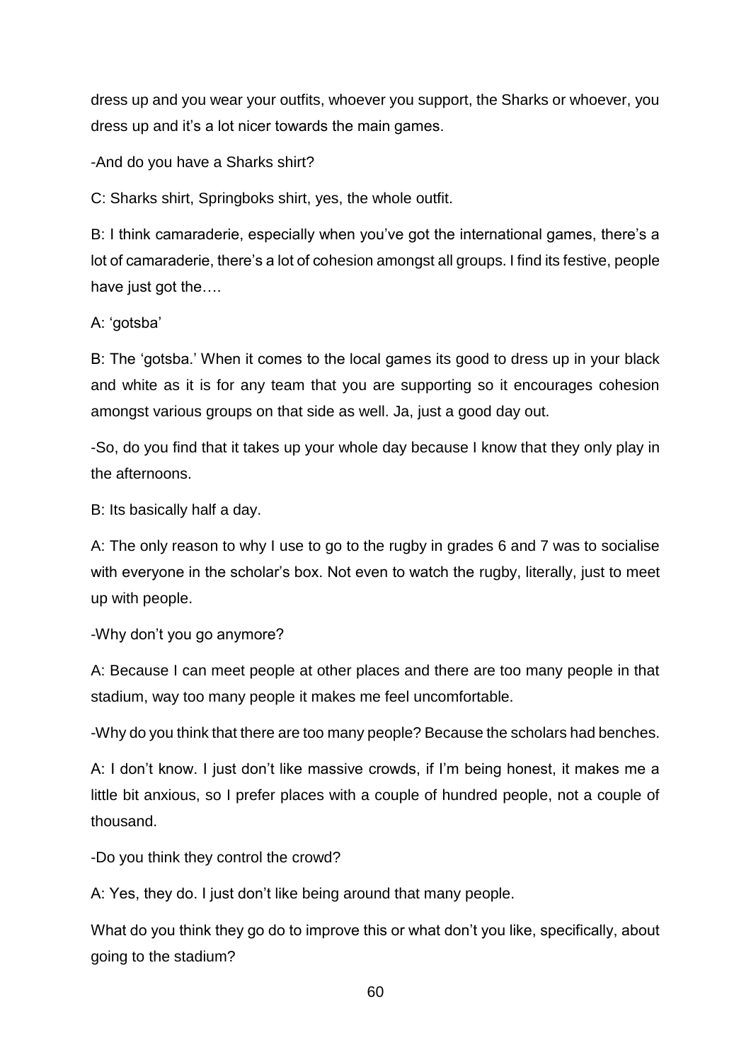dress up and you wear your outfits, whoever you support, the Sharks or whoever, you dress up and it's a lot nicer towards the main games.

-And do you have a Sharks shirt?

C: Sharks shirt, Springboks shirt, yes, the whole outfit.

B: I think camaraderie, especially when you've got the international games, there's a lot of camaraderie, there's a lot of cohesion amongst all groups. I find its festive, people have just got the….

A: 'gotsba'

B: The 'gotsba.' When it comes to the local games its good to dress up in your black and white as it is for any team that you are supporting so it encourages cohesion amongst various groups on that side as well. Ja, just a good day out.

-So, do you find that it takes up your whole day because I know that they only play in the afternoons.

B: Its basically half a day.

A: The only reason to why I use to go to the rugby in grades 6 and 7 was to socialise with everyone in the scholar's box. Not even to watch the rugby, literally, just to meet up with people.

-Why don't you go anymore?

A: Because I can meet people at other places and there are too many people in that stadium, way too many people it makes me feel uncomfortable.

-Why do you think that there are too many people? Because the scholars had benches.

A: I don't know. I just don't like massive crowds, if I'm being honest, it makes me a little bit anxious, so I prefer places with a couple of hundred people, not a couple of thousand.

-Do you think they control the crowd?

A: Yes, they do. I just don't like being around that many people.

What do you think they go do to improve this or what don't you like, specifically, about going to the stadium?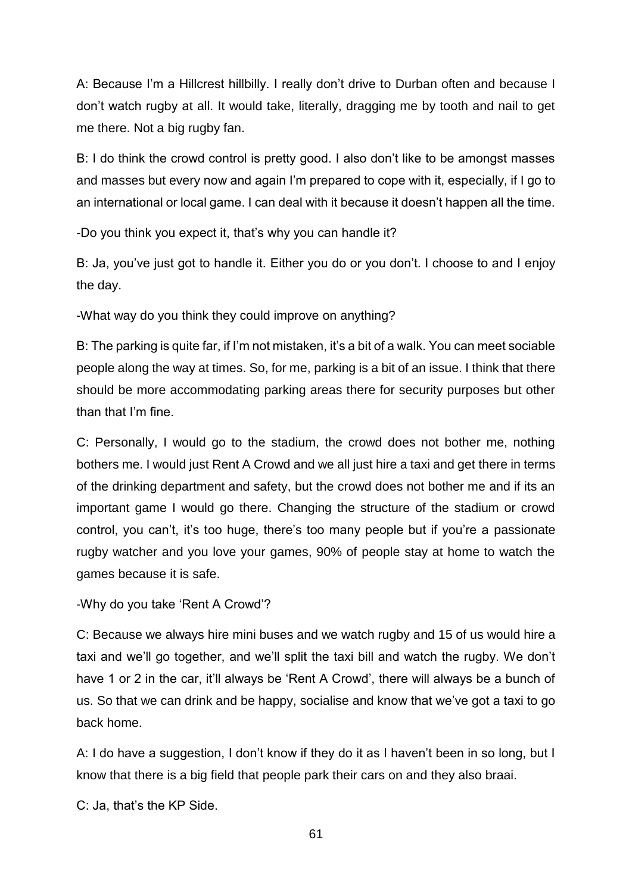A: Because I'm a Hillcrest hillbilly. I really don't drive to Durban often and because I don't watch rugby at all. It would take, literally, dragging me by tooth and nail to get me there. Not a big rugby fan.

B: I do think the crowd control is pretty good. I also don't like to be amongst masses and masses but every now and again I'm prepared to cope with it, especially, if I go to an international or local game. I can deal with it because it doesn't happen all the time.

-Do you think you expect it, that's why you can handle it?

B: Ja, you've just got to handle it. Either you do or you don't. I choose to and I enjoy the day.

-What way do you think they could improve on anything?

B: The parking is quite far, if I'm not mistaken, it's a bit of a walk. You can meet sociable people along the way at times. So, for me, parking is a bit of an issue. I think that there should be more accommodating parking areas there for security purposes but other than that I'm fine.

C: Personally, I would go to the stadium, the crowd does not bother me, nothing bothers me. I would just Rent A Crowd and we all just hire a taxi and get there in terms of the drinking department and safety, but the crowd does not bother me and if its an important game I would go there. Changing the structure of the stadium or crowd control, you can't, it's too huge, there's too many people but if you're a passionate rugby watcher and you love your games, 90% of people stay at home to watch the games because it is safe.

-Why do you take 'Rent A Crowd'?

C: Because we always hire mini buses and we watch rugby and 15 of us would hire a taxi and we'll go together, and we'll split the taxi bill and watch the rugby. We don't have 1 or 2 in the car, it'll always be 'Rent A Crowd', there will always be a bunch of us. So that we can drink and be happy, socialise and know that we've got a taxi to go back home.

A: I do have a suggestion, I don't know if they do it as I haven't been in so long, but I know that there is a big field that people park their cars on and they also braai.

C: Ja, that's the KP Side.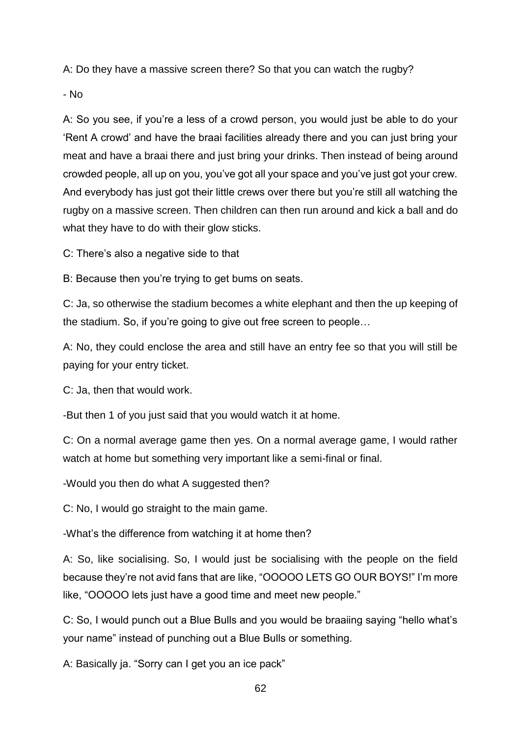A: Do they have a massive screen there? So that you can watch the rugby?

- No

A: So you see, if you're a less of a crowd person, you would just be able to do your 'Rent A crowd' and have the braai facilities already there and you can just bring your meat and have a braai there and just bring your drinks. Then instead of being around crowded people, all up on you, you've got all your space and you've just got your crew. And everybody has just got their little crews over there but you're still all watching the rugby on a massive screen. Then children can then run around and kick a ball and do what they have to do with their glow sticks.

C: There's also a negative side to that

B: Because then you're trying to get bums on seats.

C: Ja, so otherwise the stadium becomes a white elephant and then the up keeping of the stadium. So, if you're going to give out free screen to people…

A: No, they could enclose the area and still have an entry fee so that you will still be paying for your entry ticket.

C: Ja, then that would work.

-But then 1 of you just said that you would watch it at home.

C: On a normal average game then yes. On a normal average game, I would rather watch at home but something very important like a semi-final or final.

-Would you then do what A suggested then?

C: No, I would go straight to the main game.

-What's the difference from watching it at home then?

A: So, like socialising. So, I would just be socialising with the people on the field because they're not avid fans that are like, "OOOOO LETS GO OUR BOYS!" I'm more like, "OOOOO lets just have a good time and meet new people."

C: So, I would punch out a Blue Bulls and you would be braaiing saying "hello what's your name" instead of punching out a Blue Bulls or something.

A: Basically ja. "Sorry can I get you an ice pack"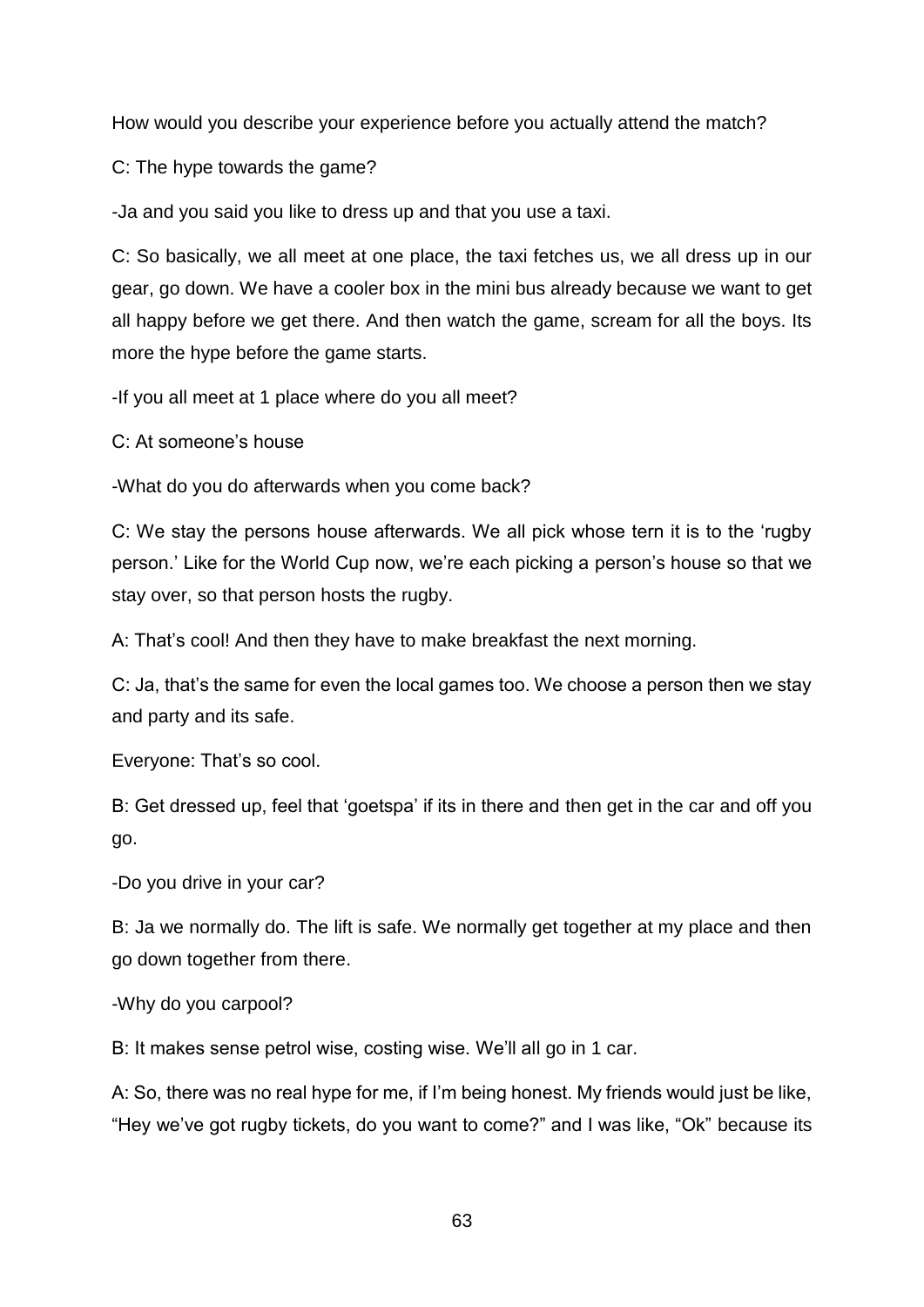How would you describe your experience before you actually attend the match?

C: The hype towards the game?

-Ja and you said you like to dress up and that you use a taxi.

C: So basically, we all meet at one place, the taxi fetches us, we all dress up in our gear, go down. We have a cooler box in the mini bus already because we want to get all happy before we get there. And then watch the game, scream for all the boys. Its more the hype before the game starts.

-If you all meet at 1 place where do you all meet?

C: At someone's house

-What do you do afterwards when you come back?

C: We stay the persons house afterwards. We all pick whose tern it is to the 'rugby person.' Like for the World Cup now, we're each picking a person's house so that we stay over, so that person hosts the rugby.

A: That's cool! And then they have to make breakfast the next morning.

C: Ja, that's the same for even the local games too. We choose a person then we stay and party and its safe.

Everyone: That's so cool.

B: Get dressed up, feel that 'goetspa' if its in there and then get in the car and off you go.

-Do you drive in your car?

B: Ja we normally do. The lift is safe. We normally get together at my place and then go down together from there.

-Why do you carpool?

B: It makes sense petrol wise, costing wise. We'll all go in 1 car.

A: So, there was no real hype for me, if I'm being honest. My friends would just be like, "Hey we've got rugby tickets, do you want to come?" and I was like, "Ok" because its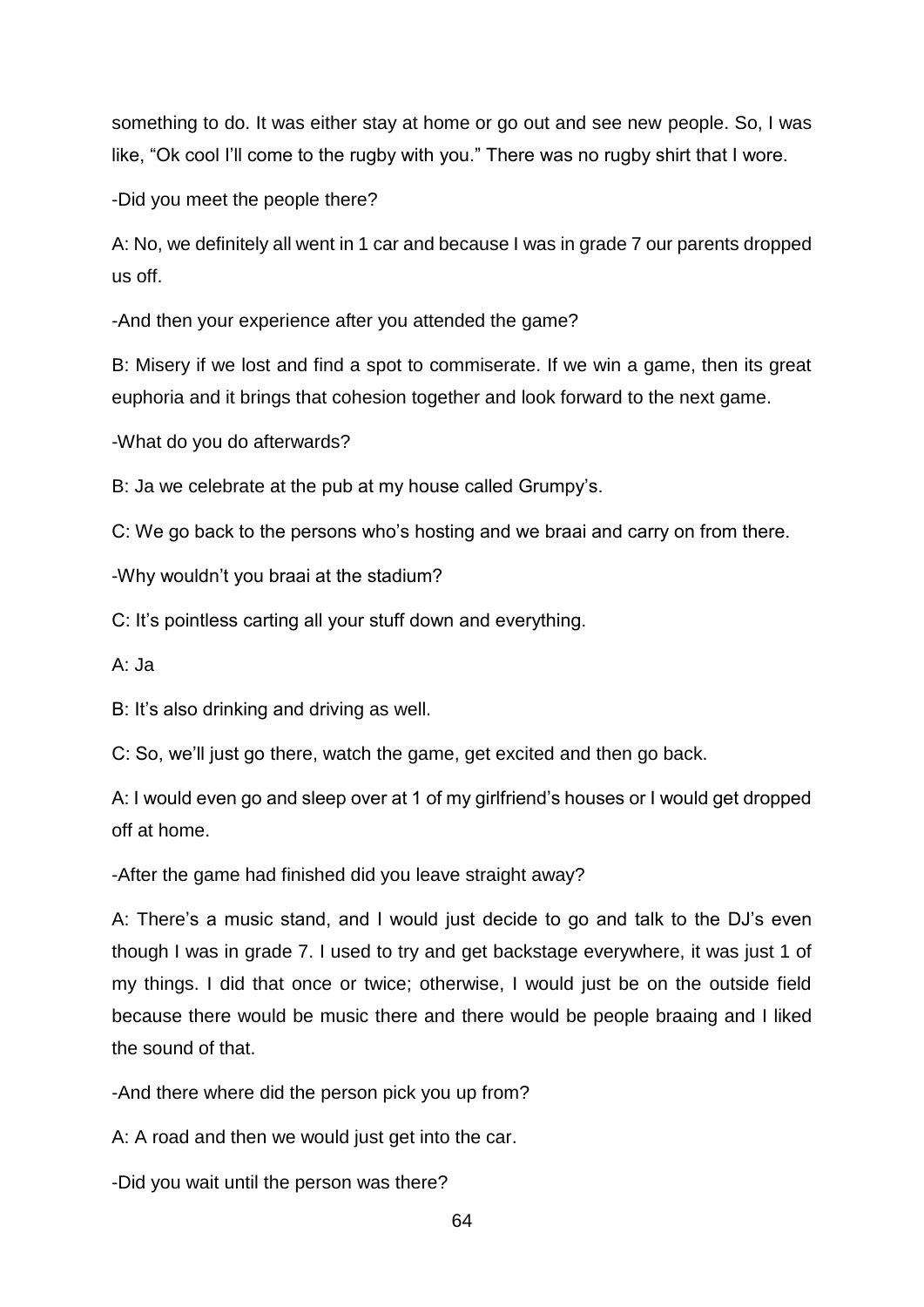something to do. It was either stay at home or go out and see new people. So, I was like, "Ok cool I'll come to the rugby with you." There was no rugby shirt that I wore.

-Did you meet the people there?

A: No, we definitely all went in 1 car and because I was in grade 7 our parents dropped us off.

-And then your experience after you attended the game?

B: Misery if we lost and find a spot to commiserate. If we win a game, then its great euphoria and it brings that cohesion together and look forward to the next game.

-What do you do afterwards?

B: Ja we celebrate at the pub at my house called Grumpy's.

C: We go back to the persons who's hosting and we braai and carry on from there.

-Why wouldn't you braai at the stadium?

C: It's pointless carting all your stuff down and everything.

A: Ja

B: It's also drinking and driving as well.

C: So, we'll just go there, watch the game, get excited and then go back.

A: I would even go and sleep over at 1 of my girlfriend's houses or I would get dropped off at home.

-After the game had finished did you leave straight away?

A: There's a music stand, and I would just decide to go and talk to the DJ's even though I was in grade 7. I used to try and get backstage everywhere, it was just 1 of my things. I did that once or twice; otherwise, I would just be on the outside field because there would be music there and there would be people braaing and I liked the sound of that.

-And there where did the person pick you up from?

A: A road and then we would just get into the car.

-Did you wait until the person was there?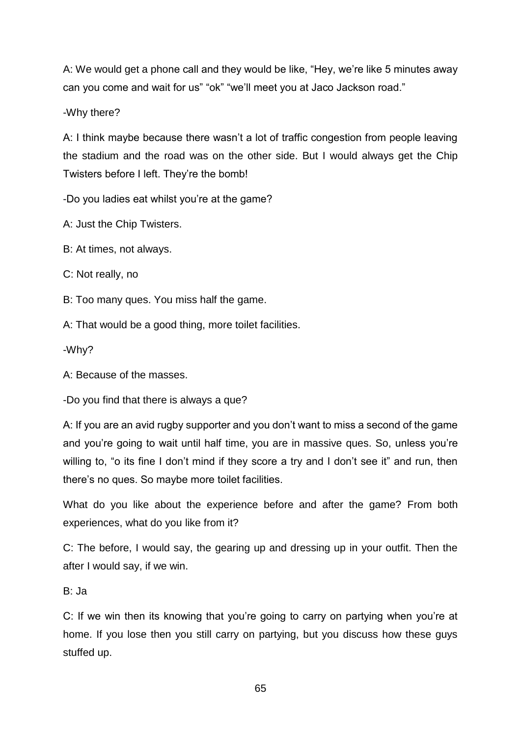A: We would get a phone call and they would be like, “Hey, we’re like 5 minutes away can you come and wait for us” “ok” “we’ll meet you at Jaco Jackson road.”

-Why there?

A: I think maybe because there wasn’t a lot of traffic congestion from people leaving the stadium and the road was on the other side. But I would always get the Chip Twisters before I left. They’re the bomb!

-Do you ladies eat whilst you’re at the game?

A: Just the Chip Twisters.

B: At times, not always.

C: Not really, no

B: Too many ques. You miss half the game.

A: That would be a good thing, more toilet facilities.

-Why?

A: Because of the masses.

-Do you find that there is always a que?

A: If you are an avid rugby supporter and you don’t want to miss a second of the game and you’re going to wait until half time, you are in massive ques. So, unless you’re willing to, “o its fine I don’t mind if they score a try and I don’t see it” and run, then there’s no ques. So maybe more toilet facilities.

What do you like about the experience before and after the game? From both experiences, what do you like from it?

C: The before, I would say, the gearing up and dressing up in your outfit. Then the after I would say, if we win.

B: Ja

C: If we win then its knowing that you’re going to carry on partying when you’re at home. If you lose then you still carry on partying, but you discuss how these guys stuffed up.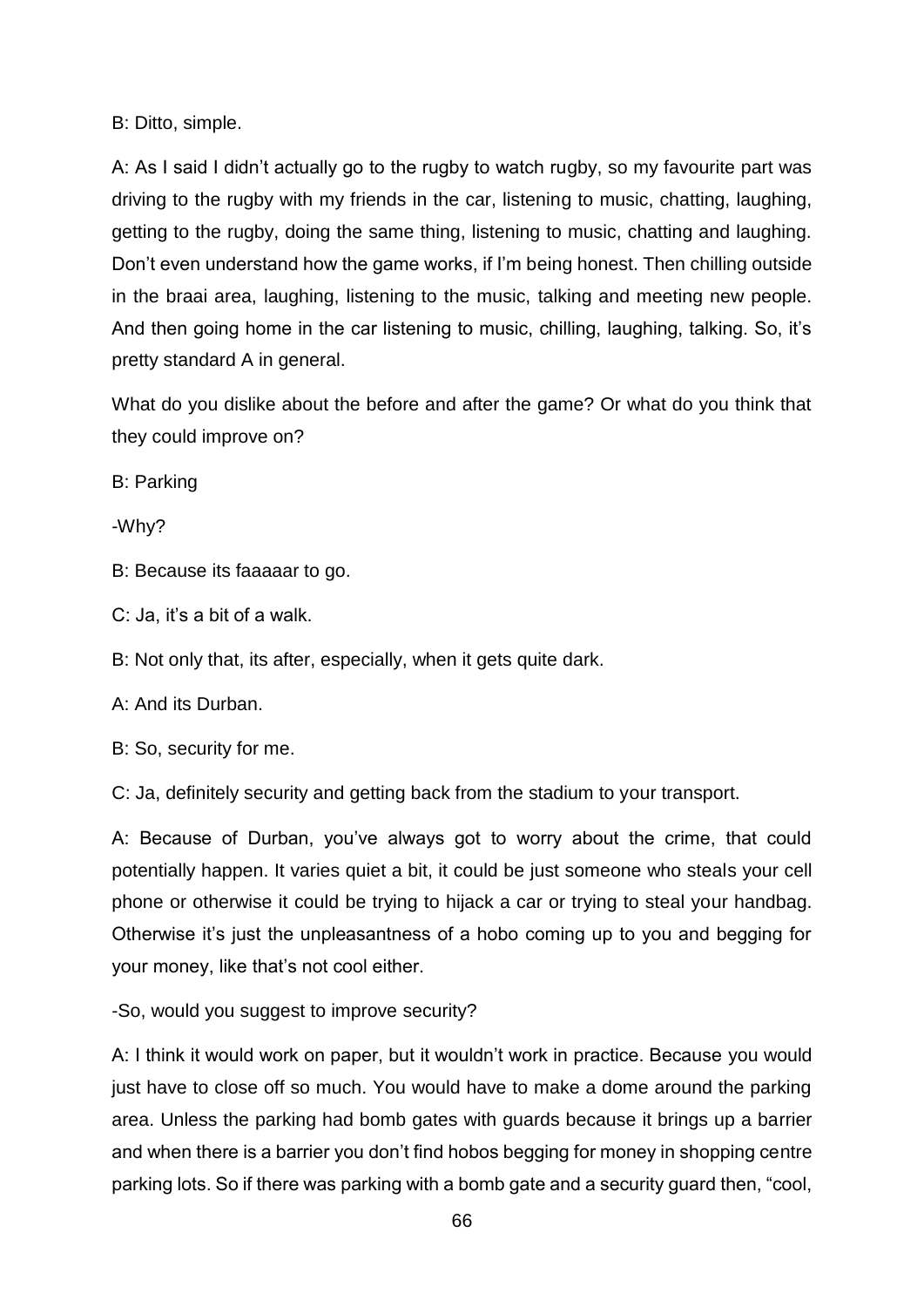B: Ditto, simple.

A: As I said I didn't actually go to the rugby to watch rugby, so my favourite part was driving to the rugby with my friends in the car, listening to music, chatting, laughing, getting to the rugby, doing the same thing, listening to music, chatting and laughing. Don't even understand how the game works, if I'm being honest. Then chilling outside in the braai area, laughing, listening to the music, talking and meeting new people. And then going home in the car listening to music, chilling, laughing, talking. So, it's pretty standard A in general.

What do you dislike about the before and after the game? Or what do you think that they could improve on?

B: Parking

-Why?

B: Because its faaaaar to go.

C: Ja, it's a bit of a walk.

B: Not only that, its after, especially, when it gets quite dark.

A: And its Durban.

B: So, security for me.

C: Ja, definitely security and getting back from the stadium to your transport.

A: Because of Durban, you've always got to worry about the crime, that could potentially happen. It varies quiet a bit, it could be just someone who steals your cell phone or otherwise it could be trying to hijack a car or trying to steal your handbag. Otherwise it's just the unpleasantness of a hobo coming up to you and begging for your money, like that's not cool either.

-So, would you suggest to improve security?

A: I think it would work on paper, but it wouldn't work in practice. Because you would just have to close off so much. You would have to make a dome around the parking area. Unless the parking had bomb gates with guards because it brings up a barrier and when there is a barrier you don't find hobos begging for money in shopping centre parking lots. So if there was parking with a bomb gate and a security guard then, "cool,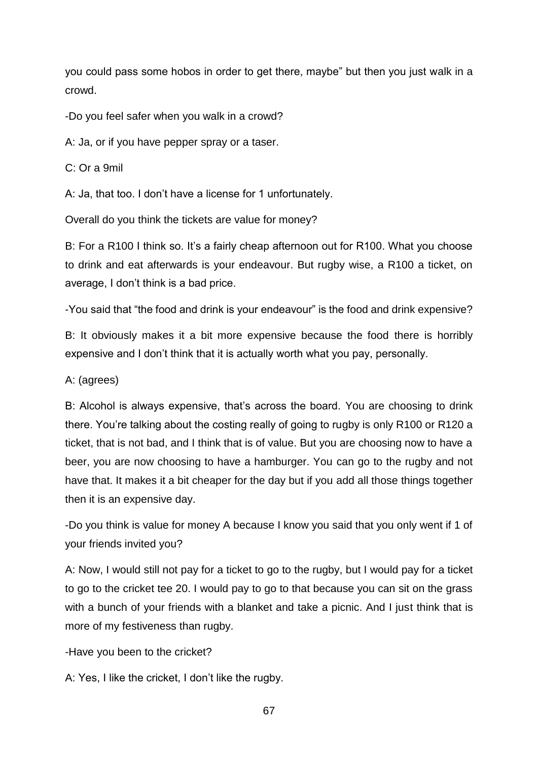you could pass some hobos in order to get there, maybe" but then you just walk in a crowd.

-Do you feel safer when you walk in a crowd?

A: Ja, or if you have pepper spray or a taser.

C: Or a 9mil

A: Ja, that too. I don't have a license for 1 unfortunately.

Overall do you think the tickets are value for money?

B: For a R100 I think so. It's a fairly cheap afternoon out for R100. What you choose to drink and eat afterwards is your endeavour. But rugby wise, a R100 a ticket, on average, I don't think is a bad price.

-You said that "the food and drink is your endeavour" is the food and drink expensive?

B: It obviously makes it a bit more expensive because the food there is horribly expensive and I don't think that it is actually worth what you pay, personally.

A: (agrees)

B: Alcohol is always expensive, that's across the board. You are choosing to drink there. You're talking about the costing really of going to rugby is only R100 or R120 a ticket, that is not bad, and I think that is of value. But you are choosing now to have a beer, you are now choosing to have a hamburger. You can go to the rugby and not have that. It makes it a bit cheaper for the day but if you add all those things together then it is an expensive day.

-Do you think is value for money A because I know you said that you only went if 1 of your friends invited you?

A: Now, I would still not pay for a ticket to go to the rugby, but I would pay for a ticket to go to the cricket tee 20. I would pay to go to that because you can sit on the grass with a bunch of your friends with a blanket and take a picnic. And I just think that is more of my festiveness than rugby.

-Have you been to the cricket?

A: Yes, I like the cricket, I don't like the rugby.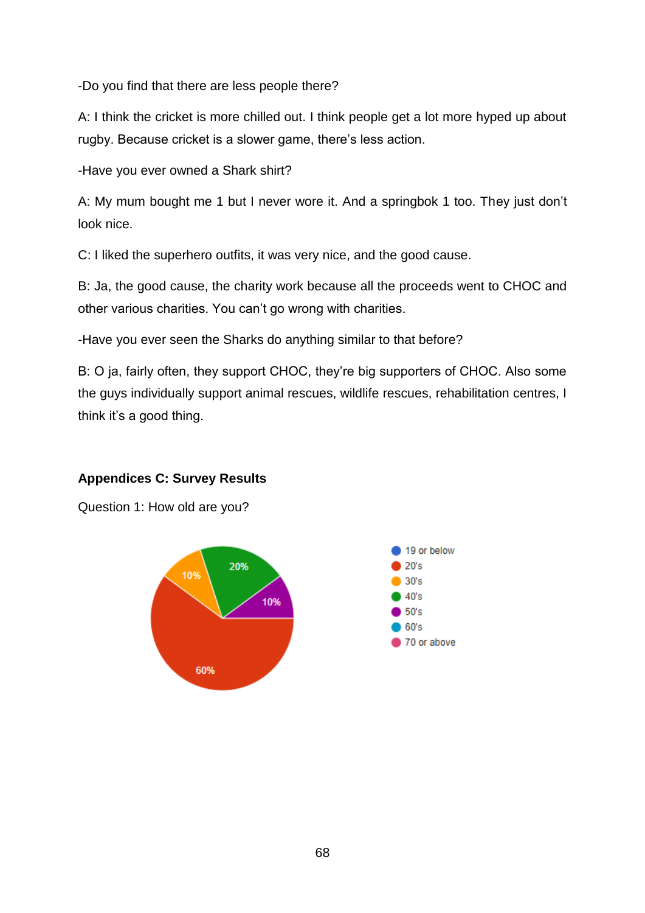-Do you find that there are less people there?

A: I think the cricket is more chilled out. I think people get a lot more hyped up about rugby. Because cricket is a slower game, there's less action.

-Have you ever owned a Shark shirt?

A: My mum bought me 1 but I never wore it. And a springbok 1 too. They just don't look nice.

C: I liked the superhero outfits, it was very nice, and the good cause.

B: Ja, the good cause, the charity work because all the proceeds went to CHOC and other various charities. You can't go wrong with charities.

-Have you ever seen the Sharks do anything similar to that before?

B: O ja, fairly often, they support CHOC, they're big supporters of CHOC. Also some the guys individually support animal rescues, wildlife rescues, rehabilitation centres, I think it's a good thing.

**Appendices C: Survey Results**

Question 1: How old are you?

10%
20%
10%
60%

19 or below
20's
30's
40's
50's
60's
70 or above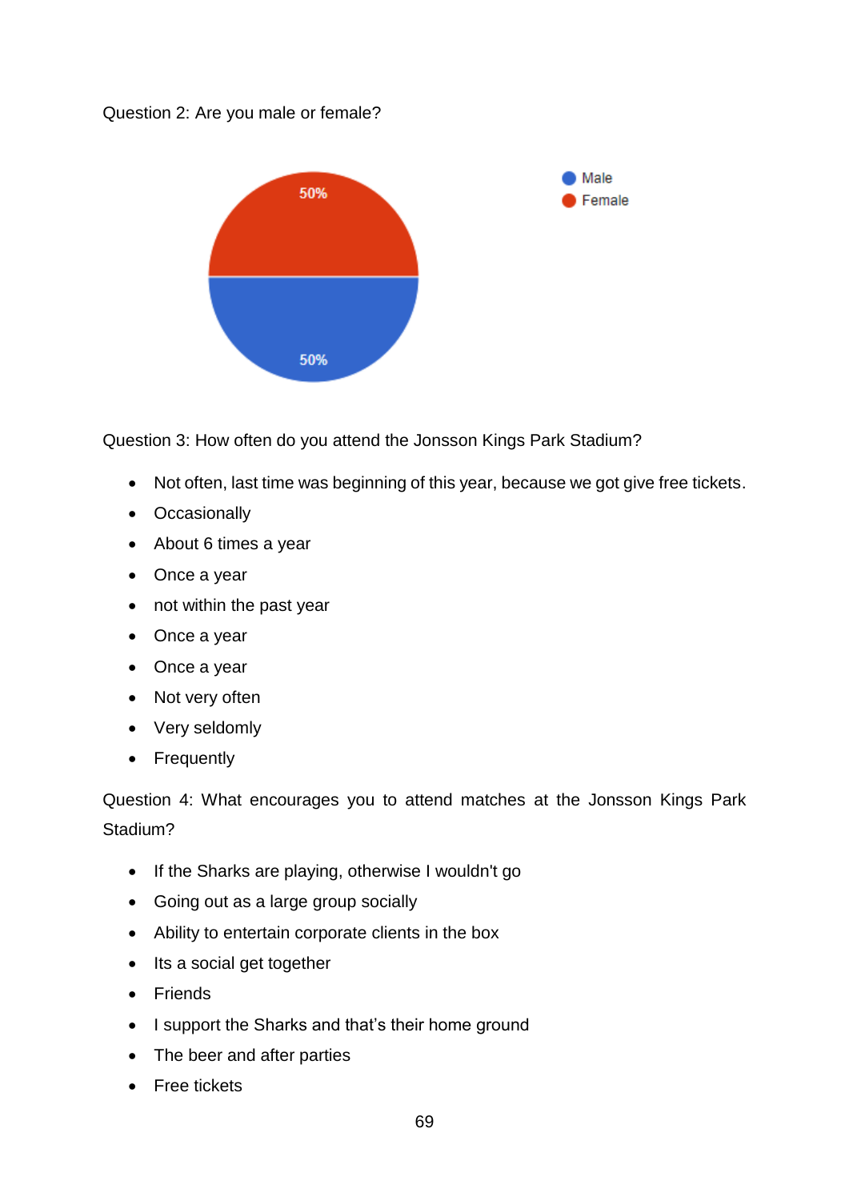Question 2: Are you male or female?

Male
Female
50%
50%

Question 3: How often do you attend the Jonsson Kings Park Stadium?

- Not often, last time was beginning of this year, because we got give free tickets.
- Occasionally
- About 6 times a year
- Once a year
- not within the past year
- Once a year
- Once a year
- Not very often
- Very seldomly
- Frequently

Question 4: What encourages you to attend matches at the Jonsson Kings Park Stadium?

- If the Sharks are playing, otherwise I wouldn't go
- Going out as a large group socially
- Ability to entertain corporate clients in the box
- Its a social get together
- Friends
- I support the Sharks and that's their home ground
- The beer and after parties
- Free tickets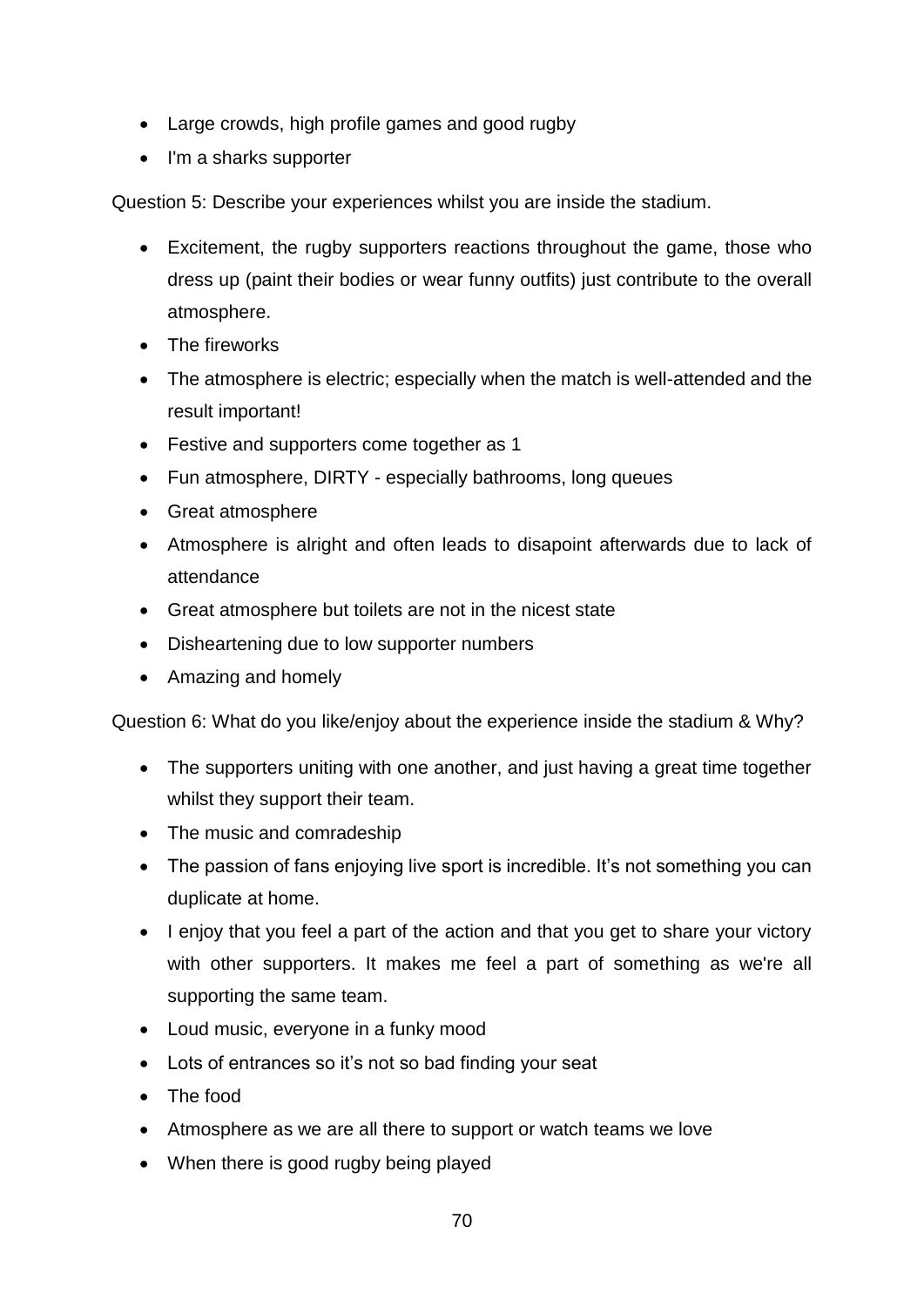- Large crowds, high profile games and good rugby
- I'm a sharks supporter

Question 5: Describe your experiences whilst you are inside the stadium.

- Excitement, the rugby supporters reactions throughout the game, those who dress up (paint their bodies or wear funny outfits) just contribute to the overall atmosphere.
- The fireworks
- The atmosphere is electric; especially when the match is well-attended and the result important!
- Festive and supporters come together as 1
- Fun atmosphere, DIRTY - especially bathrooms, long queues
- Great atmosphere
- Atmosphere is alright and often leads to disapoint afterwards due to lack of attendance
- Great atmosphere but toilets are not in the nicest state
- Disheartening due to low supporter numbers
- Amazing and homely

Question 6: What do you like/enjoy about the experience inside the stadium & Why?

- The supporters uniting with one another, and just having a great time together whilst they support their team.
- The music and comradeship
- The passion of fans enjoying live sport is incredible. It's not something you can duplicate at home.
- I enjoy that you feel a part of the action and that you get to share your victory with other supporters. It makes me feel a part of something as we're all supporting the same team.
- Loud music, everyone in a funky mood
- Lots of entrances so it's not so bad finding your seat
- The food
- Atmosphere as we are all there to support or watch teams we love
- When there is good rugby being played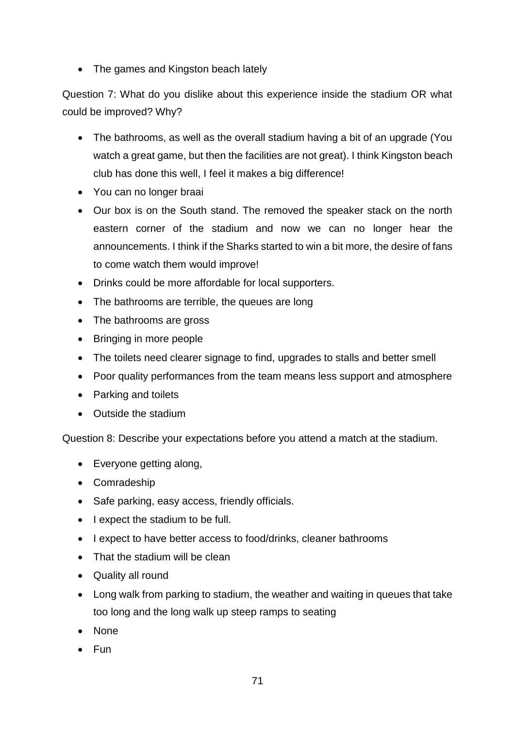- The games and Kingston beach lately

Question 7: What do you dislike about this experience inside the stadium OR what could be improved? Why?

- The bathrooms, as well as the overall stadium having a bit of an upgrade (You watch a great game, but then the facilities are not great). I think Kingston beach club has done this well, I feel it makes a big difference!
- You can no longer braai
- Our box is on the South stand. The removed the speaker stack on the north eastern corner of the stadium and now we can no longer hear the announcements. I think if the Sharks started to win a bit more, the desire of fans to come watch them would improve!
- Drinks could be more affordable for local supporters.
- The bathrooms are terrible, the queues are long
- The bathrooms are gross
- Bringing in more people
- The toilets need clearer signage to find, upgrades to stalls and better smell
- Poor quality performances from the team means less support and atmosphere
- Parking and toilets
- Outside the stadium

Question 8: Describe your expectations before you attend a match at the stadium.

- Everyone getting along,
- Comradeship
- Safe parking, easy access, friendly officials.
- I expect the stadium to be full.
- I expect to have better access to food/drinks, cleaner bathrooms
- That the stadium will be clean
- Quality all round
- Long walk from parking to stadium, the weather and waiting in queues that take too long and the long walk up steep ramps to seating
- None
- Fun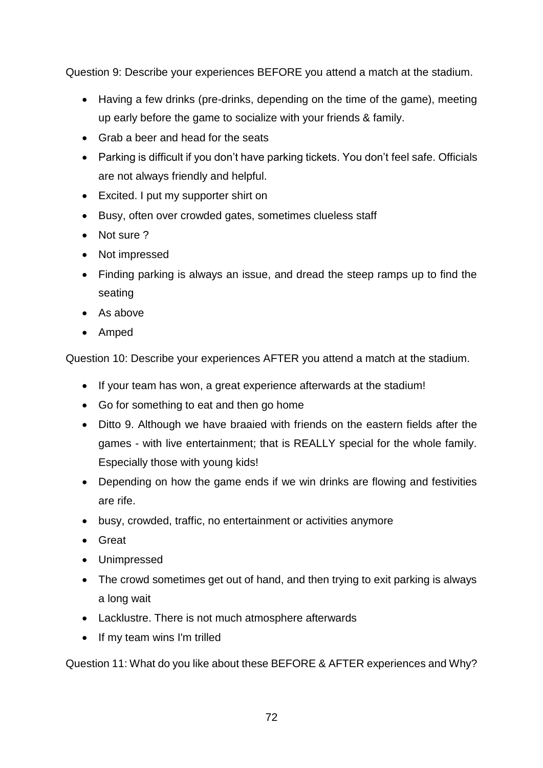Question 9: Describe your experiences BEFORE you attend a match at the stadium.

- Having a few drinks (pre-drinks, depending on the time of the game), meeting up early before the game to socialize with your friends & family.
- Grab a beer and head for the seats
- Parking is difficult if you don't have parking tickets. You don't feel safe. Officials are not always friendly and helpful.
- Excited. I put my supporter shirt on
- Busy, often over crowded gates, sometimes clueless staff
- Not sure ?
- Not impressed
- Finding parking is always an issue, and dread the steep ramps up to find the seating
- As above
- Amped

Question 10: Describe your experiences AFTER you attend a match at the stadium.

- If your team has won, a great experience afterwards at the stadium!
- Go for something to eat and then go home
- Ditto 9. Although we have braaied with friends on the eastern fields after the games - with live entertainment; that is REALLY special for the whole family. Especially those with young kids!
- Depending on how the game ends if we win drinks are flowing and festivities are rife.
- busy, crowded, traffic, no entertainment or activities anymore
- Great
- Unimpressed
- The crowd sometimes get out of hand, and then trying to exit parking is always a long wait
- Lacklustre. There is not much atmosphere afterwards
- If my team wins I'm trilled

Question 11: What do you like about these BEFORE & AFTER experiences and Why?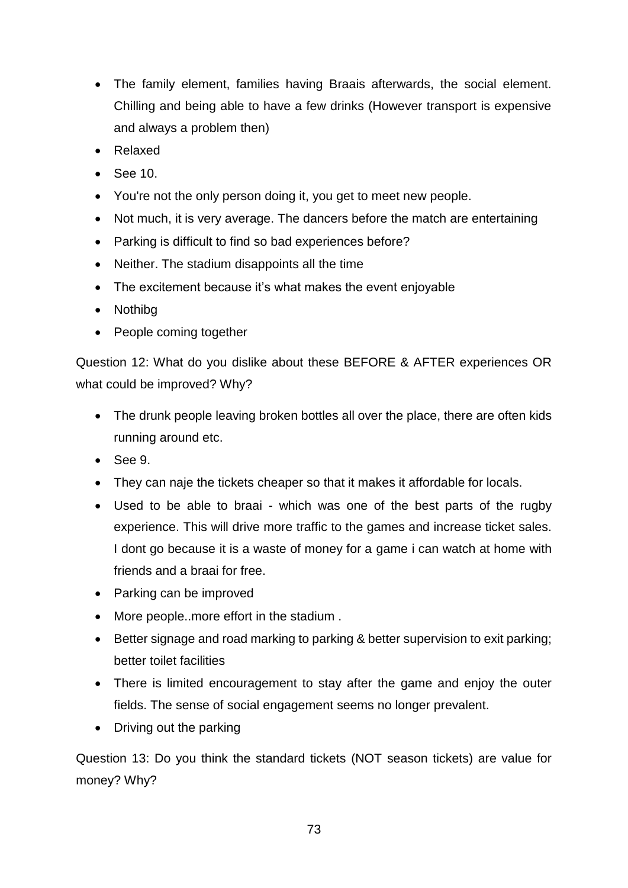- The family element, families having Braais afterwards, the social element. Chilling and being able to have a few drinks (However transport is expensive and always a problem then)
- Relaxed
- See 10.
- You're not the only person doing it, you get to meet new people.
- Not much, it is very average. The dancers before the match are entertaining
- Parking is difficult to find so bad experiences before?
- Neither. The stadium disappoints all the time
- The excitement because it's what makes the event enjoyable
- Nothibg
- People coming together

Question 12: What do you dislike about these BEFORE & AFTER experiences OR what could be improved? Why?

- The drunk people leaving broken bottles all over the place, there are often kids running around etc.
- See 9.
- They can naje the tickets cheaper so that it makes it affordable for locals.
- Used to be able to braai - which was one of the best parts of the rugby experience. This will drive more traffic to the games and increase ticket sales. I dont go because it is a waste of money for a game i can watch at home with friends and a braai for free.
- Parking can be improved
- More people..more effort in the stadium .
- Better signage and road marking to parking & better supervision to exit parking; better toilet facilities
- There is limited encouragement to stay after the game and enjoy the outer fields. The sense of social engagement seems no longer prevalent.
- Driving out the parking

Question 13: Do you think the standard tickets (NOT season tickets) are value for money? Why?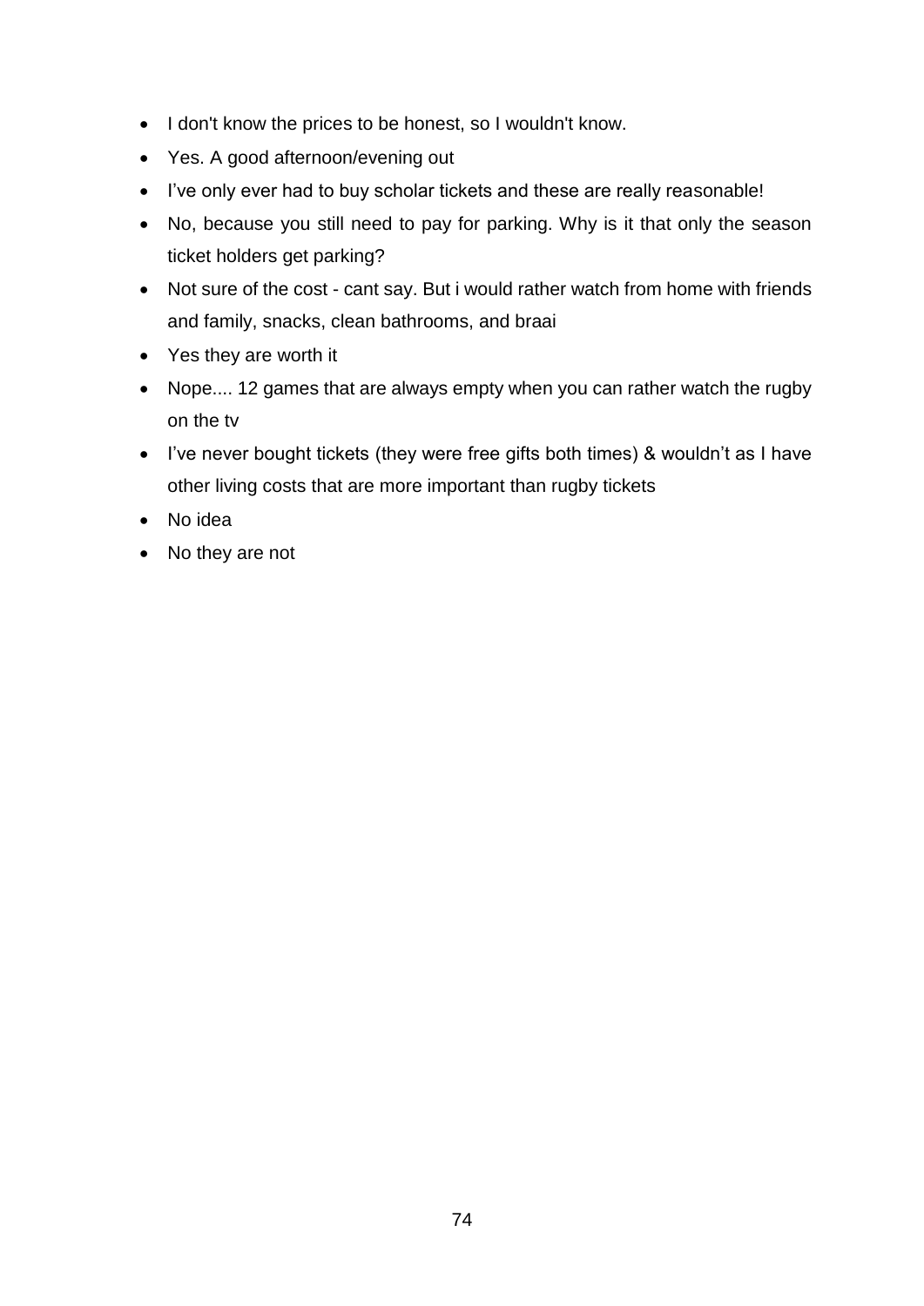- I don't know the prices to be honest, so I wouldn't know.
- Yes. A good afternoon/evening out
- I've only ever had to buy scholar tickets and these are really reasonable!
- No, because you still need to pay for parking. Why is it that only the season ticket holders get parking?
- Not sure of the cost - cant say. But i would rather watch from home with friends and family, snacks, clean bathrooms, and braai
- Yes they are worth it
- Nope.... 12 games that are always empty when you can rather watch the rugby on the tv
- I've never bought tickets (they were free gifts both times) & wouldn't as I have other living costs that are more important than rugby tickets
- No idea
- No they are not